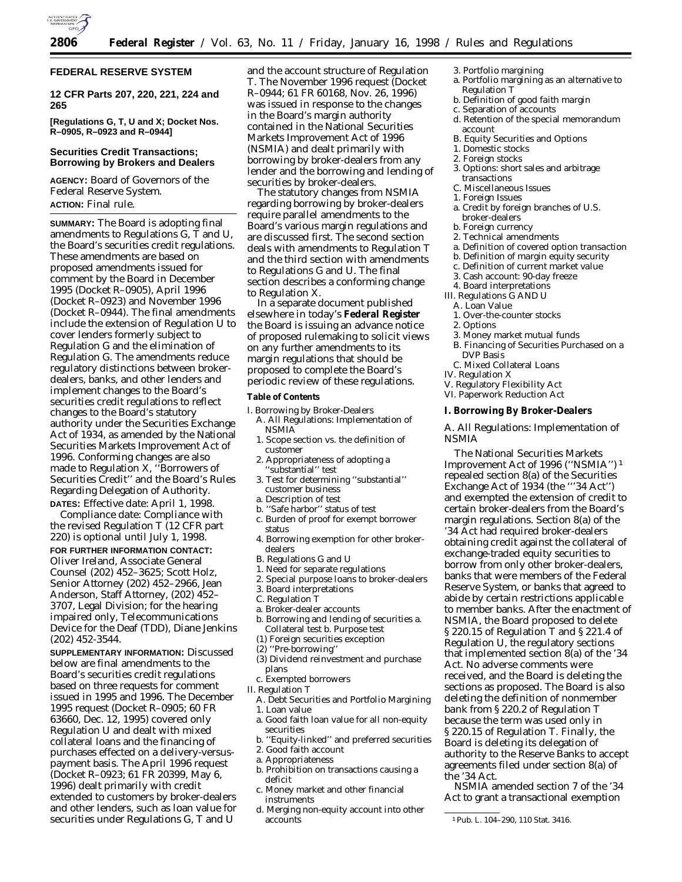## FEDERAL RESERVE SYSTEM

**12 CFR Parts 207, 220, 221, 224 and 265**

**[Regulations G, T, U and X; Docket Nos. R–0905, R–0923 and R–0944]**

## Securities Credit Transactions; Borrowing by Brokers and Dealers

**AGENCY:** Board of Governors of the Federal Reserve System.

**ACTION:** Final rule.

**SUMMARY:** The Board is adopting final amendments to Regulations G, T and U, the Board's securities credit regulations. These amendments are based on proposed amendments issued for comment by the Board in December 1995 (Docket R–0905), April 1996 (Docket R–0923) and November 1996 (Docket R–0944). The final amendments include the extension of Regulation U to cover lenders formerly subject to Regulation G and the elimination of Regulation G. The amendments reduce regulatory distinctions between broker-dealers, banks, and other lenders and implement changes to the Board's securities credit regulations to reflect changes to the Board's statutory authority under the Securities Exchange Act of 1934, as amended by the National Securities Markets Improvement Act of 1996. Conforming changes are also made to Regulation X, ''Borrowers of Securities Credit'' and the Board's Rules Regarding Delegation of Authority.

**DATES:** Effective date: April 1, 1998.

Compliance date: Compliance with the revised Regulation T (12 CFR part 220) is optional until July 1, 1998.

**FOR FURTHER INFORMATION CONTACT:** Oliver Ireland, Associate General Counsel (202) 452–3625; Scott Holz, Senior Attorney (202) 452–2966, Jean Anderson, Staff Attorney, (202) 452–3707, Legal Division; for the hearing impaired only, Telecommunications Device for the Deaf (TDD), Diane Jenkins (202) 452-3544.

**SUPPLEMENTARY INFORMATION:** Discussed below are final amendments to the Board's securities credit regulations based on three requests for comment issued in 1995 and 1996. The December 1995 request (Docket R–0905; 60 FR 63660, Dec. 12, 1995) covered only Regulation U and dealt with mixed collateral loans and the financing of purchases effected on a delivery-versus-payment basis. The April 1996 request (Docket R–0923; 61 FR 20399, May 6, 1996) dealt primarily with credit extended to customers by broker-dealers and other lenders, such as loan value for securities under Regulations G, T and U and the account structure of Regulation T. The November 1996 request (Docket R–0944; 61 FR 60168, Nov. 26, 1996) was issued in response to the changes in the Board's margin authority contained in the National Securities Markets Improvement Act of 1996 (NSMIA) and dealt primarily with borrowing by broker-dealers from any lender and the borrowing and lending of securities by broker-dealers.

The statutory changes from NSMIA regarding borrowing by broker-dealers require parallel amendments to the Board's various margin regulations and are discussed first. The second section deals with amendments to Regulation T and the third section with amendments to Regulations G and U. The final section describes a conforming change to Regulation X.

In a separate document published elsewhere in today's **Federal Register** the Board is issuing an advance notice of proposed rulemaking to solicit views on any further amendments to its margin regulations that should be proposed to complete the Board's periodic review of these regulations.

**Table of Contents**

I. Borrowing by Broker-Dealers
- A. All Regulations: Implementation of NSMIA
  - 1. Scope section vs. the definition of customer
  - 2. Appropriateness of adopting a ''substantial'' test
  - 3. Test for determining ''substantial'' customer business
    - a. Description of test
    - b. ''Safe harbor'' status of test
    - c. Burden of proof for exempt borrower status
  - 4. Borrowing exemption for other broker-dealers
- B. Regulations G and U
  - 1. Need for separate regulations
  - 2. Special purpose loans to broker-dealers
  - 3. Board interpretations
- C. Regulation T
  - a. Broker-dealer accounts
  - b. Borrowing and lending of securities a. Collateral test b. Purpose test
    - (1) Foreign securities exception
    - (2) ''Pre-borrowing''
    - (3) Dividend reinvestment and purchase plans
  - c. Exempted borrowers

II. Regulation T
- A. Debt Securities and Portfolio Margining
  - 1. Loan value
    - a. Good faith loan value for all non-equity securities
    - b. ''Equity-linked'' and preferred securities
  - 2. Good faith account
    - a. Appropriateness
    - b. Prohibition on transactions causing a deficit
    - c. Money market and other financial instruments
    - d. Merging non-equity account into other accounts
  - 3. Portfolio margining
    - a. Portfolio margining as an alternative to Regulation T
    - b. Definition of good faith margin
    - c. Separation of accounts
    - d. Retention of the special memorandum account
- B. Equity Securities and Options
  - 1. Domestic stocks
  - 2. Foreign stocks
  - 3. Options: short sales and arbitrage transactions
- C. Miscellaneous Issues
  - 1. Foreign Issues
    - a. Credit by foreign branches of U.S. broker-dealers
    - b. Foreign currency
  - 2. Technical amendments
    - a. Definition of covered option transaction
    - b. Definition of margin equity security
    - c. Definition of current market value
  - 3. Cash account: 90-day freeze
  - 4. Board interpretations

III. Regulations G AND U
- A. Loan Value
  - 1. Over-the-counter stocks
  - 2. Options
  - 3. Money market mutual funds
- B. Financing of Securities Purchased on a DVP Basis
- C. Mixed Collateral Loans

IV. Regulation X

V. Regulatory Flexibility Act

VI. Paperwork Reduction Act

### I. Borrowing By Broker-Dealers

#### A. All Regulations: Implementation of NSMIA

The National Securities Markets Improvement Act of 1996 (''NSMIA'') [1] repealed section 8(a) of the Securities Exchange Act of 1934 (the '''34 Act'') and exempted the extension of credit to certain broker-dealers from the Board's margin regulations. Section 8(a) of the '34 Act had required broker-dealers obtaining credit against the collateral of exchange-traded equity securities to borrow from only other broker-dealers, banks that were members of the Federal Reserve System, or banks that agreed to abide by certain restrictions applicable to member banks. After the enactment of NSMIA, the Board proposed to delete § 220.15 of Regulation T and § 221.4 of Regulation U, the regulatory sections that implemented section 8(a) of the '34 Act. No adverse comments were received, and the Board is deleting the sections as proposed. The Board is also deleting the definition of nonmember bank from § 220.2 of Regulation T because the term was used only in § 220.15 of Regulation T. Finally, the Board is deleting its delegation of authority to the Reserve Banks to accept agreements filed under section 8(a) of the '34 Act.

NSMIA amended section 7 of the '34 Act to grant a transactional exemption

[1] Pub. L. 104–290, 110 Stat. 3416.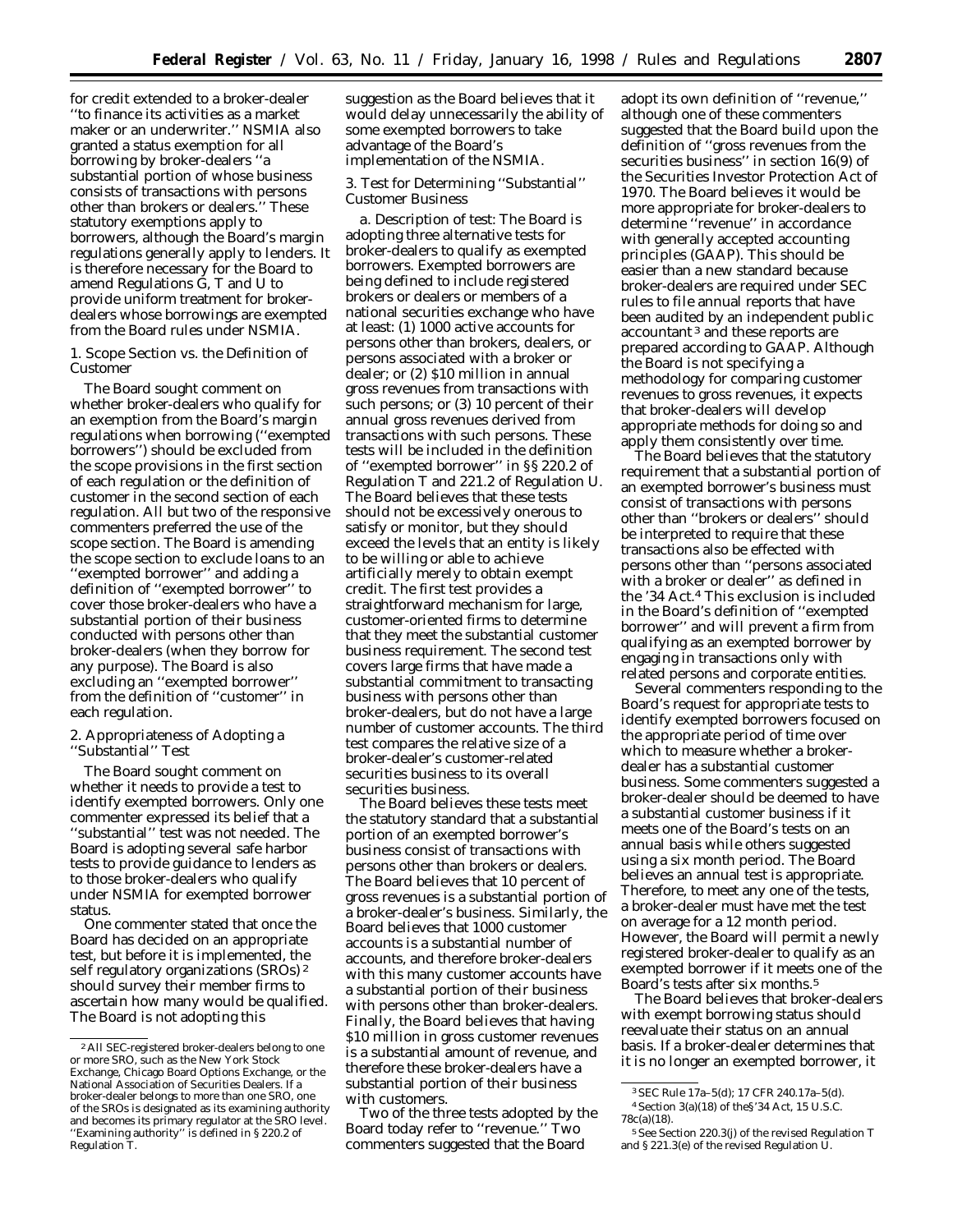for credit extended to a broker-dealer ''to finance its activities as a market maker or an underwriter.'' NSMIA also granted a status exemption for all borrowing by broker-dealers ''a substantial portion of whose business consists of transactions with persons other than brokers or dealers.'' These statutory exemptions apply to borrowers, although the Board's margin regulations generally apply to lenders. It is therefore necessary for the Board to amend Regulations G, T and U to provide uniform treatment for broker-dealers whose borrowings are exempted from the Board rules under NSMIA.

1. Scope Section vs. the Definition of Customer

The Board sought comment on whether broker-dealers who qualify for an exemption from the Board's margin regulations when borrowing (''exempted borrowers'') should be excluded from the scope provisions in the first section of each regulation or the definition of customer in the second section of each regulation. All but two of the responsive commenters preferred the use of the scope section. The Board is amending the scope section to exclude loans to an ''exempted borrower'' and adding a definition of ''exempted borrower'' to cover those broker-dealers who have a substantial portion of their business conducted with persons other than broker-dealers (when they borrow for any purpose). The Board is also excluding an ''exempted borrower'' from the definition of ''customer'' in each regulation.

2. Appropriateness of Adopting a ''Substantial'' Test

The Board sought comment on whether it needs to provide a test to identify exempted borrowers. Only one commenter expressed its belief that a ''substantial'' test was not needed. The Board is adopting several safe harbor tests to provide guidance to lenders as to those broker-dealers who qualify under NSMIA for exempted borrower status.

One commenter stated that once the Board has decided on an appropriate test, but before it is implemented, the self regulatory organizations (SROs)[2] should survey their member firms to ascertain how many would be qualified. The Board is not adopting this suggestion as the Board believes that it would delay unnecessarily the ability of some exempted borrowers to take advantage of the Board's implementation of the NSMIA.

3. Test for Determining ''Substantial'' Customer Business

*a. Description of test:* The Board is adopting three alternative tests for broker-dealers to qualify as exempted borrowers. Exempted borrowers are being defined to include registered brokers or dealers or members of a national securities exchange who have at least: (1) 1000 active accounts for persons other than brokers, dealers, or persons associated with a broker or dealer; or (2) $10 million in annual gross revenues from transactions with such persons; or (3) 10 percent of their annual gross revenues derived from transactions with such persons. These tests will be included in the definition of ''exempted borrower'' in §§ 220.2 of Regulation T and 221.2 of Regulation U. The Board believes that these tests should not be excessively onerous to satisfy or monitor, but they should exceed the levels that an entity is likely to be willing or able to achieve artificially merely to obtain exempt credit. The first test provides a straightforward mechanism for large, customer-oriented firms to determine that they meet the substantial customer business requirement. The second test covers large firms that have made a substantial commitment to transacting business with persons other than broker-dealers, but do not have a large number of customer accounts. The third test compares the relative size of a broker-dealer's customer-related securities business to its overall securities business.

The Board believes these tests meet the statutory standard that a substantial portion of an exempted borrower's business consist of transactions with persons other than brokers or dealers. The Board believes that 10 percent of gross revenues is a substantial portion of a broker-dealer's business. Similarly, the Board believes that 1000 customer accounts is a substantial number of accounts, and therefore broker-dealers with this many customer accounts have a substantial portion of their business with persons other than broker-dealers. Finally, the Board believes that having $10 million in gross customer revenues is a substantial amount of revenue, and therefore these broker-dealers have a substantial portion of their business with customers.

Two of the three tests adopted by the Board today refer to ''revenue.'' Two commenters suggested that the Board adopt its own definition of ''revenue,'' although one of these commenters suggested that the Board build upon the definition of ''gross revenues from the securities business'' in section 16(9) of the Securities Investor Protection Act of 1970. The Board believes it would be more appropriate for broker-dealers to determine ''revenue'' in accordance with generally accepted accounting principles (GAAP). This should be easier than a new standard because broker-dealers are required under SEC rules to file annual reports that have been audited by an independent public accountant[3] and these reports are prepared according to GAAP. Although the Board is not specifying a methodology for comparing customer revenues to gross revenues, it expects that broker-dealers will develop appropriate methods for doing so and apply them consistently over time.

The Board believes that the statutory requirement that a substantial portion of an exempted borrower's business must consist of transactions with persons other than ''brokers or dealers'' should be interpreted to require that these transactions also be effected with persons other than ''persons associated with a broker or dealer'' as defined in the '34 Act.[4] This exclusion is included in the Board's definition of ''exempted borrower'' and will prevent a firm from qualifying as an exempted borrower by engaging in transactions only with related persons and corporate entities.

Several commenters responding to the Board's request for appropriate tests to identify exempted borrowers focused on the appropriate period of time over which to measure whether a broker-dealer has a substantial customer business. Some commenters suggested a broker-dealer should be deemed to have a substantial customer business if it meets one of the Board's tests on an annual basis while others suggested using a six month period. The Board believes an annual test is appropriate. Therefore, to meet any one of the tests, a broker-dealer must have met the test on average for a 12 month period. However, the Board will permit a newly registered broker-dealer to qualify as an exempted borrower if it meets one of the Board's tests after six months.[5]

The Board believes that broker-dealers with exempt borrowing status should reevaluate their status on an annual basis. If a broker-dealer determines that it is no longer an exempted borrower, it

---

[2] All SEC-registered broker-dealers belong to one or more SRO, such as the New York Stock Exchange, Chicago Board Options Exchange, or the National Association of Securities Dealers. If a broker-dealer belongs to more than one SRO, one of the SROs is designated as its examining authority and becomes its primary regulator at the SRO level. ''Examining authority'' is defined in § 220.2 of Regulation T.

[3] SEC Rule 17a–5(d); 17 CFR 240.17a–5(d).

[4] Section 3(a)(18) of the§'34 Act, 15 U.S.C. 78c(a)(18).

[5] See Section 220.3(j) of the revised Regulation T and § 221.3(e) of the revised Regulation U.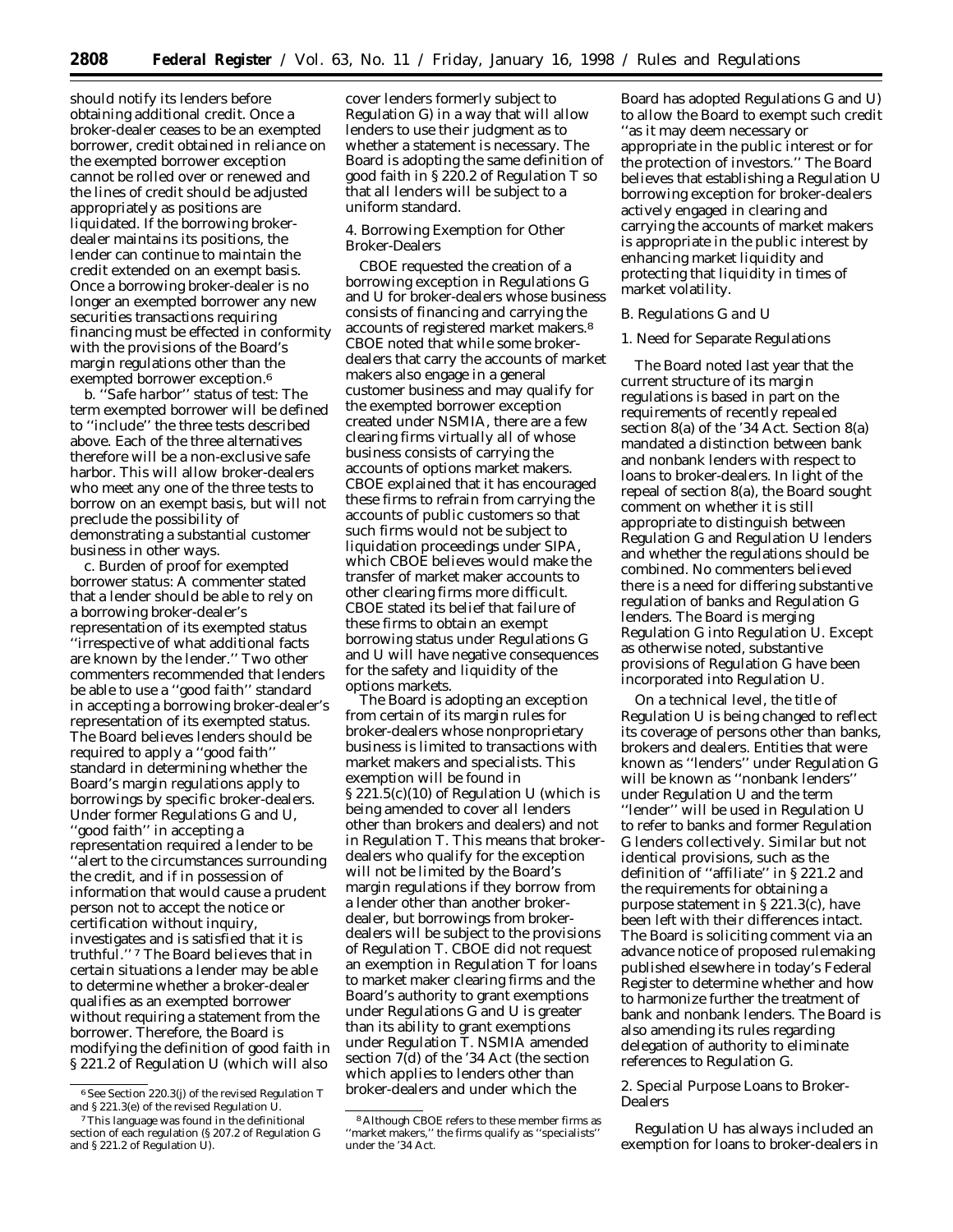should notify its lenders before obtaining additional credit. Once a broker-dealer ceases to be an exempted borrower, credit obtained in reliance on the exempted borrower exception cannot be rolled over or renewed and the lines of credit should be adjusted appropriately as positions are liquidated. If the borrowing broker-dealer maintains its positions, the lender can continue to maintain the credit extended on an exempt basis. Once a borrowing broker-dealer is no longer an exempted borrower any new securities transactions requiring financing must be effected in conformity with the provisions of the Board's margin regulations other than the exempted borrower exception.[6]

b. *''Safe harbor'' status of test:* The term exempted borrower will be defined to ''include'' the three tests described above. Each of the three alternatives therefore will be a non-exclusive safe harbor. This will allow broker-dealers who meet any one of the three tests to borrow on an exempt basis, but will not preclude the possibility of demonstrating a substantial customer business in other ways.

c. *Burden of proof for exempted borrower status:* A commenter stated that a lender should be able to rely on a borrowing broker-dealer's representation of its exempted status ''irrespective of what additional facts are known by the lender.'' Two other commenters recommended that lenders be able to use a ''good faith'' standard in accepting a borrowing broker-dealer's representation of its exempted status. The Board believes lenders should be required to apply a ''good faith'' standard in determining whether the Board's margin regulations apply to borrowings by specific broker-dealers. Under former Regulations G and U, ''good faith'' in accepting a representation required a lender to be ''alert to the circumstances surrounding the credit, and if in possession of information that would cause a prudent person not to accept the notice or certification without inquiry, investigates and is satisfied that it is truthful.''[7] The Board believes that in certain situations a lender may be able to determine whether a broker-dealer qualifies as an exempted borrower without requiring a statement from the borrower. Therefore, the Board is modifying the definition of good faith in § 221.2 of Regulation U (which will also cover lenders formerly subject to Regulation G) in a way that will allow lenders to use their judgment as to whether a statement is necessary. The Board is adopting the same definition of good faith in § 220.2 of Regulation T so that all lenders will be subject to a uniform standard.

*4. Borrowing Exemption for Other Broker-Dealers*

CBOE requested the creation of a borrowing exception in Regulations G and U for broker-dealers whose business consists of financing and carrying the accounts of registered market makers.[8] CBOE noted that while some broker-dealers that carry the accounts of market makers also engage in a general customer business and may qualify for the exempted borrower exception created under NSMIA, there are a few clearing firms virtually all of whose business consists of carrying the accounts of options market makers. CBOE explained that it has encouraged these firms to refrain from carrying the accounts of public customers so that such firms would not be subject to liquidation proceedings under SIPA, which CBOE believes would make the transfer of market maker accounts to other clearing firms more difficult. CBOE stated its belief that failure of these firms to obtain an exempt borrowing status under Regulations G and U will have negative consequences for the safety and liquidity of the options markets.

The Board is adopting an exception from certain of its margin rules for broker-dealers whose nonproprietary business is limited to transactions with market makers and specialists. This exemption will be found in § 221.5(c)(10) of Regulation U (which is being amended to cover all lenders other than brokers and dealers) and not in Regulation T. This means that broker-dealers who qualify for the exception will not be limited by the Board's margin regulations if they borrow from a lender other than another broker-dealer, but borrowings from broker-dealers will be subject to the provisions of Regulation T. CBOE did not request an exemption in Regulation T for loans to market maker clearing firms and the Board's authority to grant exemptions under Regulations G and U is greater than its ability to grant exemptions under Regulation T. NSMIA amended section 7(d) of the '34 Act (the section which applies to lenders other than broker-dealers and under which the Board has adopted Regulations G and U) to allow the Board to exempt such credit ''as it may deem necessary or appropriate in the public interest or for the protection of investors.'' The Board believes that establishing a Regulation U borrowing exception for broker-dealers actively engaged in clearing and carrying the accounts of market makers is appropriate in the public interest by enhancing market liquidity and protecting that liquidity in times of market volatility.

*B. Regulations G and U*

*1. Need for Separate Regulations*

The Board noted last year that the current structure of its margin regulations is based in part on the requirements of recently repealed section 8(a) of the '34 Act. Section 8(a) mandated a distinction between bank and nonbank lenders with respect to loans to broker-dealers. In light of the repeal of section 8(a), the Board sought comment on whether it is still appropriate to distinguish between Regulation G and Regulation U lenders and whether the regulations should be combined. No commenters believed there is a need for differing substantive regulation of banks and Regulation G lenders. The Board is merging Regulation G into Regulation U. Except as otherwise noted, substantive provisions of Regulation G have been incorporated into Regulation U.

On a technical level, the title of Regulation U is being changed to reflect its coverage of persons other than banks, brokers and dealers. Entities that were known as ''lenders'' under Regulation G will be known as ''nonbank lenders'' under Regulation U and the term ''lender'' will be used in Regulation U to refer to banks and former Regulation G lenders collectively. Similar but not identical provisions, such as the definition of ''affiliate'' in § 221.2 and the requirements for obtaining a purpose statement in § 221.3(c), have been left with their differences intact. The Board is soliciting comment via an advance notice of proposed rulemaking published elsewhere in today's Federal Register to determine whether and how to harmonize further the treatment of bank and nonbank lenders. The Board is also amending its rules regarding delegation of authority to eliminate references to Regulation G.

*2. Special Purpose Loans to Broker-Dealers*

Regulation U has always included an exemption for loans to broker-dealers in

---

[6] See Section 220.3(j) of the revised Regulation T and § 221.3(e) of the revised Regulation U.

[7] This language was found in the definitional section of each regulation (§ 207.2 of Regulation G and § 221.2 of Regulation U).

[8] Although CBOE refers to these member firms as ''market makers,'' the firms qualify as ''specialists'' under the '34 Act.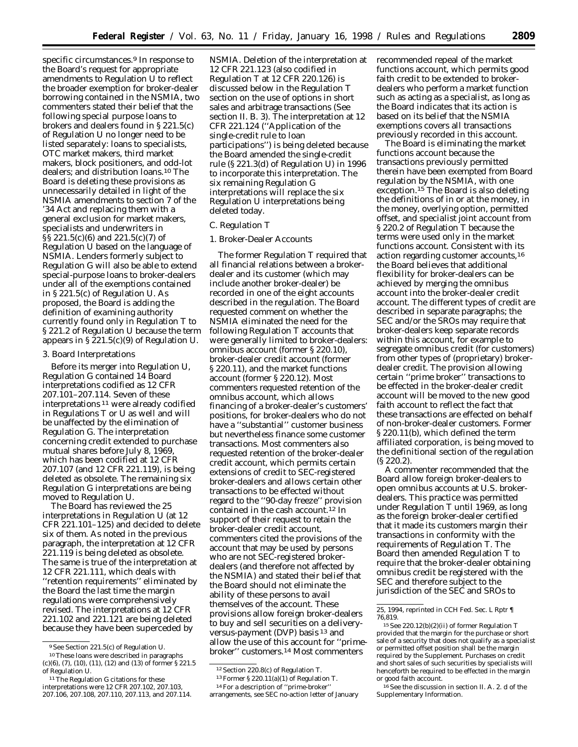specific circumstances.[9] In response to the Board's request for appropriate amendments to Regulation U to reflect the broader exemption for broker-dealer borrowing contained in the NSMIA, two commenters stated their belief that the following special purpose loans to brokers and dealers found in § 221.5(c) of Regulation U no longer need to be listed separately: loans to specialists, OTC market makers, third market makers, block positioners, and odd-lot dealers; and distribution loans.[10] The Board is deleting these provisions as unnecessarily detailed in light of the NSMIA amendments to section 7 of the '34 Act and replacing them with a general exclusion for market makers, specialists and underwriters in §§ 221.5(c)(6) and 221.5(c)(7) of Regulation U based on the language of NSMIA. Lenders formerly subject to Regulation G will also be able to extend special-purpose loans to broker-dealers under all of the exemptions contained in § 221.5(c) of Regulation U. As proposed, the Board is adding the definition of examining authority currently found only in Regulation T to § 221.2 of Regulation U because the term appears in § 221.5(c)(9) of Regulation U.

3. Board Interpretations

Before its merger into Regulation U, Regulation G contained 14 Board interpretations codified as 12 CFR 207.101–207.114. Seven of these interpretations[11] were already codified in Regulations T or U as well and will be unaffected by the elimination of Regulation G. The interpretation concerning credit extended to purchase mutual shares before July 8, 1969, which has been codified at 12 CFR 207.107 (and 12 CFR 221.119), is being deleted as obsolete. The remaining six Regulation G interpretations are being moved to Regulation U.

The Board has reviewed the 25 interpretations in Regulation U (at 12 CFR 221.101–125) and decided to delete six of them. As noted in the previous paragraph, the interpretation at 12 CFR 221.119 is being deleted as obsolete. The same is true of the interpretation at 12 CFR 221.111, which deals with "retention requirements" eliminated by the Board the last time the margin regulations were comprehensively revised. The interpretations at 12 CFR 221.102 and 221.121 are being deleted because they have been superceded by NSMIA. Deletion of the interpretation at 12 CFR 221.123 (also codified in Regulation T at 12 CFR 220.126) is discussed below in the Regulation T section on the use of options in short sales and arbitrage transactions (See section II. B. 3). The interpretation at 12 CFR 221.124 ("Application of the single-credit rule to loan participations") is being deleted because the Board amended the single-credit rule (§ 221.3(d) of Regulation U) in 1996 to incorporate this interpretation. The six remaining Regulation G interpretations will replace the six Regulation U interpretations being deleted today.

*C. Regulation T*

1. Broker-Dealer Accounts

The former Regulation T required that all financial relations between a broker-dealer and its customer (which may include another broker-dealer) be recorded in one of the eight accounts described in the regulation. The Board requested comment on whether the NSMIA eliminated the need for the following Regulation T accounts that were generally limited to broker-dealers: omnibus account (former § 220.10), broker-dealer credit account (former § 220.11), and the market functions account (former § 220.12). Most commenters requested retention of the omnibus account, which allows financing of a broker-dealer's customers' positions, for broker-dealers who do not have a "substantial" customer business but nevertheless finance some customer transactions. Most commenters also requested retention of the broker-dealer credit account, which permits certain extensions of credit to SEC-registered broker-dealers and allows certain other transactions to be effected without regard to the "90-day freeze" provision contained in the cash account.[12] In support of their request to retain the broker-dealer credit account, commenters cited the provisions of the account that may be used by persons who are not SEC-registered broker-dealers (and therefore not affected by the NSMIA) and stated their belief that the Board should not eliminate the ability of these persons to avail themselves of the account. These provisions allow foreign broker-dealers to buy and sell securities on a delivery-versus-payment (DVP) basis[13] and allow the use of this account for "prime-broker" customers.[14] Most commenters recommended repeal of the market functions account, which permits good faith credit to be extended to broker-dealers who perform a market function such as acting as a specialist, as long as the Board indicates that its action is based on its belief that the NSMIA exemptions covers all transactions previously recorded in this account.

The Board is eliminating the market functions account because the transactions previously permitted therein have been exempted from Board regulation by the NSMIA, with one exception.[15] The Board is also deleting the definitions of in or at the money, in the money, overlying option, permitted offset, and specialist joint account from § 220.2 of Regulation T because the terms were used only in the market functions account. Consistent with its action regarding customer accounts,[16] the Board believes that additional flexibility for broker-dealers can be achieved by merging the omnibus account into the broker-dealer credit account. The different types of credit are described in separate paragraphs; the SEC and/or the SROs may require that broker-dealers keep separate records within this account, for example to segregate omnibus credit (for customers) from other types of (proprietary) broker-dealer credit. The provision allowing certain "prime broker" transactions to be effected in the broker-dealer credit account will be moved to the new good faith account to reflect the fact that these transactions are effected on behalf of non-broker-dealer customers. Former § 220.11(b), which defined the term affiliated corporation, is being moved to the definitional section of the regulation (§ 220.2).

A commenter recommended that the Board allow foreign broker-dealers to open omnibus accounts at U.S. broker-dealers. This practice was permitted under Regulation T until 1969, as long as the foreign broker-dealer certified that it made its customers margin their transactions in conformity with the requirements of Regulation T. The Board then amended Regulation T to require that the broker-dealer obtaining omnibus credit be registered with the SEC and therefore subject to the jurisdiction of the SEC and SROs to

---

[9] See Section 221.5(c) of Regulation U.

[10] These loans were described in paragraphs (c)(6), (7), (10), (11), (12) and (13) of former § 221.5 of Regulation U.

[11] The Regulation G citations for these interpretations were 12 CFR 207.102, 207.103, 207.106, 207.108, 207.110, 207.113, and 207.114.

[12] Section 220.8(c) of Regulation T.

[13] Former § 220.11(a)(1) of Regulation T.

[14] For a description of "prime-broker" arrangements, see SEC no-action letter of January 25, 1994, reprinted in CCH Fed. Sec. L Rptr ¶ 76,819.

[15] See 220.12(b)(2)(ii) of former Regulation T provided that the margin for the purchase or short sale of a security that does not qualify as a specialist or permitted offset position shall be the margin required by the Supplement. Purchases on credit and short sales of such securities by specialists will henceforth be required to be effected in the margin or good faith account.

[16] See the discussion in section II. A. 2. d of the Supplementary Information.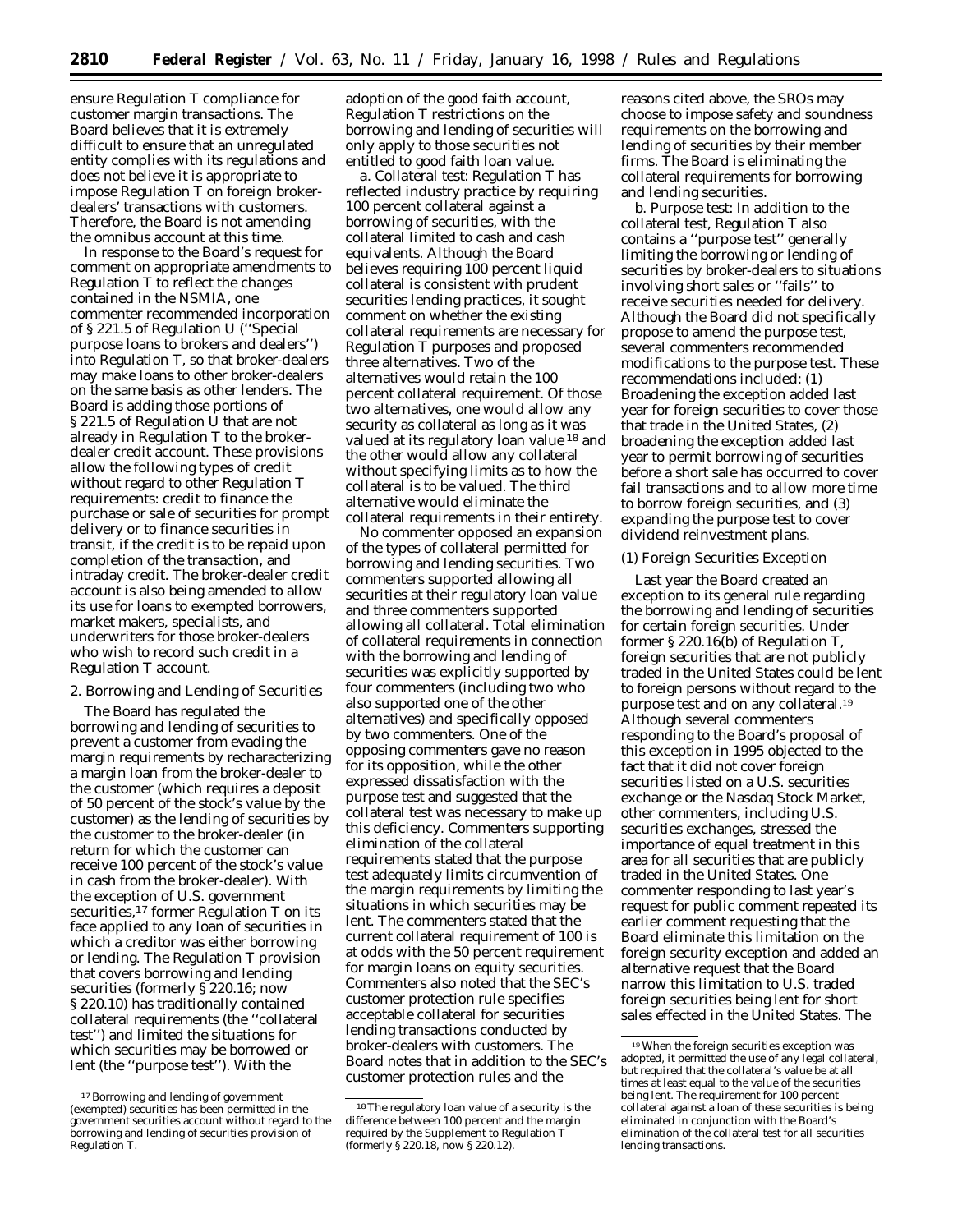ensure Regulation T compliance for customer margin transactions. The Board believes that it is extremely difficult to ensure that an unregulated entity complies with its regulations and does not believe it is appropriate to impose Regulation T on foreign broker-dealers' transactions with customers. Therefore, the Board is not amending the omnibus account at this time.

In response to the Board's request for comment on appropriate amendments to Regulation T to reflect the changes contained in the NSMIA, one commenter recommended incorporation of § 221.5 of Regulation U (''Special purpose loans to brokers and dealers'') into Regulation T, so that broker-dealers may make loans to other broker-dealers on the same basis as other lenders. The Board is adding those portions of § 221.5 of Regulation U that are not already in Regulation T to the broker-dealer credit account. These provisions allow the following types of credit without regard to other Regulation T requirements: credit to finance the purchase or sale of securities for prompt delivery or to finance securities in transit, if the credit is to be repaid upon completion of the transaction, and intraday credit. The broker-dealer credit account is also being amended to allow its use for loans to exempted borrowers, market makers, specialists, and underwriters for those broker-dealers who wish to record such credit in a Regulation T account.

2. Borrowing and Lending of Securities

The Board has regulated the borrowing and lending of securities to prevent a customer from evading the margin requirements by recharacterizing a margin loan from the broker-dealer to the customer (which requires a deposit of 50 percent of the stock's value by the customer) as the lending of securities by the customer to the broker-dealer (in return for which the customer can receive 100 percent of the stock's value in cash from the broker-dealer). With the exception of U.S. government securities,[17] former Regulation T on its face applied to any loan of securities in which a creditor was either borrowing or lending. The Regulation T provision that covers borrowing and lending securities (formerly § 220.16; now § 220.10) has traditionally contained collateral requirements (the ''collateral test'') and limited the situations for which securities may be borrowed or lent (the ''purpose test''). With the adoption of the good faith account, Regulation T restrictions on the borrowing and lending of securities will only apply to those securities not entitled to good faith loan value.

a. *Collateral test:* Regulation T has reflected industry practice by requiring 100 percent collateral against a borrowing of securities, with the collateral limited to cash and cash equivalents. Although the Board believes requiring 100 percent liquid collateral is consistent with prudent securities lending practices, it sought comment on whether the existing collateral requirements are necessary for Regulation T purposes and proposed three alternatives. Two of the alternatives would retain the 100 percent collateral requirement. Of those two alternatives, one would allow any security as collateral as long as it was valued at its regulatory loan value[18] and the other would allow any collateral without specifying limits as to how the collateral is to be valued. The third alternative would eliminate the collateral requirements in their entirety.

No commenter opposed an expansion of the types of collateral permitted for borrowing and lending securities. Two commenters supported allowing all securities at their regulatory loan value and three commenters supported allowing all collateral. Total elimination of collateral requirements in connection with the borrowing and lending of securities was explicitly supported by four commenters (including two who also supported one of the other alternatives) and specifically opposed by two commenters. One of the opposing commenters gave no reason for its opposition, while the other expressed dissatisfaction with the purpose test and suggested that the collateral test was necessary to make up this deficiency. Commenters supporting elimination of the collateral requirements stated that the purpose test adequately limits circumvention of the margin requirements by limiting the situations in which securities may be lent. The commenters stated that the current collateral requirement of 100 is at odds with the 50 percent requirement for margin loans on equity securities. Commenters also noted that the SEC's customer protection rule specifies acceptable collateral for securities lending transactions conducted by broker-dealers with customers. The Board notes that in addition to the SEC's customer protection rules and the reasons cited above, the SROs may choose to impose safety and soundness requirements on the borrowing and lending of securities by their member firms. The Board is eliminating the collateral requirements for borrowing and lending securities.

b. *Purpose test:* In addition to the collateral test, Regulation T also contains a ''purpose test'' generally limiting the borrowing or lending of securities by broker-dealers to situations involving short sales or ''fails'' to receive securities needed for delivery. Although the Board did not specifically propose to amend the purpose test, several commenters recommended modifications to the purpose test. These recommendations included: (1) Broadening the exception added last year for foreign securities to cover those that trade in the United States, (2) broadening the exception added last year to permit borrowing of securities before a short sale has occurred to cover fail transactions and to allow more time to borrow foreign securities, and (3) expanding the purpose test to cover dividend reinvestment plans.

(1) Foreign Securities Exception

Last year the Board created an exception to its general rule regarding the borrowing and lending of securities for certain foreign securities. Under former § 220.16(b) of Regulation T, foreign securities that are not publicly traded in the United States could be lent to foreign persons without regard to the purpose test and on any collateral.[19] Although several commenters responding to the Board's proposal of this exception in 1995 objected to the fact that it did not cover foreign securities listed on a U.S. securities exchange or the Nasdaq Stock Market, other commenters, including U.S. securities exchanges, stressed the importance of equal treatment in this area for all securities that are publicly traded in the United States. One commenter responding to last year's request for public comment repeated its earlier comment requesting that the Board eliminate this limitation on the foreign security exception and added an alternative request that the Board narrow this limitation to U.S. traded foreign securities being lent for short sales effected in the United States. The

---

[17] Borrowing and lending of government (exempted) securities has been permitted in the government securities account without regard to the borrowing and lending of securities provision of Regulation T.

[18] The regulatory loan value of a security is the difference between 100 percent and the margin required by the Supplement to Regulation T (formerly § 220.18, now § 220.12).

[19] When the foreign securities exception was adopted, it permitted the use of any legal collateral, but required that the collateral's value be at all times at least equal to the value of the securities being lent. The requirement for 100 percent collateral against a loan of these securities is being eliminated in conjunction with the Board's elimination of the collateral test for all securities lending transactions.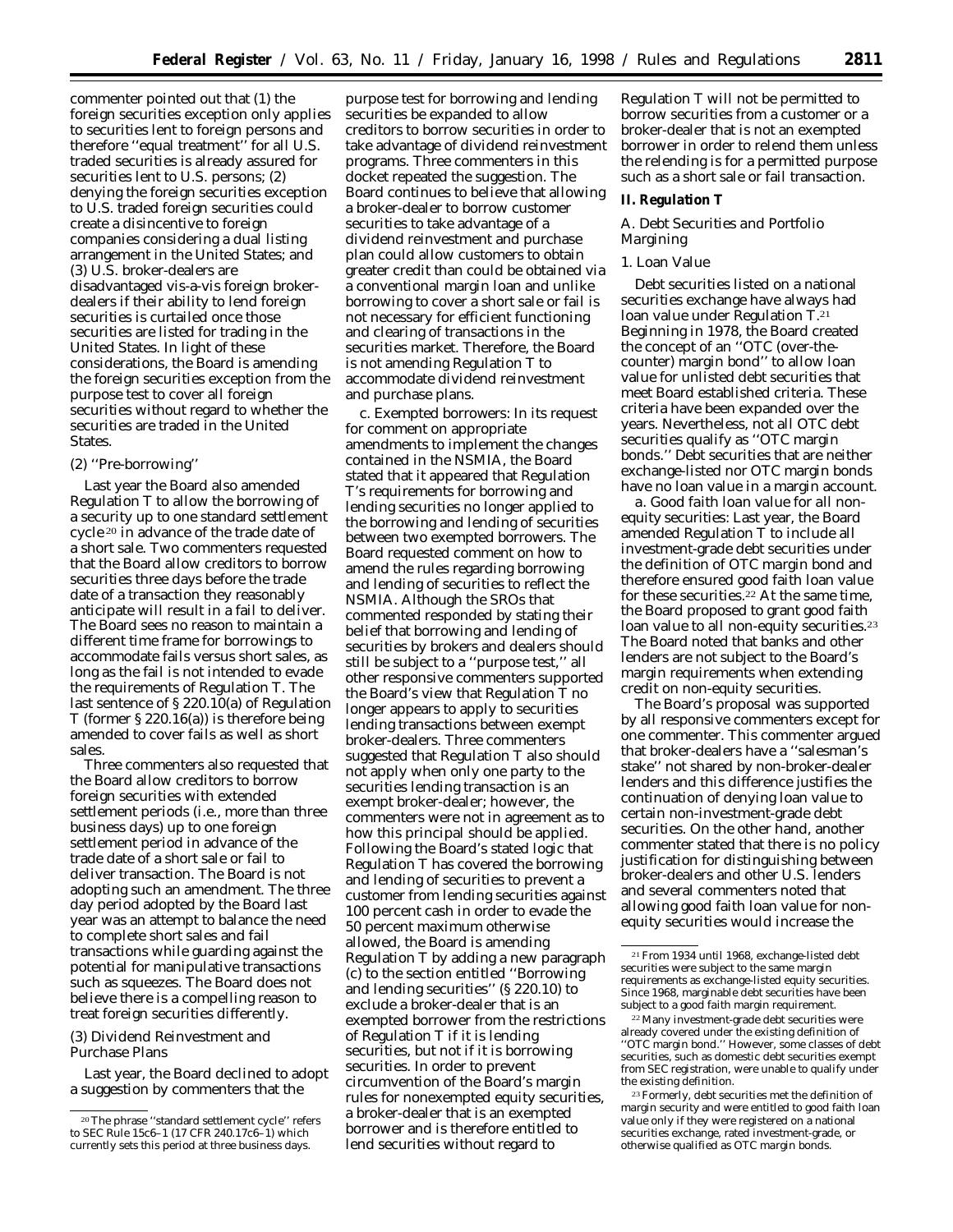commenter pointed out that (1) the foreign securities exception only applies to securities lent to foreign persons and therefore ''equal treatment'' for all U.S. traded securities is already assured for securities lent to U.S. persons; (2) denying the foreign securities exception to U.S. traded foreign securities could create a disincentive to foreign companies considering a dual listing arrangement in the United States; and (3) U.S. broker-dealers are disadvantaged vis-a-vis foreign broker-dealers if their ability to lend foreign securities is curtailed once those securities are listed for trading in the United States. In light of these considerations, the Board is amending the foreign securities exception from the purpose test to cover all foreign securities without regard to whether the securities are traded in the United States.

(2) ''Pre-borrowing''

Last year the Board also amended Regulation T to allow the borrowing of a security up to one standard settlement cycle[20] in advance of the trade date of a short sale. Two commenters requested that the Board allow creditors to borrow securities three days before the trade date of a transaction they reasonably anticipate will result in a fail to deliver. The Board sees no reason to maintain a different time frame for borrowings to accommodate fails versus short sales, as long as the fail is not intended to evade the requirements of Regulation T. The last sentence of § 220.10(a) of Regulation T (former § 220.16(a)) is therefore being amended to cover fails as well as short sales.

Three commenters also requested that the Board allow creditors to borrow foreign securities with extended settlement periods (i.e., more than three business days) up to one foreign settlement period in advance of the trade date of a short sale or fail to deliver transaction. The Board is not adopting such an amendment. The three day period adopted by the Board last year was an attempt to balance the need to complete short sales and fail transactions while guarding against the potential for manipulative transactions such as squeezes. The Board does not believe there is a compelling reason to treat foreign securities differently.

(3) Dividend Reinvestment and Purchase Plans

Last year, the Board declined to adopt a suggestion by commenters that the purpose test for borrowing and lending securities be expanded to allow creditors to borrow securities in order to take advantage of dividend reinvestment programs. Three commenters in this docket repeated the suggestion. The Board continues to believe that allowing a broker-dealer to borrow customer securities to take advantage of a dividend reinvestment and purchase plan could allow customers to obtain greater credit than could be obtained via a conventional margin loan and unlike borrowing to cover a short sale or fail is not necessary for efficient functioning and clearing of transactions in the securities market. Therefore, the Board is not amending Regulation T to accommodate dividend reinvestment and purchase plans.

c. Exempted borrowers: In its request for comment on appropriate amendments to implement the changes contained in the NSMIA, the Board stated that it appeared that Regulation T's requirements for borrowing and lending securities no longer applied to the borrowing and lending of securities between two exempted borrowers. The Board requested comment on how to amend the rules regarding borrowing and lending of securities to reflect the NSMIA. Although the SROs that commented responded by stating their belief that borrowing and lending of securities by brokers and dealers should still be subject to a ''purpose test,'' all other responsive commenters supported the Board's view that Regulation T no longer appears to apply to securities lending transactions between exempt broker-dealers. Three commenters suggested that Regulation T also should not apply when only one party to the securities lending transaction is an exempt broker-dealer; however, the commenters were not in agreement as to how this principal should be applied. Following the Board's stated logic that Regulation T has covered the borrowing and lending of securities to prevent a customer from lending securities against 100 percent cash in order to evade the 50 percent maximum otherwise allowed, the Board is amending Regulation T by adding a new paragraph (c) to the section entitled ''Borrowing and lending securities'' (§ 220.10) to exclude a broker-dealer that is an exempted borrower from the restrictions of Regulation T if it is lending securities, but not if it is borrowing securities. In order to prevent circumvention of the Board's margin rules for nonexempted equity securities, a broker-dealer that is an exempted borrower and is therefore entitled to lend securities without regard to Regulation T will not be permitted to borrow securities from a customer or a broker-dealer that is not an exempted borrower in order to relend them unless the relending is for a permitted purpose such as a short sale or fail transaction.

## II. *Regulation T*

A. Debt Securities and Portfolio Margining

1. Loan Value

Debt securities listed on a national securities exchange have always had loan value under Regulation T.[21] Beginning in 1978, the Board created the concept of an ''OTC (over-the-counter) margin bond'' to allow loan value for unlisted debt securities that meet Board established criteria. These criteria have been expanded over the years. Nevertheless, not all OTC debt securities qualify as ''OTC margin bonds.'' Debt securities that are neither exchange-listed nor OTC margin bonds have no loan value in a margin account.

a. Good faith loan value for all non-equity securities: Last year, the Board amended Regulation T to include all investment-grade debt securities under the definition of OTC margin bond and therefore ensured good faith loan value for these securities.[22] At the same time, the Board proposed to grant good faith loan value to all non-equity securities.[23] The Board noted that banks and other lenders are not subject to the Board's margin requirements when extending credit on non-equity securities.

The Board's proposal was supported by all responsive commenters except for one commenter. This commenter argued that broker-dealers have a ''salesman's stake'' not shared by non-broker-dealer lenders and this difference justifies the continuation of denying loan value to certain non-investment-grade debt securities. On the other hand, another commenter stated that there is no policy justification for distinguishing between broker-dealers and other U.S. lenders and several commenters noted that allowing good faith loan value for non-equity securities would increase the

---

[20] The phrase ''standard settlement cycle'' refers to SEC Rule 15c6–1 (17 CFR 240.17c6–1) which currently sets this period at three business days.

[21] From 1934 until 1968, exchange-listed debt securities were subject to the same margin requirements as exchange-listed equity securities. Since 1968, marginable debt securities have been subject to a good faith margin requirement.

[22] Many investment-grade debt securities were already covered under the existing definition of ''OTC margin bond.'' However, some classes of debt securities, such as domestic debt securities exempt from SEC registration, were unable to qualify under the existing definition.

[23] Formerly, debt securities met the definition of margin security and were entitled to good faith loan value only if they were registered on a national securities exchange, rated investment-grade, or otherwise qualified as OTC margin bonds.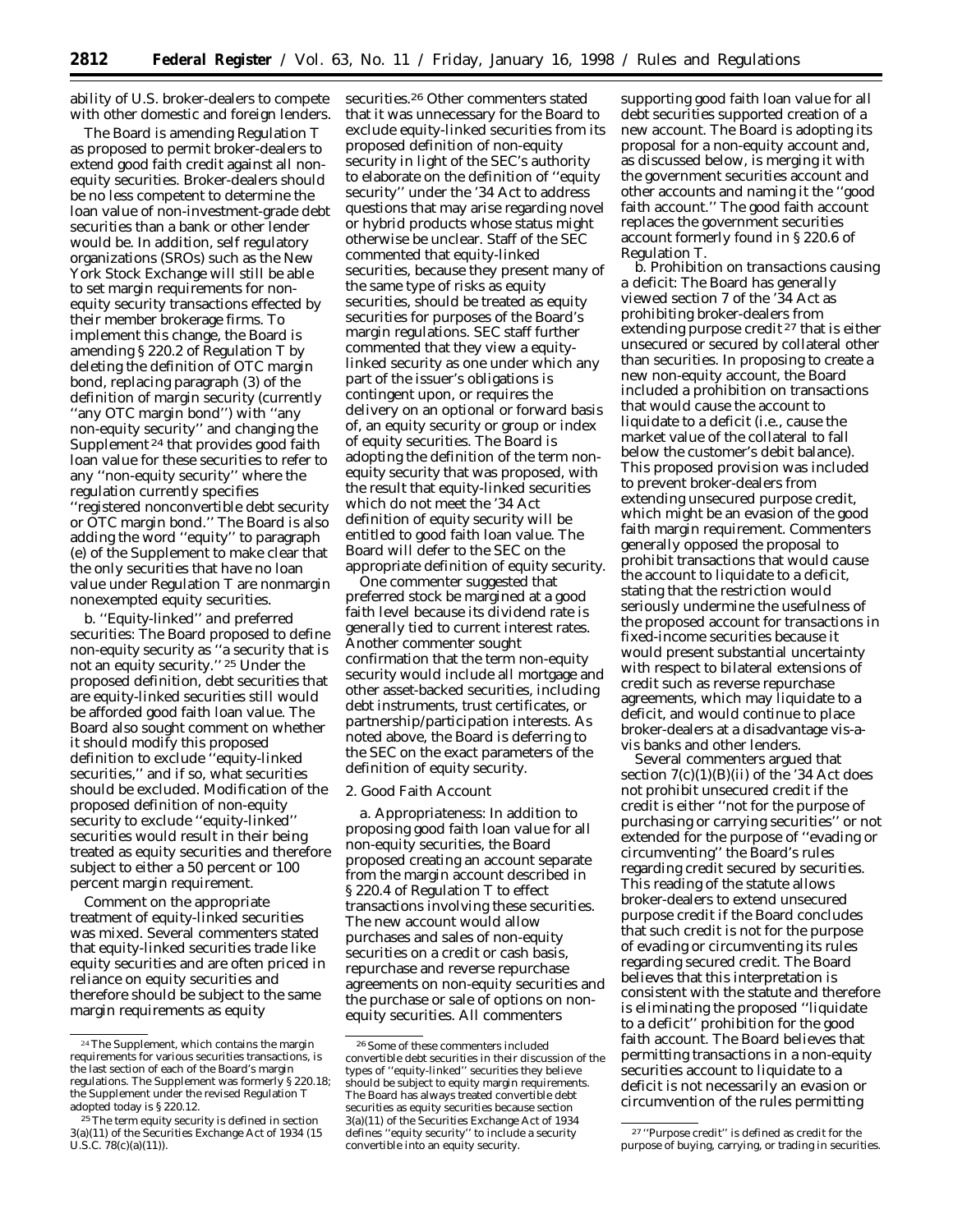ability of U.S. broker-dealers to compete with other domestic and foreign lenders.

The Board is amending Regulation T as proposed to permit broker-dealers to extend good faith credit against all non-equity securities. Broker-dealers should be no less competent to determine the loan value of non-investment-grade debt securities than a bank or other lender would be. In addition, self regulatory organizations (SROs) such as the New York Stock Exchange will still be able to set margin requirements for non-equity security transactions effected by their member brokerage firms. To implement this change, the Board is amending § 220.2 of Regulation T by deleting the definition of OTC margin bond, replacing paragraph (3) of the definition of margin security (currently ''any OTC margin bond'') with ''any non-equity security'' and changing the Supplement [24] that provides good faith loan value for these securities to refer to any ''non-equity security'' where the regulation currently specifies ''registered nonconvertible debt security or OTC margin bond.'' The Board is also adding the word ''equity'' to paragraph (e) of the Supplement to make clear that the only securities that have no loan value under Regulation T are nonmargin nonexempted equity securities.

b. *''Equity-linked'' and preferred securities:* The Board proposed to define non-equity security as ''a security that is not an equity security.'' [25] Under the proposed definition, debt securities that are equity-linked securities still would be afforded good faith loan value. The Board also sought comment on whether it should modify this proposed definition to exclude ''equity-linked securities,'' and if so, what securities should be excluded. Modification of the proposed definition of non-equity security to exclude ''equity-linked'' securities would result in their being treated as equity securities and therefore subject to either a 50 percent or 100 percent margin requirement.

Comment on the appropriate treatment of equity-linked securities was mixed. Several commenters stated that equity-linked securities trade like equity securities and are often priced in reliance on equity securities and therefore should be subject to the same margin requirements as equity securities.[26] Other commenters stated that it was unnecessary for the Board to exclude equity-linked securities from its proposed definition of non-equity security in light of the SEC's authority to elaborate on the definition of ''equity security'' under the '34 Act to address questions that may arise regarding novel or hybrid products whose status might otherwise be unclear. Staff of the SEC commented that equity-linked securities, because they present many of the same type of risks as equity securities, should be treated as equity securities for purposes of the Board's margin regulations. SEC staff further commented that they view a equity-linked security as one under which any part of the issuer's obligations is contingent upon, or requires the delivery on an optional or forward basis of, an equity security or group or index of equity securities. The Board is adopting the definition of the term non-equity security that was proposed, with the result that equity-linked securities which do not meet the '34 Act definition of equity security will be entitled to good faith loan value. The Board will defer to the SEC on the appropriate definition of equity security.

One commenter suggested that preferred stock be margined at a good faith level because its dividend rate is generally tied to current interest rates. Another commenter sought confirmation that the term non-equity security would include all mortgage and other asset-backed securities, including debt instruments, trust certificates, or partnership/participation interests. As noted above, the Board is deferring to the SEC on the exact parameters of the definition of equity security.

2. Good Faith Account

a. *Appropriateness:* In addition to proposing good faith loan value for all non-equity securities, the Board proposed creating an account separate from the margin account described in § 220.4 of Regulation T to effect transactions involving these securities. The new account would allow purchases and sales of non-equity securities on a credit or cash basis, repurchase and reverse repurchase agreements on non-equity securities and the purchase or sale of options on non-equity securities. All commenters supporting good faith loan value for all debt securities supported creation of a new account. The Board is adopting its proposal for a non-equity account and, as discussed below, is merging it with the government securities account and other accounts and naming it the ''good faith account.'' The good faith account replaces the government securities account formerly found in § 220.6 of Regulation T.

b. *Prohibition on transactions causing a deficit:* The Board has generally viewed section 7 of the '34 Act as prohibiting broker-dealers from extending purpose credit [27] that is either unsecured or secured by collateral other than securities. In proposing to create a new non-equity account, the Board included a prohibition on transactions that would cause the account to liquidate to a deficit (i.e., cause the market value of the collateral to fall below the customer's debit balance). This proposed provision was included to prevent broker-dealers from extending unsecured purpose credit, which might be an evasion of the good faith margin requirement. Commenters generally opposed the proposal to prohibit transactions that would cause the account to liquidate to a deficit, stating that the restriction would seriously undermine the usefulness of the proposed account for transactions in fixed-income securities because it would present substantial uncertainty with respect to bilateral extensions of credit such as reverse repurchase agreements, which may liquidate to a deficit, and would continue to place broker-dealers at a disadvantage vis-a-vis banks and other lenders.

Several commenters argued that section 7(c)(1)(B)(ii) of the '34 Act does not prohibit unsecured credit if the credit is either ''not for the purpose of purchasing or carrying securities'' or not extended for the purpose of ''evading or circumventing'' the Board's rules regarding credit secured by securities. This reading of the statute allows broker-dealers to extend unsecured purpose credit if the Board concludes that such credit is not for the purpose of evading or circumventing its rules regarding secured credit. The Board believes that this interpretation is consistent with the statute and therefore is eliminating the proposed ''liquidate to a deficit'' prohibition for the good faith account. The Board believes that permitting transactions in a non-equity securities account to liquidate to a deficit is not necessarily an evasion or circumvention of the rules permitting

---

[24] The Supplement, which contains the margin requirements for various securities transactions, is the last section of each of the Board's margin regulations. The Supplement was formerly § 220.18; the Supplement under the revised Regulation T adopted today is § 220.12.

[25] The term equity security is defined in section 3(a)(11) of the Securities Exchange Act of 1934 (15 U.S.C. 78(c)(a)(11)).

[26] Some of these commenters included convertible debt securities in their discussion of the types of ''equity-linked'' securities they believe should be subject to equity margin requirements. The Board has always treated convertible debt securities as equity securities because section 3(a)(11) of the Securities Exchange Act of 1934 defines ''equity security'' to include a security convertible into an equity security.

[27] ''Purpose credit'' is defined as credit for the purpose of buying, carrying, or trading in securities.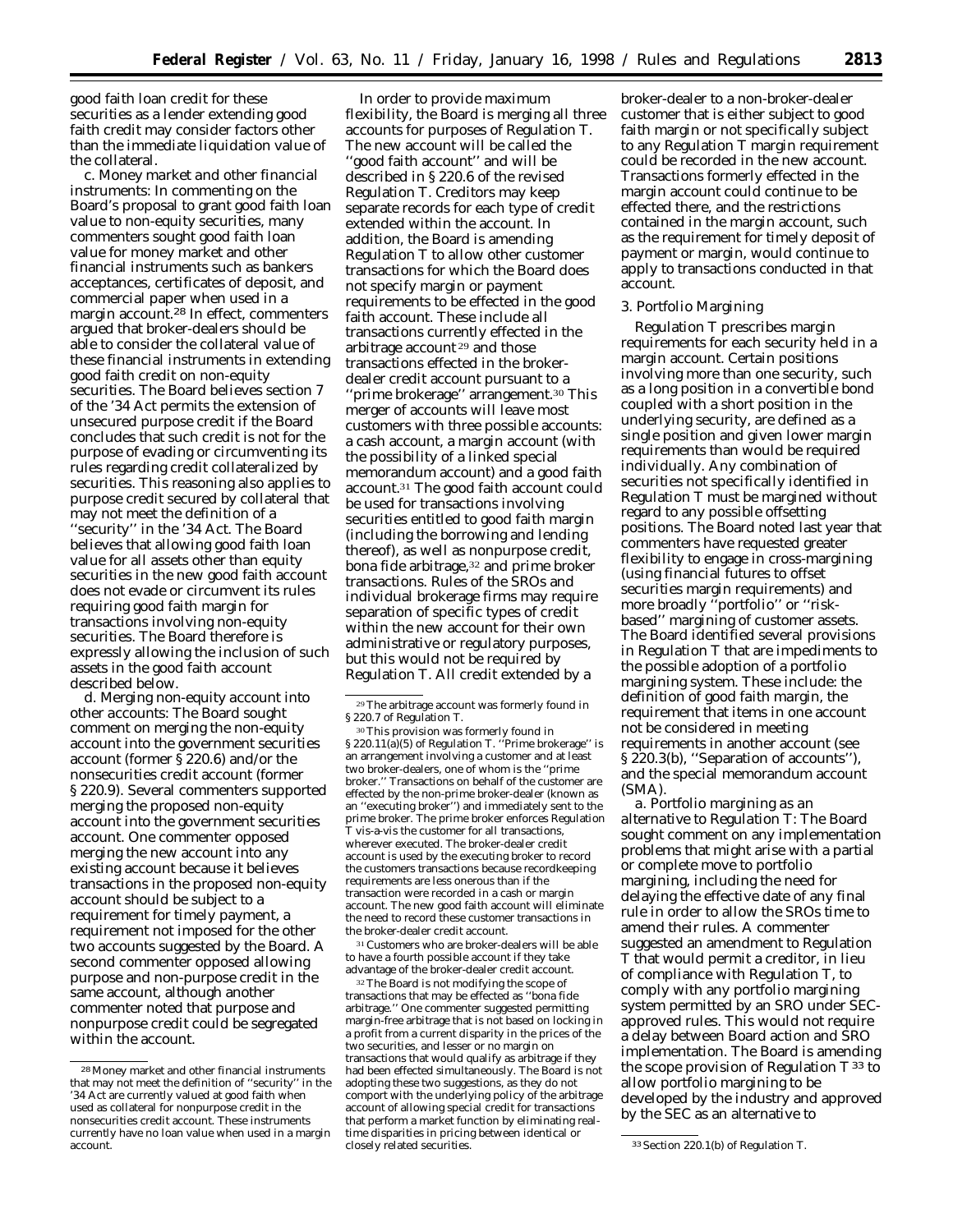good faith loan credit for these securities as a lender extending good faith credit may consider factors other than the immediate liquidation value of the collateral.

c. *Money market and other financial instruments:* In commenting on the Board's proposal to grant good faith loan value to non-equity securities, many commenters sought good faith loan value for money market and other financial instruments such as bankers acceptances, certificates of deposit, and commercial paper when used in a margin account.[28] In effect, commenters argued that broker-dealers should be able to consider the collateral value of these financial instruments in extending good faith credit on non-equity securities. The Board believes section 7 of the '34 Act permits the extension of unsecured purpose credit if the Board concludes that such credit is not for the purpose of evading or circumventing its rules regarding credit collateralized by securities. This reasoning also applies to purpose credit secured by collateral that may not meet the definition of a ''security'' in the '34 Act. The Board believes that allowing good faith loan value for all assets other than equity securities in the new good faith account does not evade or circumvent its rules requiring good faith margin for transactions involving non-equity securities. The Board therefore is expressly allowing the inclusion of such assets in the good faith account described below.

d. *Merging non-equity account into other accounts:* The Board sought comment on merging the non-equity account into the government securities account (former § 220.6) and/or the nonsecurities credit account (former § 220.9). Several commenters supported merging the proposed non-equity account into the government securities account. One commenter opposed merging the new account into any existing account because it believes transactions in the proposed non-equity account should be subject to a requirement for timely payment, a requirement not imposed for the other two accounts suggested by the Board. A second commenter opposed allowing purpose and non-purpose credit in the same account, although another commenter noted that purpose and nonpurpose credit could be segregated within the account.

In order to provide maximum flexibility, the Board is merging all three accounts for purposes of Regulation T. The new account will be called the ''good faith account'' and will be described in § 220.6 of the revised Regulation T. Creditors may keep separate records for each type of credit extended within the account. In addition, the Board is amending Regulation T to allow other customer transactions for which the Board does not specify margin or payment requirements to be effected in the good faith account. These include all transactions currently effected in the arbitrage account[29] and those transactions effected in the broker-dealer credit account pursuant to a ''prime brokerage'' arrangement.[30] This merger of accounts will leave most customers with three possible accounts: a cash account, a margin account (with the possibility of a linked special memorandum account) and a good faith account.[31] The good faith account could be used for transactions involving securities entitled to good faith margin (including the borrowing and lending thereof), as well as nonpurpose credit, bona fide arbitrage,[32] and prime broker transactions. Rules of the SROs and individual brokerage firms may require separation of specific types of credit within the new account for their own administrative or regulatory purposes, but this would not be required by Regulation T. All credit extended by a broker-dealer to a non-broker-dealer customer that is either subject to good faith margin or not specifically subject to any Regulation T margin requirement could be recorded in the new account. Transactions formerly effected in the margin account could continue to be effected there, and the restrictions contained in the margin account, such as the requirement for timely deposit of payment or margin, would continue to apply to transactions conducted in that account.

3. Portfolio Margining

Regulation T prescribes margin requirements for each security held in a margin account. Certain positions involving more than one security, such as a long position in a convertible bond coupled with a short position in the underlying security, are defined as a single position and given lower margin requirements than would be required individually. Any combination of securities not specifically identified in Regulation T must be margined without regard to any possible offsetting positions. The Board noted last year that commenters have requested greater flexibility to engage in cross-margining (using financial futures to offset securities margin requirements) and more broadly ''portfolio'' or ''risk-based'' margining of customer assets. The Board identified several provisions in Regulation T that are impediments to the possible adoption of a portfolio margining system. These include: the definition of good faith margin, the requirement that items in one account not be considered in meeting requirements in another account (see § 220.3(b), ''Separation of accounts''), and the special memorandum account (SMA).

a. *Portfolio margining as an alternative to Regulation T:* The Board sought comment on any implementation problems that might arise with a partial or complete move to portfolio margining, including the need for delaying the effective date of any final rule in order to allow the SROs time to amend their rules. A commenter suggested an amendment to Regulation T that would permit a creditor, in lieu of compliance with Regulation T, to comply with any portfolio margining system permitted by an SRO under SEC-approved rules. This would not require a delay between Board action and SRO implementation. The Board is amending the scope provision of Regulation T[33] to allow portfolio margining to be developed by the industry and approved by the SEC as an alternative to

---

[28] Money market and other financial instruments that may not meet the definition of ''security'' in the '34 Act are currently valued at good faith when used as collateral for nonpurpose credit in the nonsecurities credit account. These instruments currently have no loan value when used in a margin account.

[29] The arbitrage account was formerly found in § 220.7 of Regulation T.

[30] This provision was formerly found in § 220.11(a)(5) of Regulation T. ''Prime brokerage'' is an arrangement involving a customer and at least two broker-dealers, one of whom is the ''prime broker.'' Transactions on behalf of the customer are effected by the non-prime broker-dealer (known as an ''executing broker'') and immediately sent to the prime broker. The prime broker enforces Regulation T vis-a-vis the customer for all transactions, wherever executed. The broker-dealer credit account is used by the executing broker to record the customers transactions because recordkeeping requirements are less onerous than if the transaction were recorded in a cash or margin account. The new good faith account will eliminate the need to record these customer transactions in the broker-dealer credit account.

[31] Customers who are broker-dealers will be able to have a fourth possible account if they take advantage of the broker-dealer credit account.

[32] The Board is not modifying the scope of transactions that may be effected as ''bona fide arbitrage.'' One commenter suggested permitting margin-free arbitrage that is not based on locking in a profit from a current disparity in the prices of the two securities, and lesser or no margin on transactions that would qualify as arbitrage if they had been effected simultaneously. The Board is not adopting these two suggestions, as they do not comport with the underlying policy of the arbitrage account of allowing special credit for transactions that perform a market function by eliminating real-time disparities in pricing between identical or closely related securities.

[33] Section 220.1(b) of Regulation T.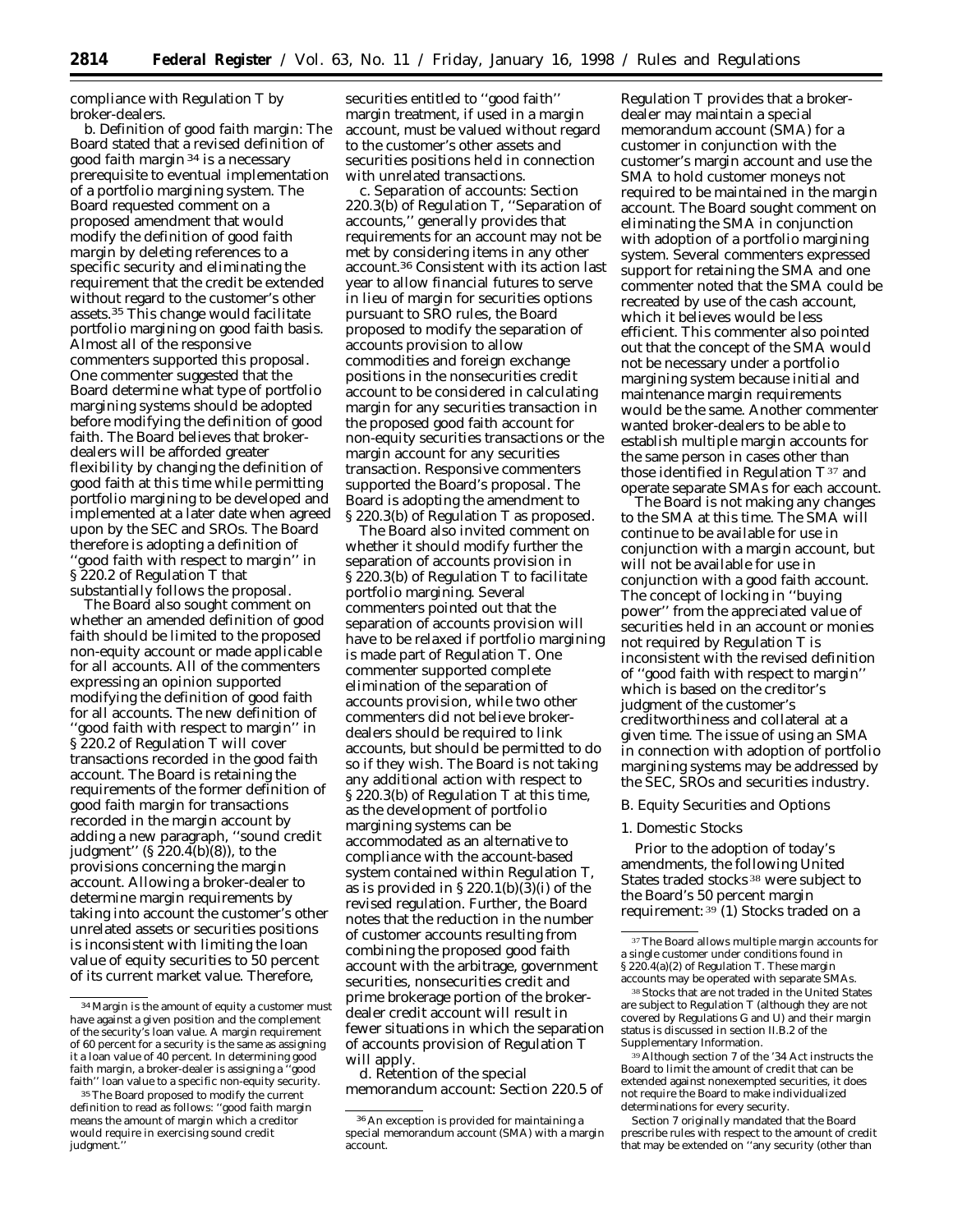compliance with Regulation T by broker-dealers.

b. *Definition of good faith margin:* The Board stated that a revised definition of good faith margin [34] is a necessary prerequisite to eventual implementation of a portfolio margining system. The Board requested comment on a proposed amendment that would modify the definition of good faith margin by deleting references to a specific security and eliminating the requirement that the credit be extended without regard to the customer's other assets.[35] This change would facilitate portfolio margining on good faith basis. Almost all of the responsive commenters supported this proposal. One commenter suggested that the Board determine what type of portfolio margining systems should be adopted before modifying the definition of good faith. The Board believes that broker-dealers will be afforded greater flexibility by changing the definition of good faith at this time while permitting portfolio margining to be developed and implemented at a later date when agreed upon by the SEC and SROs. The Board therefore is adopting a definition of ''good faith with respect to margin'' in § 220.2 of Regulation T that substantially follows the proposal.

The Board also sought comment on whether an amended definition of good faith should be limited to the proposed non-equity account or made applicable for all accounts. All of the commenters expressing an opinion supported modifying the definition of good faith for all accounts. The new definition of ''good faith with respect to margin'' in § 220.2 of Regulation T will cover transactions recorded in the good faith account. The Board is retaining the requirements of the former definition of good faith margin for transactions recorded in the margin account by adding a new paragraph, ''sound credit judgment'' (§ 220.4(b)(8)), to the provisions concerning the margin account. Allowing a broker-dealer to determine margin requirements by taking into account the customer's other unrelated assets or securities positions is inconsistent with limiting the loan value of equity securities to 50 percent of its current market value. Therefore, securities entitled to ''good faith'' margin treatment, if used in a margin account, must be valued without regard to the customer's other assets and securities positions held in connection with unrelated transactions.

c. *Separation of accounts:* Section 220.3(b) of Regulation T, ''Separation of accounts,'' generally provides that requirements for an account may not be met by considering items in any other account.[36] Consistent with its action last year to allow financial futures to serve in lieu of margin for securities options pursuant to SRO rules, the Board proposed to modify the separation of accounts provision to allow commodities and foreign exchange positions in the nonsecurities credit account to be considered in calculating margin for any securities transaction in the proposed good faith account for non-equity securities transactions or the margin account for any securities transaction. Responsive commenters supported the Board's proposal. The Board is adopting the amendment to § 220.3(b) of Regulation T as proposed.

The Board also invited comment on whether it should modify further the separation of accounts provision in § 220.3(b) of Regulation T to facilitate portfolio margining. Several commenters pointed out that the separation of accounts provision will have to be relaxed if portfolio margining is made part of Regulation T. One commenter supported complete elimination of the separation of accounts provision, while two other commenters did not believe broker-dealers should be required to link accounts, but should be permitted to do so if they wish. The Board is not taking any additional action with respect to § 220.3(b) of Regulation T at this time, as the development of portfolio margining systems can be accommodated as an alternative to compliance with the account-based system contained within Regulation T, as is provided in § 220.1(b)(3)(i) of the revised regulation. Further, the Board notes that the reduction in the number of customer accounts resulting from combining the proposed good faith account with the arbitrage, government securities, nonsecurities credit and prime brokerage portion of the broker-dealer credit account will result in fewer situations in which the separation of accounts provision of Regulation T will apply.

d. *Retention of the special memorandum account:* Section 220.5 of Regulation T provides that a broker-dealer may maintain a special memorandum account (SMA) for a customer in conjunction with the customer's margin account and use the SMA to hold customer moneys not required to be maintained in the margin account. The Board sought comment on eliminating the SMA in conjunction with adoption of a portfolio margining system. Several commenters expressed support for retaining the SMA and one commenter noted that the SMA could be recreated by use of the cash account, which it believes would be less efficient. This commenter also pointed out that the concept of the SMA would not be necessary under a portfolio margining system because initial and maintenance margin requirements would be the same. Another commenter wanted broker-dealers to be able to establish multiple margin accounts for the same person in cases other than those identified in Regulation T [37] and operate separate SMAs for each account.

The Board is not making any changes to the SMA at this time. The SMA will continue to be available for use in conjunction with a margin account, but will not be available for use in conjunction with a good faith account. The concept of locking in ''buying power'' from the appreciated value of securities held in an account or monies not required by Regulation T is inconsistent with the revised definition of ''good faith with respect to margin'' which is based on the creditor's judgment of the customer's creditworthiness and collateral at a given time. The issue of using an SMA in connection with adoption of portfolio margining systems may be addressed by the SEC, SROs and securities industry.

### *B. Equity Securities and Options*

#### 1. Domestic Stocks

Prior to the adoption of today's amendments, the following United States traded stocks [38] were subject to the Board's 50 percent margin requirement: [39] (1) Stocks traded on a

---

[34] Margin is the amount of equity a customer must have against a given position and the complement of the security's loan value. A margin requirement of 60 percent for a security is the same as assigning it a loan value of 40 percent. In determining good faith margin, a broker-dealer is assigning a ''good faith'' loan value to a specific non-equity security.

[35] The Board proposed to modify the current definition to read as follows: ''good faith margin means the amount of margin which a creditor would require in exercising sound credit judgment.''

[36] An exception is provided for maintaining a special memorandum account (SMA) with a margin account.

[37] The Board allows multiple margin accounts for a single customer under conditions found in § 220.4(a)(2) of Regulation T. These margin accounts may be operated with separate SMAs.

[38] Stocks that are not traded in the United States are subject to Regulation T (although they are not covered by Regulations G and U) and their margin status is discussed in section II.B.2 of the Supplementary Information.

[39] Although section 7 of the '34 Act instructs the Board to limit the amount of credit that can be extended against nonexempted securities, it does not require the Board to make individualized determinations for every security.

Section 7 originally mandated that the Board prescribe rules with respect to the amount of credit that may be extended on ''any security (other than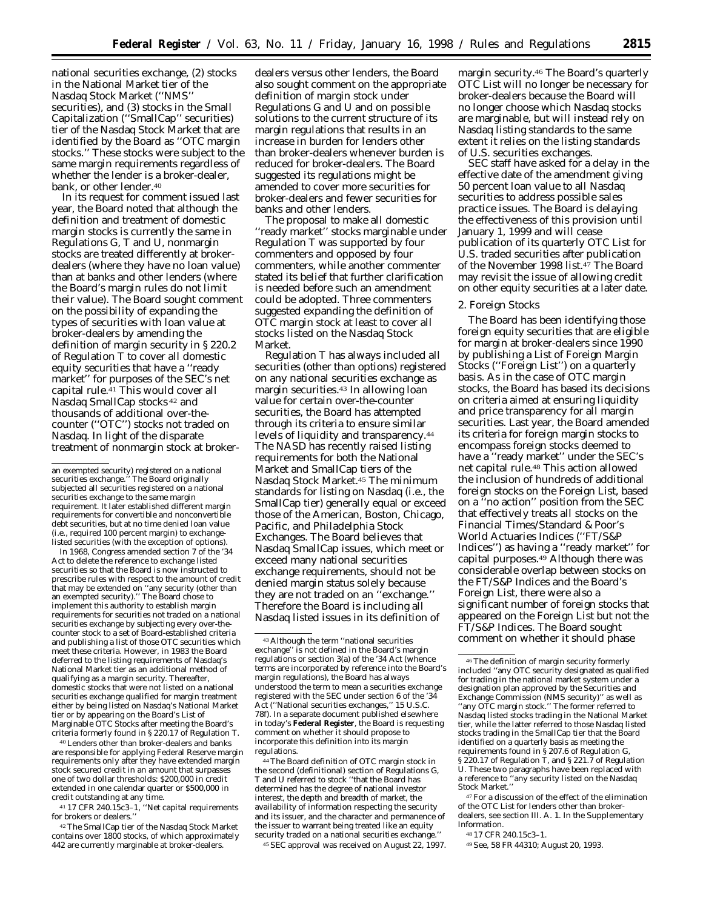national securities exchange, (2) stocks in the National Market tier of the Nasdaq Stock Market (''NMS'' securities), and (3) stocks in the Small Capitalization (''SmallCap'' securities) tier of the Nasdaq Stock Market that are identified by the Board as ''OTC margin stocks.'' These stocks were subject to the same margin requirements regardless of whether the lender is a broker-dealer, bank, or other lender.[40]

In its request for comment issued last year, the Board noted that although the definition and treatment of domestic margin stocks is currently the same in Regulations G, T and U, nonmargin stocks are treated differently at broker-dealers (where they have no loan value) than at banks and other lenders (where the Board's margin rules do not limit their value). The Board sought comment on the possibility of expanding the types of securities with loan value at broker-dealers by amending the definition of margin security in § 220.2 of Regulation T to cover all domestic equity securities that have a ''ready market'' for purposes of the SEC's net capital rule.[41] This would cover all Nasdaq SmallCap stocks[42] and thousands of additional over-the-counter (''OTC'') stocks not traded on Nasdaq. In light of the disparate treatment of nonmargin stock at broker-dealers versus other lenders, the Board also sought comment on the appropriate definition of margin stock under Regulations G and U and on possible solutions to the current structure of its margin regulations that results in an increase in burden for lenders other than broker-dealers whenever burden is reduced for broker-dealers. The Board suggested its regulations might be amended to cover more securities for broker-dealers and fewer securities for banks and other lenders.

The proposal to make all domestic ''ready market'' stocks marginable under Regulation T was supported by four commenters and opposed by four commenters, while another commenter stated its belief that further clarification is needed before such an amendment could be adopted. Three commenters suggested expanding the definition of OTC margin stock at least to cover all stocks listed on the Nasdaq Stock Market.

Regulation T has always included all securities (other than options) registered on any national securities exchange as margin securities.[43] In allowing loan value for certain over-the-counter securities, the Board has attempted through its criteria to ensure similar levels of liquidity and transparency.[44] The NASD has recently raised listing requirements for both the National Market and SmallCap tiers of the Nasdaq Stock Market.[45] The minimum standards for listing on Nasdaq (i.e., the SmallCap tier) generally equal or exceed those of the American, Boston, Chicago, Pacific, and Philadelphia Stock Exchanges. The Board believes that Nasdaq SmallCap issues, which meet or exceed many national securities exchange requirements, should not be denied margin status solely because they are not traded on an ''exchange.'' Therefore the Board is including all Nasdaq listed issues in its definition of margin security.[46] The Board's quarterly OTC List will no longer be necessary for broker-dealers because the Board will no longer choose which Nasdaq stocks are marginable, but will instead rely on Nasdaq listing standards to the same extent it relies on the listing standards of U.S. securities exchanges.

SEC staff have asked for a delay in the effective date of the amendment giving 50 percent loan value to all Nasdaq securities to address possible sales practice issues. The Board is delaying the effectiveness of this provision until January 1, 1999 and will cease publication of its quarterly OTC List for U.S. traded securities after publication of the November 1998 list.[47] The Board may revisit the issue of allowing credit on other equity securities at a later date.

### 2. Foreign Stocks

The Board has been identifying those foreign equity securities that are eligible for margin at broker-dealers since 1990 by publishing a List of Foreign Margin Stocks (''Foreign List'') on a quarterly basis. As in the case of OTC margin stocks, the Board has based its decisions on criteria aimed at ensuring liquidity and price transparency for all margin securities. Last year, the Board amended its criteria for foreign margin stocks to encompass foreign stocks deemed to have a ''ready market'' under the SEC's net capital rule.[48] This action allowed the inclusion of hundreds of additional foreign stocks on the Foreign List, based on a ''no action'' position from the SEC that effectively treats all stocks on the Financial Times/Standard & Poor's World Actuaries Indices (''FT/S&P Indices'') as having a ''ready market'' for capital purposes.[49] Although there was considerable overlap between stocks on the FT/S&P Indices and the Board's Foreign List, there were also a significant number of foreign stocks that appeared on the Foreign List but not the FT/S&P Indices. The Board sought comment on whether it should phase

---

an exempted security) registered on a national securities exchange.'' The Board originally subjected all securities registered on a national securities exchange to the same margin requirement. It later established different margin requirements for convertible and nonconvertible debt securities, but at no time denied loan value (i.e., required 100 percent margin) to exchange-listed securities (with the exception of options).

In 1968, Congress amended section 7 of the '34 Act to delete the reference to exchange listed securities so that the Board is now instructed to prescribe rules with respect to the amount of credit that may be extended on ''any security (other than an exempted security).'' The Board chose to implement this authority to establish margin requirements for securities not traded on a national securities exchange by subjecting every over-the-counter stock to a set of Board-established criteria and publishing a list of those OTC securities which meet these criteria. However, in 1983 the Board deferred to the listing requirements of Nasdaq's National Market tier as an additional method of qualifying as a margin security. Thereafter, domestic stocks that were not listed on a national securities exchange qualified for margin treatment either by being listed on Nasdaq's National Market tier or by appearing on the Board's List of Marginable OTC Stocks after meeting the Board's criteria formerly found in § 220.17 of Regulation T.

[40] Lenders other than broker-dealers and banks are responsible for applying Federal Reserve margin requirements only after they have extended margin stock secured credit in an amount that surpasses one of two dollar thresholds: $200,000 in credit extended in one calendar quarter or $500,000 in credit outstanding at any time.

[41] 17 CFR 240.15c3–1, ''Net capital requirements for brokers or dealers.''

[42] The SmallCap tier of the Nasdaq Stock Market contains over 1800 stocks, of which approximately 442 are currently marginable at broker-dealers.

[43] Although the term ''national securities exchange'' is not defined in the Board's margin regulations or section 3(a) of the '34 Act (whence terms are incorporated by reference into the Board's margin regulations), the Board has always understood the term to mean a securities exchange registered with the SEC under section 6 of the '34 Act (''National securities exchanges,'' 15 U.S.C. 78f). In a separate document published elsewhere in today's **Federal Register**, the Board is requesting comment on whether it should propose to incorporate this definition into its margin regulations.

[44] The Board definition of OTC margin stock in the second (definitional) section of Regulations G, T and U referred to stock ''that the Board has determined has the degree of national investor interest, the depth and breadth of market, the availability of information respecting the security and its issuer, and the character and permanence of the issuer to warrant being treated like an equity security traded on a national securities exchange.''

[45] SEC approval was received on August 22, 1997.

[46] The definition of margin security formerly included ''any OTC security designated as qualified for trading in the national market system under a designation plan approved by the Securities and Exchange Commission (NMS security)'' as well as ''any OTC margin stock.'' The former referred to Nasdaq listed stocks trading in the National Market tier, while the latter referred to those Nasdaq listed stocks trading in the SmallCap tier that the Board identified on a quarterly basis as meeting the requirements found in § 207.6 of Regulation G, § 220.17 of Regulation T, and § 221.7 of Regulation U. These two paragraphs have been replaced with a reference to ''any security listed on the Nasdaq Stock Market.''

[47] For a discussion of the effect of the elimination of the OTC List for lenders other than broker-dealers, see section III. A. 1. In the Supplementary Information.

[48] 17 CFR 240.15c3–1.

[49] See, 58 FR 44310; August 20, 1993.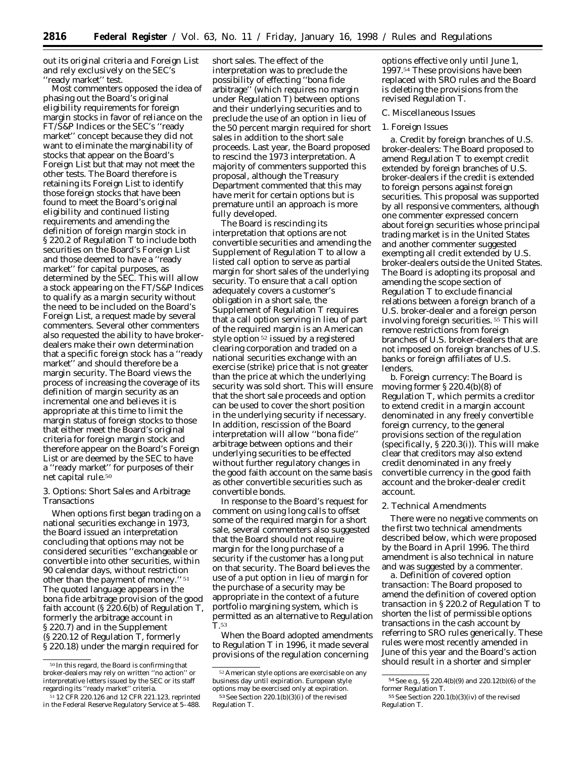out its original criteria and Foreign List and rely exclusively on the SEC's ''ready market'' test.

Most commenters opposed the idea of phasing out the Board's original eligibility requirements for foreign margin stocks in favor of reliance on the FT/S&P Indices or the SEC's ''ready market'' concept because they did not want to eliminate the marginability of stocks that appear on the Board's Foreign List but that may not meet the other tests. The Board therefore is retaining its Foreign List to identify those foreign stocks that have been found to meet the Board's original eligibility and continued listing requirements and amending the definition of foreign margin stock in § 220.2 of Regulation T to include both securities on the Board's Foreign List and those deemed to have a ''ready market'' for capital purposes, as determined by the SEC. This will allow a stock appearing on the FT/S&P Indices to qualify as a margin security without the need to be included on the Board's Foreign List, a request made by several commenters. Several other commenters also requested the ability to have broker-dealers make their own determination that a specific foreign stock has a ''ready market'' and should therefore be a margin security. The Board views the process of increasing the coverage of its definition of margin security as an incremental one and believes it is appropriate at this time to limit the margin status of foreign stocks to those that either meet the Board's original criteria for foreign margin stock and therefore appear on the Board's Foreign List or are deemed by the SEC to have a ''ready market'' for purposes of their net capital rule.[50]

### 3. Options: Short Sales and Arbitrage Transactions

When options first began trading on a national securities exchange in 1973, the Board issued an interpretation concluding that options may not be considered securities ''exchangeable or convertible into other securities, within 90 calendar days, without restriction other than the payment of money.''[51] The quoted language appears in the bona fide arbitrage provision of the good faith account (§ 220.6(b) of Regulation T, formerly the arbitrage account in § 220.7) and in the Supplement (§ 220.12 of Regulation T, formerly § 220.18) under the margin required for short sales. The effect of the interpretation was to preclude the possibility of effecting ''bona fide arbitrage'' (which requires no margin under Regulation T) between options and their underlying securities and to preclude the use of an option in lieu of the 50 percent margin required for short sales in addition to the short sale proceeds. Last year, the Board proposed to rescind the 1973 interpretation. A majority of commenters supported this proposal, although the Treasury Department commented that this may have merit for certain options but is premature until an approach is more fully developed.

The Board is rescinding its interpretation that options are not convertible securities and amending the Supplement of Regulation T to allow a listed call option to serve as partial margin for short sales of the underlying security. To ensure that a call option adequately covers a customer's obligation in a short sale, the Supplement of Regulation T requires that a call option serving in lieu of part of the required margin is an American style option[52] issued by a registered clearing corporation and traded on a national securities exchange with an exercise (strike) price that is not greater than the price at which the underlying security was sold short. This will ensure that the short sale proceeds and option can be used to cover the short position in the underlying security if necessary. In addition, rescission of the Board interpretation will allow ''bona fide'' arbitrage between options and their underlying securities to be effected without further regulatory changes in the good faith account on the same basis as other convertible securities such as convertible bonds.

In response to the Board's request for comment on using long calls to offset some of the required margin for a short sale, several commenters also suggested that the Board should not require margin for the long purchase of a security if the customer has a long put on that security. The Board believes the use of a put option in lieu of margin for the purchase of a security may be appropriate in the context of a future portfolio margining system, which is permitted as an alternative to Regulation T.[53]

When the Board adopted amendments to Regulation T in 1996, it made several provisions of the regulation concerning options effective only until June 1, 1997.[54] These provisions have been replaced with SRO rules and the Board is deleting the provisions from the revised Regulation T.

## C. Miscellaneous Issues

### 1. Foreign Issues

a. *Credit by foreign branches of U.S. broker-dealers:* The Board proposed to amend Regulation T to exempt credit extended by foreign branches of U.S. broker-dealers if the credit is extended to foreign persons against foreign securities. This proposal was supported by all responsive commenters, although one commenter expressed concern about foreign securities whose principal trading market is in the United States and another commenter suggested exempting all credit extended by U.S. broker-dealers outside the United States. The Board is adopting its proposal and amending the scope section of Regulation T to exclude financial relations between a foreign branch of a U.S. broker-dealer and a foreign person involving foreign securities.[55] This will remove restrictions from foreign branches of U.S. broker-dealers that are not imposed on foreign branches of U.S. banks or foreign affiliates of U.S. lenders.

b. *Foreign currency:* The Board is moving former § 220.4(b)(8) of Regulation T, which permits a creditor to extend credit in a margin account denominated in any freely convertible foreign currency, to the general provisions section of the regulation (specifically, § 220.3(i)). This will make clear that creditors may also extend credit denominated in any freely convertible currency in the good faith account and the broker-dealer credit account.

### 2. Technical Amendments

There were no negative comments on the first two technical amendments described below, which were proposed by the Board in April 1996. The third amendment is also technical in nature and was suggested by a commenter.

a. *Definition of covered option transaction:* The Board proposed to amend the definition of covered option transaction in § 220.2 of Regulation T to shorten the list of permissible options transactions in the cash account by referring to SRO rules generically. These rules were most recently amended in June of this year and the Board's action should result in a shorter and simpler

---

[50] In this regard, the Board is confirming that broker-dealers may rely on written ''no action'' or interpretative letters issued by the SEC or its staff regarding its ''ready market'' criteria.

[51] 12 CFR 220.126 and 12 CFR 221.123, reprinted in the Federal Reserve Regulatory Service at 5–488.

[52] American style options are exercisable on any business day until expiration. European style options may be exercised only at expiration.

[53] See Section 220.1(b)(3)(i) of the revised Regulation T.

[54] See e.g., §§ 220.4(b)(9) and 220.12(b)(6) of the former Regulation T.

[55] See Section 220.1(b)(3)(iv) of the revised Regulation T.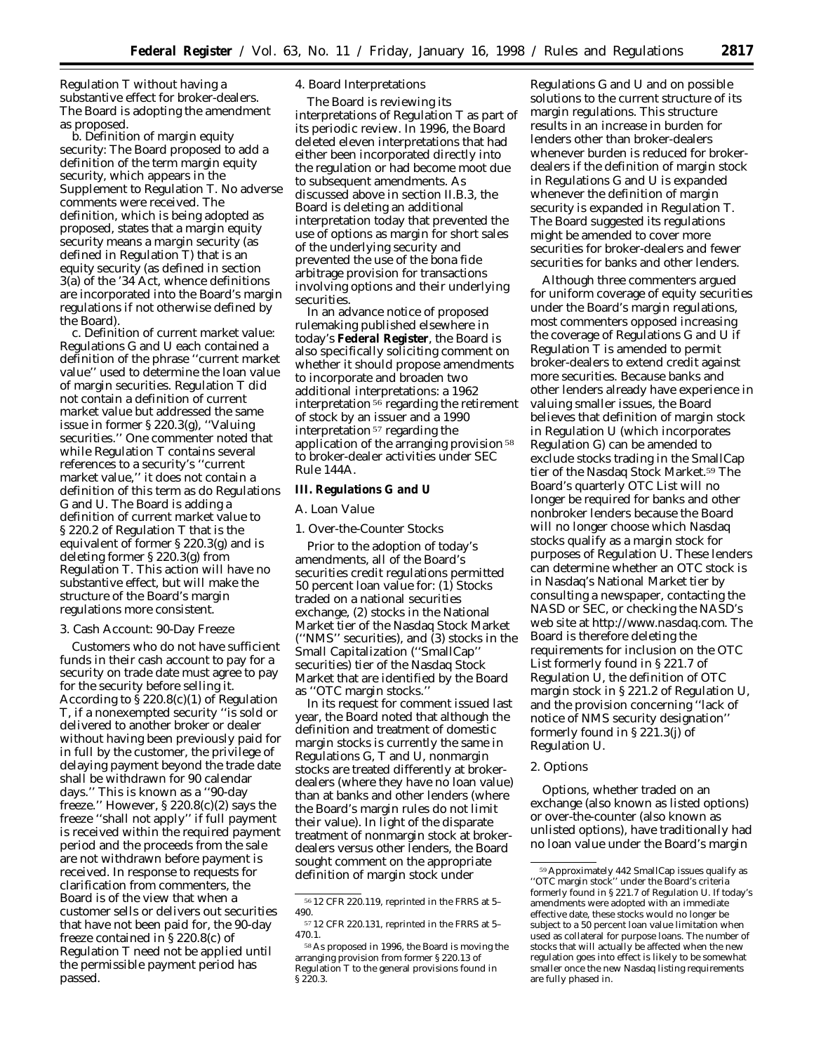Regulation T without having a substantive effect for broker-dealers. The Board is adopting the amendment as proposed.

b. *Definition of margin equity security:* The Board proposed to add a definition of the term margin equity security, which appears in the Supplement to Regulation T. No adverse comments were received. The definition, which is being adopted as proposed, states that a margin equity security means a margin security (as defined in Regulation T) that is an equity security (as defined in section 3(a) of the '34 Act, whence definitions are incorporated into the Board's margin regulations if not otherwise defined by the Board).

c. *Definition of current market value:* Regulations G and U each contained a definition of the phrase ''current market value'' used to determine the loan value of margin securities. Regulation T did not contain a definition of current market value but addressed the same issue in former § 220.3(g), ''Valuing securities.'' One commenter noted that while Regulation T contains several references to a security's ''current market value,'' it does not contain a definition of this term as do Regulations G and U. The Board is adding a definition of current market value to § 220.2 of Regulation T that is the equivalent of former § 220.3(g) and is deleting former § 220.3(g) from Regulation T. This action will have no substantive effect, but will make the structure of the Board's margin regulations more consistent.

3. Cash Account: 90-Day Freeze

Customers who do not have sufficient funds in their cash account to pay for a security on trade date must agree to pay for the security before selling it. According to § 220.8(c)(1) of Regulation T, if a nonexempted security ''is sold or delivered to another broker or dealer without having been previously paid for in full by the customer, the privilege of delaying payment beyond the trade date shall be withdrawn for 90 calendar days.'' This is known as a ''90-day freeze.'' However, § 220.8(c)(2) says the freeze ''shall not apply'' if full payment is received within the required payment period and the proceeds from the sale are not withdrawn before payment is received. In response to requests for clarification from commenters, the Board is of the view that when a customer sells or delivers out securities that have not been paid for, the 90-day freeze contained in § 220.8(c) of Regulation T need not be applied until the permissible payment period has passed.

4. Board Interpretations

The Board is reviewing its interpretations of Regulation T as part of its periodic review. In 1996, the Board deleted eleven interpretations that had either been incorporated directly into the regulation or had become moot due to subsequent amendments. As discussed above in section II.B.3, the Board is deleting an additional interpretation today that prevented the use of options as margin for short sales of the underlying security and prevented the use of the bona fide arbitrage provision for transactions involving options and their underlying securities.

In an advance notice of proposed rulemaking published elsewhere in today's **Federal Register**, the Board is also specifically soliciting comment on whether it should propose amendments to incorporate and broaden two additional interpretations: a 1962 interpretation [56] regarding the retirement of stock by an issuer and a 1990 interpretation [57] regarding the application of the arranging provision [58] to broker-dealer activities under SEC Rule 144A.

## III. Regulations G and U

### A. Loan Value

1. Over-the-Counter Stocks

Prior to the adoption of today's amendments, all of the Board's securities credit regulations permitted 50 percent loan value for: (1) Stocks traded on a national securities exchange, (2) stocks in the National Market tier of the Nasdaq Stock Market (''NMS'' securities), and (3) stocks in the Small Capitalization (''SmallCap'' securities) tier of the Nasdaq Stock Market that are identified by the Board as ''OTC margin stocks.''

In its request for comment issued last year, the Board noted that although the definition and treatment of domestic margin stocks is currently the same in Regulations G, T and U, nonmargin stocks are treated differently at broker-dealers (where they have no loan value) than at banks and other lenders (where the Board's margin rules do not limit their value). In light of the disparate treatment of nonmargin stock at broker-dealers versus other lenders, the Board sought comment on the appropriate definition of margin stock under Regulations G and U and on possible solutions to the current structure of its margin regulations. This structure results in an increase in burden for lenders other than broker-dealers whenever burden is reduced for broker-dealers if the definition of margin stock in Regulations G and U is expanded whenever the definition of margin security is expanded in Regulation T. The Board suggested its regulations might be amended to cover more securities for broker-dealers and fewer securities for banks and other lenders.

Although three commenters argued for uniform coverage of equity securities under the Board's margin regulations, most commenters opposed increasing the coverage of Regulations G and U if Regulation T is amended to permit broker-dealers to extend credit against more securities. Because banks and other lenders already have experience in valuing smaller issues, the Board believes that definition of margin stock in Regulation U (which incorporates Regulation G) can be amended to exclude stocks trading in the SmallCap tier of the Nasdaq Stock Market.[59] The Board's quarterly OTC List will no longer be required for banks and other nonbroker lenders because the Board will no longer choose which Nasdaq stocks qualify as a margin stock for purposes of Regulation U. These lenders can determine whether an OTC stock is in Nasdaq's National Market tier by consulting a newspaper, contacting the NASD or SEC, or checking the NASD's web site at http://www.nasdaq.com. The Board is therefore deleting the requirements for inclusion on the OTC List formerly found in § 221.7 of Regulation U, the definition of OTC margin stock in § 221.2 of Regulation U, and the provision concerning ''lack of notice of NMS security designation'' formerly found in § 221.3(j) of Regulation U.

2. Options

Options, whether traded on an exchange (also known as listed options) or over-the-counter (also known as unlisted options), have traditionally had no loan value under the Board's margin

---

[56] 12 CFR 220.119, reprinted in the FRRS at 5–490.

[57] 12 CFR 220.131, reprinted in the FRRS at 5–470.1.

[58] As proposed in 1996, the Board is moving the arranging provision from former § 220.13 of Regulation T to the general provisions found in § 220.3.

[59] Approximately 442 SmallCap issues qualify as ''OTC margin stock'' under the Board's criteria formerly found in § 221.7 of Regulation U. If today's amendments were adopted with an immediate effective date, these stocks would no longer be subject to a 50 percent loan value limitation when used as collateral for purpose loans. The number of stocks that will actually be affected when the new regulation goes into effect is likely to be somewhat smaller once the new Nasdaq listing requirements are fully phased in.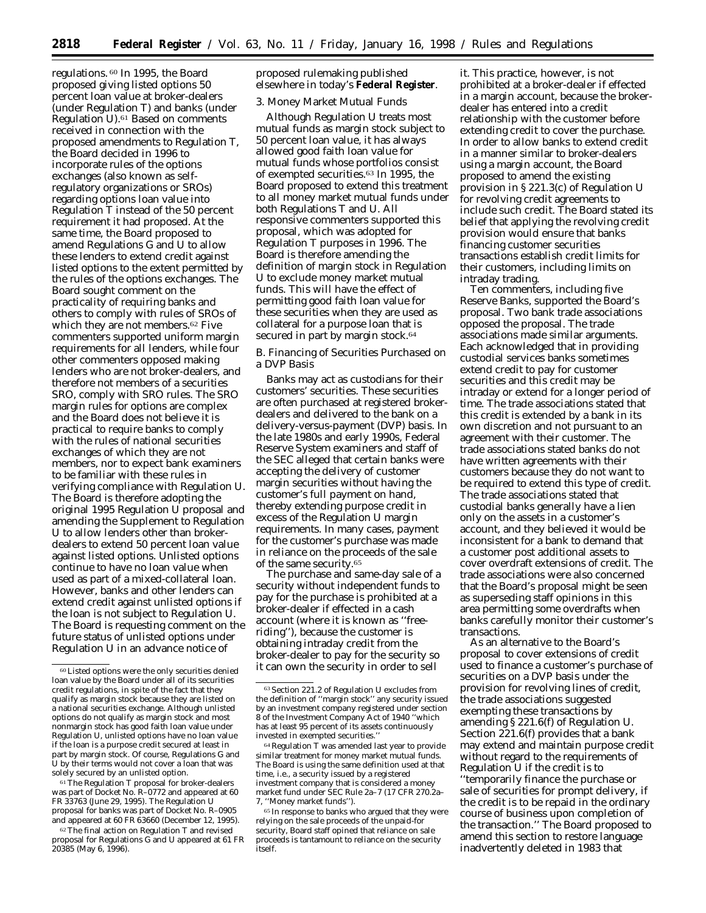regulations.[60] In 1995, the Board proposed giving listed options 50 percent loan value at broker-dealers (under Regulation T) and banks (under Regulation U).[61] Based on comments received in connection with the proposed amendments to Regulation T, the Board decided in 1996 to incorporate rules of the options exchanges (also known as self-regulatory organizations or SROs) regarding options loan value into Regulation T instead of the 50 percent requirement it had proposed. At the same time, the Board proposed to amend Regulations G and U to allow these lenders to extend credit against listed options to the extent permitted by the rules of the options exchanges. The Board sought comment on the practicality of requiring banks and others to comply with rules of SROs of which they are not members.[62] Five commenters supported uniform margin requirements for all lenders, while four other commenters opposed making lenders who are not broker-dealers, and therefore not members of a securities SRO, comply with SRO rules. The SRO margin rules for options are complex and the Board does not believe it is practical to require banks to comply with the rules of national securities exchanges of which they are not members, nor to expect bank examiners to be familiar with these rules in verifying compliance with Regulation U. The Board is therefore adopting the original 1995 Regulation U proposal and amending the Supplement to Regulation U to allow lenders other than broker-dealers to extend 50 percent loan value against listed options. Unlisted options continue to have no loan value when used as part of a mixed-collateral loan. However, banks and other lenders can extend credit against unlisted options if the loan is not subject to Regulation U. The Board is requesting comment on the future status of unlisted options under Regulation U in an advance notice of proposed rulemaking published elsewhere in today's **Federal Register**.

*3. Money Market Mutual Funds*

Although Regulation U treats most mutual funds as margin stock subject to 50 percent loan value, it has always allowed good faith loan value for mutual funds whose portfolios consist of exempted securities.[63] In 1995, the Board proposed to extend this treatment to all money market mutual funds under both Regulations T and U. All responsive commenters supported this proposal, which was adopted for Regulation T purposes in 1996. The Board is therefore amending the definition of margin stock in Regulation U to exclude money market mutual funds. This will have the effect of permitting good faith loan value for these securities when they are used as collateral for a purpose loan that is secured in part by margin stock.[64]

*B. Financing of Securities Purchased on a DVP Basis*

Banks may act as custodians for their customers' securities. These securities are often purchased at registered broker-dealers and delivered to the bank on a delivery-versus-payment (DVP) basis. In the late 1980s and early 1990s, Federal Reserve System examiners and staff of the SEC alleged that certain banks were accepting the delivery of customer margin securities without having the customer's full payment on hand, thereby extending purpose credit in excess of the Regulation U margin requirements. In many cases, payment for the customer's purchase was made in reliance on the proceeds of the sale of the same security.[65]

The purchase and same-day sale of a security without independent funds to pay for the purchase is prohibited at a broker-dealer if effected in a cash account (where it is known as "free-riding"), because the customer is obtaining intraday credit from the broker-dealer to pay for the security so it can own the security in order to sell it. This practice, however, is not prohibited at a broker-dealer if effected in a margin account, because the broker-dealer has entered into a credit relationship with the customer before extending credit to cover the purchase. In order to allow banks to extend credit in a manner similar to broker-dealers using a margin account, the Board proposed to amend the existing provision in § 221.3(c) of Regulation U for revolving credit agreements to include such credit. The Board stated its belief that applying the revolving credit provision would ensure that banks financing customer securities transactions establish credit limits for their customers, including limits on intraday trading.

Ten commenters, including five Reserve Banks, supported the Board's proposal. Two bank trade associations opposed the proposal. The trade associations made similar arguments. Each acknowledged that in providing custodial services banks sometimes extend credit to pay for customer securities and this credit may be intraday or extend for a longer period of time. The trade associations stated that this credit is extended by a bank in its own discretion and not pursuant to an agreement with their customer. The trade associations stated banks do not have written agreements with their customers because they do not want to be required to extend this type of credit. The trade associations stated that custodial banks generally have a lien only on the assets in a customer's account, and they believed it would be inconsistent for a bank to demand that a customer post additional assets to cover overdraft extensions of credit. The trade associations were also concerned that the Board's proposal might be seen as superseding staff opinions in this area permitting some overdrafts when banks carefully monitor their customer's transactions.

As an alternative to the Board's proposal to cover extensions of credit used to finance a customer's purchase of securities on a DVP basis under the provision for revolving lines of credit, the trade associations suggested exempting these transactions by amending § 221.6(f) of Regulation U. Section 221.6(f) provides that a bank may extend and maintain purpose credit without regard to the requirements of Regulation U if the credit is to "temporarily finance the purchase or sale of securities for prompt delivery, if the credit is to be repaid in the ordinary course of business upon completion of the transaction." The Board proposed to amend this section to restore language inadvertently deleted in 1983 that

---

[60] Listed options were the only securities denied loan value by the Board under all of its securities credit regulations, in spite of the fact that they qualify as margin stock because they are listed on a national securities exchange. Although unlisted options do not qualify as margin stock and most nonmargin stock has good faith loan value under Regulation U, unlisted options have no loan value if the loan is a purpose credit secured at least in part by margin stock. Of course, Regulations G and U by their terms would not cover a loan that was solely secured by an unlisted option.

[61] The Regulation T proposal for broker-dealers was part of Docket No. R–0772 and appeared at 60 FR 33763 (June 29, 1995). The Regulation U proposal for banks was part of Docket No. R–0905 and appeared at 60 FR 63660 (December 12, 1995).

[62] The final action on Regulation T and revised proposal for Regulations G and U appeared at 61 FR 20385 (May 6, 1996).

[63] Section 221.2 of Regulation U excludes from the definition of "margin stock" any security issued by an investment company registered under section 8 of the Investment Company Act of 1940 "which has at least 95 percent of its assets continuously invested in exempted securities."

[64] Regulation T was amended last year to provide similar treatment for money market mutual funds. The Board is using the same definition used at that time, i.e., a security issued by a registered investment company that is considered a money market fund under SEC Rule 2a–7 (17 CFR 270.2a–7, "Money market funds").

[65] In response to banks who argued that they were relying on the sale proceeds of the unpaid-for security, Board staff opined that reliance on sale proceeds is tantamount to reliance on the security itself.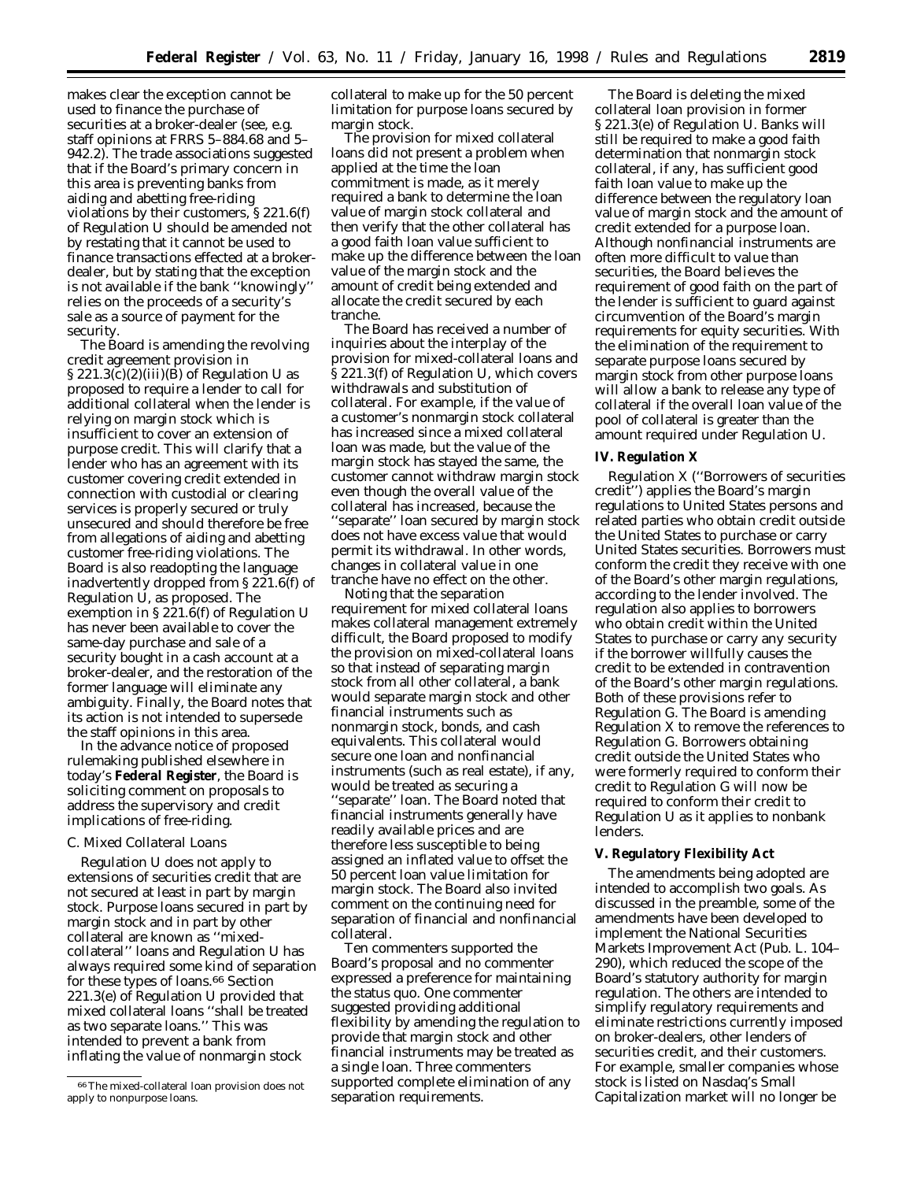makes clear the exception cannot be used to finance the purchase of securities at a broker-dealer (see, e.g. staff opinions at FRRS 5–884.68 and 5–942.2). The trade associations suggested that if the Board's primary concern in this area is preventing banks from aiding and abetting free-riding violations by their customers, § 221.6(f) of Regulation U should be amended not by restating that it cannot be used to finance transactions effected at a broker-dealer, but by stating that the exception is not available if the bank ''knowingly'' relies on the proceeds of a security's sale as a source of payment for the security.

The Board is amending the revolving credit agreement provision in § 221.3(c)(2)(iii)(B) of Regulation U as proposed to require a lender to call for additional collateral when the lender is relying on margin stock which is insufficient to cover an extension of purpose credit. This will clarify that a lender who has an agreement with its customer covering credit extended in connection with custodial or clearing services is properly secured or truly unsecured and should therefore be free from allegations of aiding and abetting customer free-riding violations. The Board is also readopting the language inadvertently dropped from § 221.6(f) of Regulation U, as proposed. The exemption in § 221.6(f) of Regulation U has never been available to cover the same-day purchase and sale of a security bought in a cash account at a broker-dealer, and the restoration of the former language will eliminate any ambiguity. Finally, the Board notes that its action is not intended to supersede the staff opinions in this area.

In the advance notice of proposed rulemaking published elsewhere in today's **Federal Register**, the Board is soliciting comment on proposals to address the supervisory and credit implications of free-riding.

C. Mixed Collateral Loans

Regulation U does not apply to extensions of securities credit that are not secured at least in part by margin stock. Purpose loans secured in part by margin stock and in part by other collateral are known as ''mixed-collateral'' loans and Regulation U has always required some kind of separation for these types of loans.[66] Section 221.3(e) of Regulation U provided that mixed collateral loans ''shall be treated as two separate loans.'' This was intended to prevent a bank from inflating the value of nonmargin stock collateral to make up for the 50 percent limitation for purpose loans secured by margin stock.

The provision for mixed collateral loans did not present a problem when applied at the time the loan commitment is made, as it merely required a bank to determine the loan value of margin stock collateral and then verify that the other collateral has a good faith loan value sufficient to make up the difference between the loan value of the margin stock and the amount of credit being extended and allocate the credit secured by each tranche.

The Board has received a number of inquiries about the interplay of the provision for mixed-collateral loans and § 221.3(f) of Regulation U, which covers withdrawals and substitution of collateral. For example, if the value of a customer's nonmargin stock collateral has increased since a mixed collateral loan was made, but the value of the margin stock has stayed the same, the customer cannot withdraw margin stock even though the overall value of the collateral has increased, because the ''separate'' loan secured by margin stock does not have excess value that would permit its withdrawal. In other words, changes in collateral value in one tranche have no effect on the other.

Noting that the separation requirement for mixed collateral loans makes collateral management extremely difficult, the Board proposed to modify the provision on mixed-collateral loans so that instead of separating margin stock from all other collateral, a bank would separate margin stock and other financial instruments such as nonmargin stock, bonds, and cash equivalents. This collateral would secure one loan and nonfinancial instruments (such as real estate), if any, would be treated as securing a ''separate'' loan. The Board noted that financial instruments generally have readily available prices and are therefore less susceptible to being assigned an inflated value to offset the 50 percent loan value limitation for margin stock. The Board also invited comment on the continuing need for separation of financial and nonfinancial collateral.

Ten commenters supported the Board's proposal and no commenter expressed a preference for maintaining the status quo. One commenter suggested providing additional flexibility by amending the regulation to provide that margin stock and other financial instruments may be treated as a single loan. Three commenters supported complete elimination of any separation requirements.

The Board is deleting the mixed collateral loan provision in former § 221.3(e) of Regulation U. Banks will still be required to make a good faith determination that nonmargin stock collateral, if any, has sufficient good faith loan value to make up the difference between the regulatory loan value of margin stock and the amount of credit extended for a purpose loan. Although nonfinancial instruments are often more difficult to value than securities, the Board believes the requirement of good faith on the part of the lender is sufficient to guard against circumvention of the Board's margin requirements for equity securities. With the elimination of the requirement to separate purpose loans secured by margin stock from other purpose loans will allow a bank to release any type of collateral if the overall loan value of the pool of collateral is greater than the amount required under Regulation U.

### *IV. Regulation X*

Regulation X (''Borrowers of securities credit'') applies the Board's margin regulations to United States persons and related parties who obtain credit outside the United States to purchase or carry United States securities. Borrowers must conform the credit they receive with one of the Board's other margin regulations, according to the lender involved. The regulation also applies to borrowers who obtain credit within the United States to purchase or carry any security if the borrower willfully causes the credit to be extended in contravention of the Board's other margin regulations. Both of these provisions refer to Regulation G. The Board is amending Regulation X to remove the references to Regulation G. Borrowers obtaining credit outside the United States who were formerly required to conform their credit to Regulation G will now be required to conform their credit to Regulation U as it applies to nonbank lenders.

### *V. Regulatory Flexibility Act*

The amendments being adopted are intended to accomplish two goals. As discussed in the preamble, some of the amendments have been developed to implement the National Securities Markets Improvement Act (Pub. L. 104–290), which reduced the scope of the Board's statutory authority for margin regulation. The others are intended to simplify regulatory requirements and eliminate restrictions currently imposed on broker-dealers, other lenders of securities credit, and their customers. For example, smaller companies whose stock is listed on Nasdaq's Small Capitalization market will no longer be

[66] The mixed-collateral loan provision does not apply to nonpurpose loans.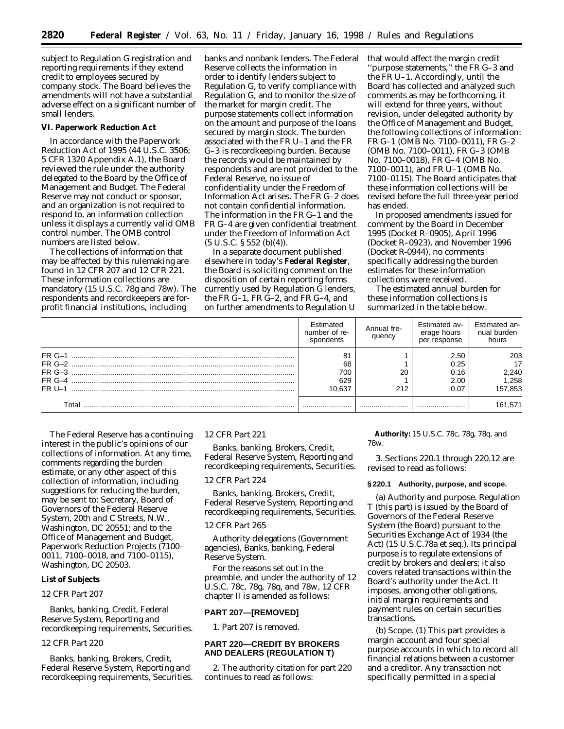subject to Regulation G registration and reporting requirements if they extend credit to employees secured by company stock. The Board believes the amendments will not have a substantial adverse effect on a significant number of small lenders.

**VI. Paperwork Reduction Act**

In accordance with the Paperwork Reduction Act of 1995 (44 U.S.C. 3506; 5 CFR 1320 Appendix A.1), the Board reviewed the rule under the authority delegated to the Board by the Office of Management and Budget. The Federal Reserve may not conduct or sponsor, and an organization is not required to respond to, an information collection unless it displays a currently valid OMB control number. The OMB control numbers are listed below.

The collections of information that may be affected by this rulemaking are found in 12 CFR 207 and 12 CFR 221. These information collections are mandatory (15 U.S.C. 78g and 78w). The respondents and recordkeepers are for-profit financial institutions, including banks and nonbank lenders. The Federal Reserve collects the information in order to identify lenders subject to Regulation G, to verify compliance with Regulation G, and to monitor the size of the market for margin credit. The purpose statements collect information on the amount and purpose of the loans secured by margin stock. The burden associated with the FR U–1 and the FR G–3 is recordkeeping burden. Because the records would be maintained by respondents and are not provided to the Federal Reserve, no issue of confidentiality under the Freedom of Information Act arises. The FR G–2 does not contain confidential information. The information in the FR G–1 and the FR G–4 are given confidential treatment under the Freedom of Information Act (5 U.S.C. § 552 (b)(4)).

In a separate document published elsewhere in today's **Federal Register**, the Board is soliciting comment on the disposition of certain reporting forms currently used by Regulation G lenders, the FR G–1, FR G–2, and FR G–4, and on further amendments to Regulation U that would affect the margin credit ''purpose statements,'' the FR G–3 and the FR U–1. Accordingly, until the Board has collected and analyzed such comments as may be forthcoming, it will extend for three years, without revision, under delegated authority by the Office of Management and Budget, the following collections of information: FR G–1 (OMB No. 7100–0011), FR G–2 (OMB No. 7100–0011), FR G–3 (OMB No. 7100–0018), FR G–4 (OMB No. 7100–0011), and FR U–1 (OMB No. 7100–0115). The Board anticipates that these information collections will be revised before the full three-year period has ended.

In proposed amendments issued for comment by the Board in December 1995 (Docket R–0905), April 1996 (Docket R–0923), and November 1996 (Docket R-0944), no comments specifically addressing the burden estimates for these information collections were received.

The estimated annual burden for these information collections is summarized in the table below.

| | Estimated number of respondents | Annual frequency | Estimated average hours per response | Estimated annual burden hours |
|---|---|---|---|---|
| FR G–1 | 81 | 1 | 2.50 | 203 |
| FR G–2 | 68 | 1 | 0.25 | 17 |
| FR G–3 | 700 | 20 | 0.16 | 2,240 |
| FR G–4 | 629 | 1 | 2.00 | 1,258 |
| FR U–1 | 10,637 | 212 | 0.07 | 157,853 |
| Total | | | | 161,571 |

The Federal Reserve has a continuing interest in the public's opinions of our collections of information. At any time, comments regarding the burden estimate, or any other aspect of this collection of information, including suggestions for reducing the burden, may be sent to: Secretary, Board of Governors of the Federal Reserve System, 20th and C Streets, N.W., Washington, DC 20551; and to the Office of Management and Budget, Paperwork Reduction Projects (7100–0011, 7100–0018, and 7100–0115), Washington, DC 20503.

**List of Subjects**

*12 CFR Part 207*

Banks, banking, Credit, Federal Reserve System, Reporting and recordkeeping requirements, Securities.

*12 CFR Part 220*

Banks, banking, Brokers, Credit, Federal Reserve System, Reporting and recordkeeping requirements, Securities.

*12 CFR Part 221*

Banks, banking, Brokers, Credit, Federal Reserve System, Reporting and recordkeeping requirements, Securities.

*12 CFR Part 224*

Banks, banking, Brokers, Credit, Federal Reserve System, Reporting and recordkeeping requirements, Securities.

*12 CFR Part 265*

Authority delegations (Government agencies), Banks, banking, Federal Reserve System.

For the reasons set out in the preamble, and under the authority of 12 U.S.C. 78c, 78g, 78q, and 78w, 12 CFR chapter II is amended as follows:

**PART 207—[REMOVED]**

1. Part 207 is removed.

**PART 220—CREDIT BY BROKERS AND DEALERS (REGULATION T)**

2. The authority citation for part 220 continues to read as follows:

**Authority:** 15 U.S.C. 78c, 78g, 78q, and 78w.

3. Sections 220.1 through 220.12 are revised to read as follows:

**§ 220.1 Authority, purpose, and scope.**

(a) *Authority and purpose.* Regulation T (this part) is issued by the Board of Governors of the Federal Reserve System (the Board) pursuant to the Securities Exchange Act of 1934 (the Act) (15 U.S.C.78a *et seq.*). Its principal purpose is to regulate extensions of credit by brokers and dealers; it also covers related transactions within the Board's authority under the Act. It imposes, among other obligations, initial margin requirements and payment rules on certain securities transactions.

(b) *Scope.* (1) This part provides a margin account and four special purpose accounts in which to record all financial relations between a customer and a creditor. Any transaction not specifically permitted in a special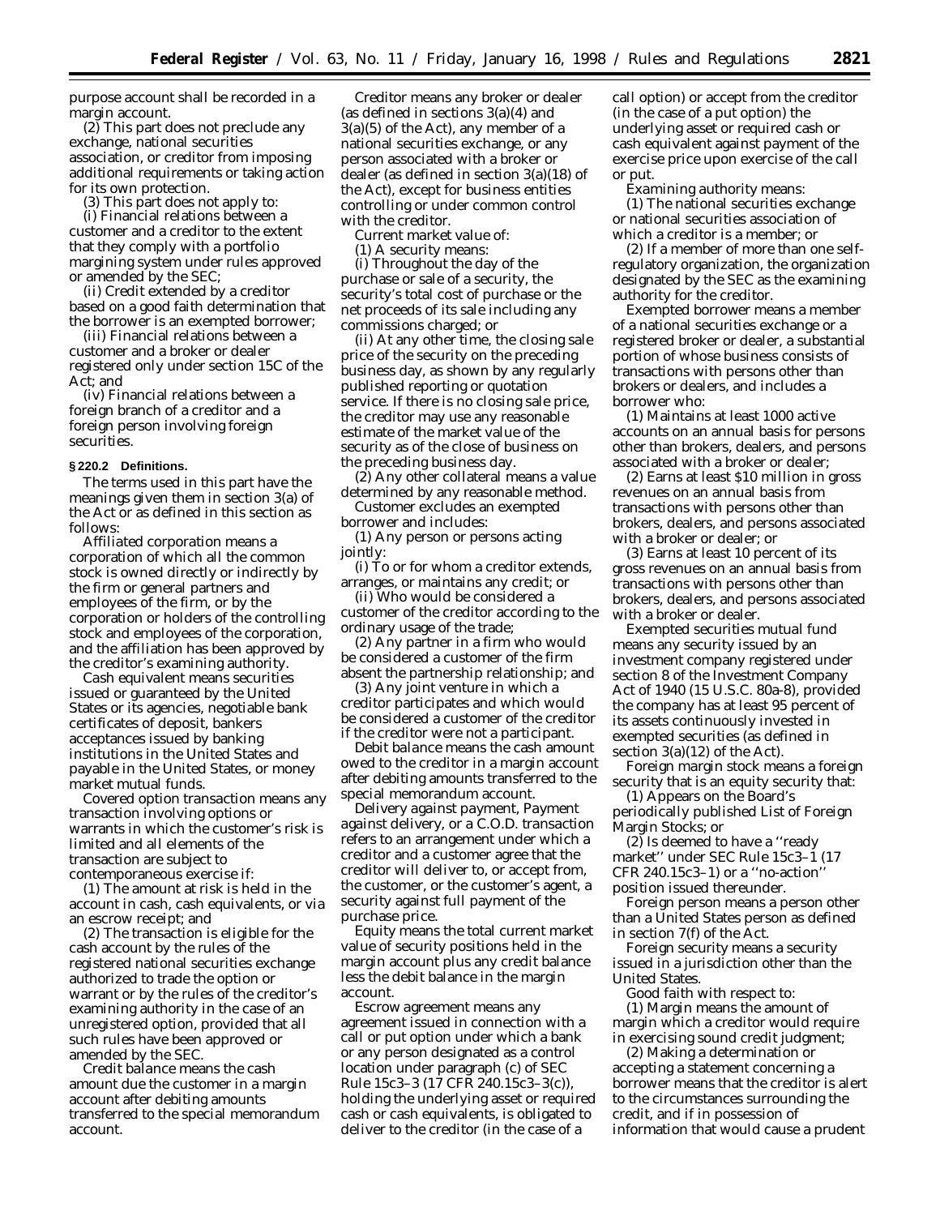purpose account shall be recorded in a margin account.

(2) This part does not preclude any exchange, national securities association, or creditor from imposing additional requirements or taking action for its own protection.

(3) This part does not apply to:

(i) Financial relations between a customer and a creditor to the extent that they comply with a portfolio margining system under rules approved or amended by the SEC;

(ii) Credit extended by a creditor based on a good faith determination that the borrower is an exempted borrower;

(iii) Financial relations between a customer and a broker or dealer registered only under section 15C of the Act; and

(iv) Financial relations between a foreign branch of a creditor and a foreign person involving foreign securities.

**§ 220.2 Definitions.**

The terms used in this part have the meanings given them in section 3(a) of the Act or as defined in this section as follows:

*Affiliated corporation* means a corporation of which all the common stock is owned directly or indirectly by the firm or general partners and employees of the firm, or by the corporation or holders of the controlling stock and employees of the corporation, and the affiliation has been approved by the creditor's examining authority.

*Cash equivalent* means securities issued or guaranteed by the United States or its agencies, negotiable bank certificates of deposit, bankers acceptances issued by banking institutions in the United States and payable in the United States, or money market mutual funds.

*Covered option transaction* means any transaction involving options or warrants in which the customer's risk is limited and all elements of the transaction are subject to contemporaneous exercise if:

(1) The amount at risk is held in the account in cash, cash equivalents, or via an escrow receipt; and

(2) The transaction is eligible for the cash account by the rules of the registered national securities exchange authorized to trade the option or warrant or by the rules of the creditor's examining authority in the case of an unregistered option, provided that all such rules have been approved or amended by the SEC.

*Credit balance* means the cash amount due the customer in a margin account after debiting amounts transferred to the special memorandum account.

*Creditor* means any broker or dealer (as defined in sections 3(a)(4) and 3(a)(5) of the Act), any member of a national securities exchange, or any person associated with a broker or dealer (as defined in section 3(a)(18) of the Act), except for business entities controlling or under common control with the creditor.

*Current market value* of:

(1) A security means:

(i) Throughout the day of the purchase or sale of a security, the security's total cost of purchase or the net proceeds of its sale including any commissions charged; or

(ii) At any other time, the closing sale price of the security on the preceding business day, as shown by any regularly published reporting or quotation service. If there is no closing sale price, the creditor may use any reasonable estimate of the market value of the security as of the close of business on the preceding business day.

(2) Any other collateral means a value determined by any reasonable method.

*Customer* excludes an exempted borrower and includes:

(1) Any person or persons acting jointly:

(i) To or for whom a creditor extends, arranges, or maintains any credit; or

(ii) Who would be considered a customer of the creditor according to the ordinary usage of the trade;

(2) Any partner in a firm who would be considered a customer of the firm absent the partnership relationship; and

(3) Any joint venture in which a creditor participates and which would be considered a customer of the creditor if the creditor were not a participant.

*Debit balance* means the cash amount owed to the creditor in a margin account after debiting amounts transferred to the special memorandum account.

*Delivery against payment, Payment against delivery,* or a *C.O.D. transaction* refers to an arrangement under which a creditor and a customer agree that the creditor will deliver to, or accept from, the customer, or the customer's agent, a security against full payment of the purchase price.

*Equity* means the total current market value of security positions held in the margin account plus any credit balance less the debit balance in the margin account.

*Escrow agreement* means any agreement issued in connection with a call or put option under which a bank or any person designated as a control location under paragraph (c) of SEC Rule 15c3–3 (17 CFR 240.15c3–3(c)), holding the underlying asset or required cash or cash equivalents, is obligated to deliver to the creditor (in the case of a call option) or accept from the creditor (in the case of a put option) the underlying asset or required cash or cash equivalent against payment of the exercise price upon exercise of the call or put.

*Examining authority* means:

(1) The national securities exchange or national securities association of which a creditor is a member; or

(2) If a member of more than one self-regulatory organization, the organization designated by the SEC as the examining authority for the creditor.

*Exempted borrower* means a member of a national securities exchange or a registered broker or dealer, a substantial portion of whose business consists of transactions with persons other than brokers or dealers, and includes a borrower who:

(1) Maintains at least 1000 active accounts on an annual basis for persons other than brokers, dealers, and persons associated with a broker or dealer;

(2) Earns at least \$10 million in gross revenues on an annual basis from transactions with persons other than brokers, dealers, and persons associated with a broker or dealer; or

(3) Earns at least 10 percent of its gross revenues on an annual basis from transactions with persons other than brokers, dealers, and persons associated with a broker or dealer.

*Exempted securities mutual fund* means any security issued by an investment company registered under section 8 of the Investment Company Act of 1940 (15 U.S.C. 80a-8), provided the company has at least 95 percent of its assets continuously invested in exempted securities (as defined in section 3(a)(12) of the Act).

*Foreign margin stock* means a foreign security that is an equity security that:

(1) Appears on the Board's periodically published List of Foreign Margin Stocks; or

(2) Is deemed to have a ''ready market'' under SEC Rule 15c3–1 (17 CFR 240.15c3–1) or a ''no-action'' position issued thereunder.

*Foreign person* means a person other than a United States person as defined in section 7(f) of the Act.

*Foreign security* means a security issued in a jurisdiction other than the United States.

*Good faith* with respect to:

(1) Margin means the amount of margin which a creditor would require in exercising sound credit judgment;

(2) Making a determination or accepting a statement concerning a borrower means that the creditor is alert to the circumstances surrounding the credit, and if in possession of information that would cause a prudent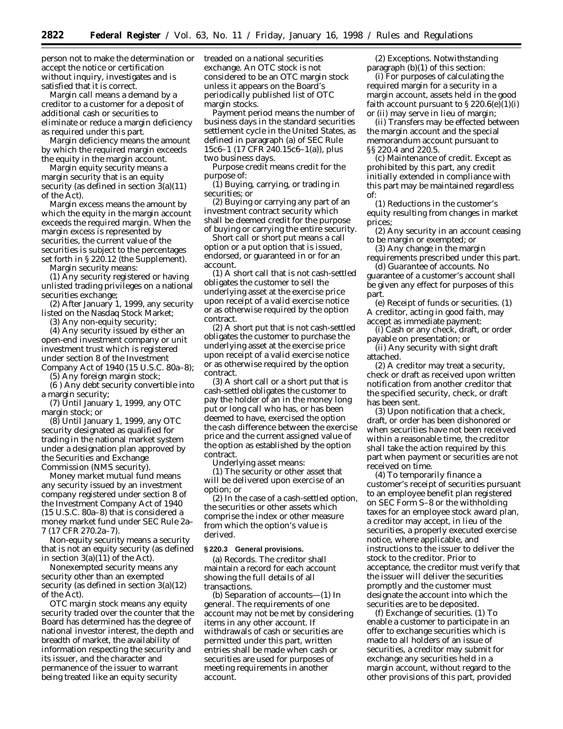person not to make the determination or accept the notice or certification without inquiry, investigates and is satisfied that it is correct.

*Margin call* means a demand by a creditor to a customer for a deposit of additional cash or securities to eliminate or reduce a margin deficiency as required under this part.

*Margin deficiency* means the amount by which the required margin exceeds the equity in the margin account.

*Margin equity security* means a margin security that is an equity security (as defined in section 3(a)(11) of the Act).

*Margin excess* means the amount by which the equity in the margin account exceeds the required margin. When the margin excess is represented by securities, the current value of the securities is subject to the percentages set forth in § 220.12 (the Supplement).

*Margin security* means:

(1) Any security registered or having unlisted trading privileges on a national securities exchange;

(2) After January 1, 1999, any security listed on the Nasdaq Stock Market;

(3) Any non-equity security;

(4) Any security issued by either an open-end investment company or unit investment trust which is registered under section 8 of the Investment Company Act of 1940 (15 U.S.C. 80a–8);

(5) Any foreign margin stock;

(6 ) Any debt security convertible into a margin security;

(7) Until January 1, 1999, any OTC margin stock; or

(8) Until January 1, 1999, any OTC security designated as qualified for trading in the national market system under a designation plan approved by the Securities and Exchange Commission (NMS security).

*Money market mutual fund* means any security issued by an investment company registered under section 8 of the Investment Company Act of 1940 (15 U.S.C. 80a–8) that is considered a money market fund under SEC Rule 2a–7 (17 CFR 270.2a–7).

*Non-equity security* means a security that is not an equity security (as defined in section 3(a)(11) of the Act).

*Nonexempted security* means any security other than an exempted security (as defined in section 3(a)(12) of the Act).

*OTC margin stock* means any equity security traded over the counter that the Board has determined has the degree of national investor interest, the depth and breadth of market, the availability of information respecting the security and its issuer, and the character and permanence of the issuer to warrant being treated like an equity security treaded on a national securities exchange. An OTC stock is not considered to be an OTC margin stock unless it appears on the Board's periodically published list of OTC margin stocks.

*Payment period* means the number of business days in the standard securities settlement cycle in the United States, as defined in paragraph (a) of SEC Rule 15c6–1 (17 CFR 240.15c6–1(a)), plus two business days.

*Purpose credit* means credit for the purpose of:

(1) Buying, carrying, or trading in securities; or

(2) Buying or carrying any part of an investment contract security which shall be deemed credit for the purpose of buying or carrying the entire security.

*Short call or short put* means a call option or a put option that is issued, endorsed, or guaranteed in or for an account.

(1) A short call that is not cash-settled obligates the customer to sell the underlying asset at the exercise price upon receipt of a valid exercise notice or as otherwise required by the option contract.

(2) A short put that is not cash-settled obligates the customer to purchase the underlying asset at the exercise price upon receipt of a valid exercise notice or as otherwise required by the option contract.

(3) A short call or a short put that is cash-settled obligates the customer to pay the holder of an in the money long put or long call who has, or has been deemed to have, exercised the option the cash difference between the exercise price and the current assigned value of the option as established by the option contract.

*Underlying asset* means:

(1) The security or other asset that will be delivered upon exercise of an option; or

(2) In the case of a cash-settled option, the securities or other assets which comprise the index or other measure from which the option's value is derived.

**§ 220.3 General provisions.**

(a) *Records.* The creditor shall maintain a record for each account showing the full details of all transactions.

(b) *Separation of accounts*—(1) *In general.* The requirements of one account may not be met by considering items in any other account. If withdrawals of cash or securities are permitted under this part, written entries shall be made when cash or securities are used for purposes of meeting requirements in another account.

(2) *Exceptions.* Notwithstanding paragraph (b)(1) of this section:

(i) For purposes of calculating the required margin for a security in a margin account, assets held in the good faith account pursuant to § 220.6(e)(1)(i) or (ii) may serve in lieu of margin;

(ii) Transfers may be effected between the margin account and the special memorandum account pursuant to §§ 220.4 and 220.5.

(c) *Maintenance of credit.* Except as prohibited by this part, any credit initially extended in compliance with this part may be maintained regardless of:

(1) Reductions in the customer's equity resulting from changes in market prices;

(2) Any security in an account ceasing to be margin or exempted; or

(3) Any change in the margin requirements prescribed under this part.

(d) *Guarantee of accounts.* No guarantee of a customer's account shall be given any effect for purposes of this part.

(e) *Receipt of funds or securities.* (1) A creditor, acting in good faith, may accept as immediate payment:

(i) Cash or any check, draft, or order payable on presentation; or

(ii) Any security with sight draft attached.

(2) A creditor may treat a security, check or draft as received upon written notification from another creditor that the specified security, check, or draft has been sent.

(3) Upon notification that a check, draft, or order has been dishonored or when securities have not been received within a reasonable time, the creditor shall take the action required by this part when payment or securities are not received on time.

(4) To temporarily finance a customer's receipt of securities pursuant to an employee benefit plan registered on SEC Form S–8 or the withholding taxes for an employee stock award plan, a creditor may accept, in lieu of the securities, a properly executed exercise notice, where applicable, and instructions to the issuer to deliver the stock to the creditor. Prior to acceptance, the creditor must verify that the issuer will deliver the securities promptly and the customer must designate the account into which the securities are to be deposited.

(f) *Exchange of securities.* (1) To enable a customer to participate in an offer to exchange securities which is made to all holders of an issue of securities, a creditor may submit for exchange any securities held in a margin account, without regard to the other provisions of this part, provided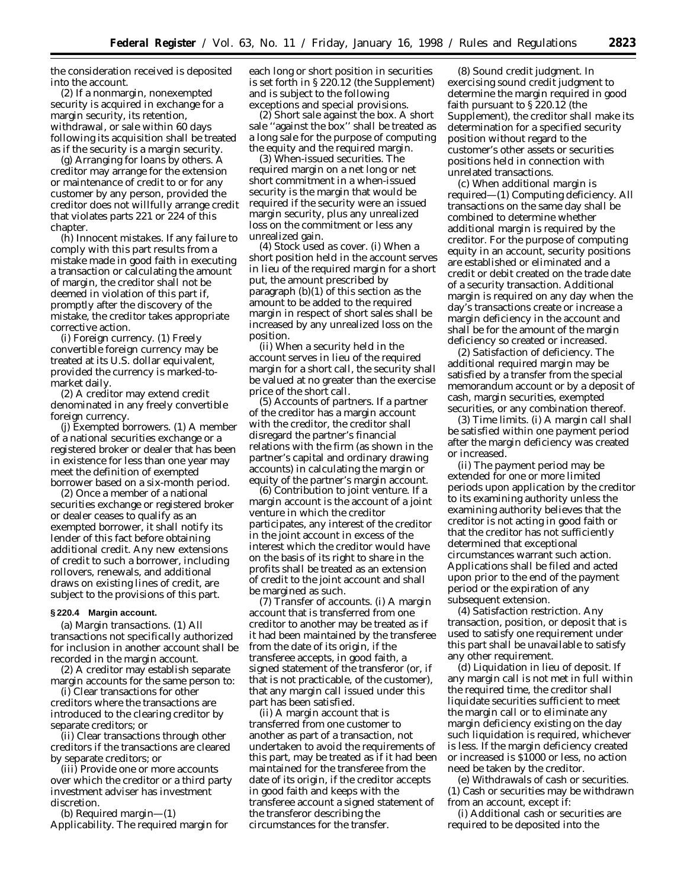the consideration received is deposited into the account.

(2) If a nonmargin, nonexempted security is acquired in exchange for a margin security, its retention, withdrawal, or sale within 60 days following its acquisition shall be treated as if the security is a margin security.

(g) *Arranging for loans by others.* A creditor may arrange for the extension or maintenance of credit to or for any customer by any person, provided the creditor does not willfully arrange credit that violates parts 221 or 224 of this chapter.

(h) *Innocent mistakes.* If any failure to comply with this part results from a mistake made in good faith in executing a transaction or calculating the amount of margin, the creditor shall not be deemed in violation of this part if, promptly after the discovery of the mistake, the creditor takes appropriate corrective action.

(i) *Foreign currency.* (1) Freely convertible foreign currency may be treated at its U.S. dollar equivalent, provided the currency is marked-to-market daily.

(2) A creditor may extend credit denominated in any freely convertible foreign currency.

(j) *Exempted borrowers.* (1) A member of a national securities exchange or a registered broker or dealer that has been in existence for less than one year may meet the definition of exempted borrower based on a six-month period.

(2) Once a member of a national securities exchange or registered broker or dealer ceases to qualify as an exempted borrower, it shall notify its lender of this fact before obtaining additional credit. Any new extensions of credit to such a borrower, including rollovers, renewals, and additional draws on existing lines of credit, are subject to the provisions of this part.

**§ 220.4 Margin account.**

(a) *Margin transactions.* (1) All transactions not specifically authorized for inclusion in another account shall be recorded in the margin account.

(2) A creditor may establish separate margin accounts for the same person to:

(i) Clear transactions for other creditors where the transactions are introduced to the clearing creditor by separate creditors; or

(ii) Clear transactions through other creditors if the transactions are cleared by separate creditors; or

(iii) Provide one or more accounts over which the creditor or a third party investment adviser has investment discretion.

(b) *Required margin*—(1) *Applicability.* The required margin for each long or short position in securities is set forth in § 220.12 (the Supplement) and is subject to the following exceptions and special provisions.

(2) *Short sale against the box.* A short sale ''against the box'' shall be treated as a long sale for the purpose of computing the equity and the required margin.

(3) *When-issued securities.* The required margin on a net long or net short commitment in a when-issued security is the margin that would be required if the security were an issued margin security, plus any unrealized loss on the commitment or less any unrealized gain.

(4) *Stock used as cover.* (i) When a short position held in the account serves in lieu of the required margin for a short put, the amount prescribed by paragraph (b)(1) of this section as the amount to be added to the required margin in respect of short sales shall be increased by any unrealized loss on the position.

(ii) When a security held in the account serves in lieu of the required margin for a short call, the security shall be valued at no greater than the exercise price of the short call.

(5) *Accounts of partners.* If a partner of the creditor has a margin account with the creditor, the creditor shall disregard the partner's financial relations with the firm (as shown in the partner's capital and ordinary drawing accounts) in calculating the margin or equity of the partner's margin account.

(6) *Contribution to joint venture.* If a margin account is the account of a joint venture in which the creditor participates, any interest of the creditor in the joint account in excess of the interest which the creditor would have on the basis of its right to share in the profits shall be treated as an extension of credit to the joint account and shall be margined as such.

(7) *Transfer of accounts.* (i) A margin account that is transferred from one creditor to another may be treated as if it had been maintained by the transferee from the date of its origin, if the transferee accepts, in good faith, a signed statement of the transferor (or, if that is not practicable, of the customer), that any margin call issued under this part has been satisfied.

(ii) A margin account that is transferred from one customer to another as part of a transaction, not undertaken to avoid the requirements of this part, may be treated as if it had been maintained for the transferee from the date of its origin, if the creditor accepts in good faith and keeps with the transferee account a signed statement of the transferor describing the circumstances for the transfer.

(8) *Sound credit judgment.* In exercising sound credit judgment to determine the margin required in good faith pursuant to § 220.12 (the Supplement), the creditor shall make its determination for a specified security position without regard to the customer's other assets or securities positions held in connection with unrelated transactions.

(c) *When additional margin is required*—(1) *Computing deficiency.* All transactions on the same day shall be combined to determine whether additional margin is required by the creditor. For the purpose of computing equity in an account, security positions are established or eliminated and a credit or debit created on the trade date of a security transaction. Additional margin is required on any day when the day's transactions create or increase a margin deficiency in the account and shall be for the amount of the margin deficiency so created or increased.

(2) *Satisfaction of deficiency.* The additional required margin may be satisfied by a transfer from the special memorandum account or by a deposit of cash, margin securities, exempted securities, or any combination thereof.

(3) *Time limits.* (i) A margin call shall be satisfied within one payment period after the margin deficiency was created or increased.

(ii) The payment period may be extended for one or more limited periods upon application by the creditor to its examining authority unless the examining authority believes that the creditor is not acting in good faith or that the creditor has not sufficiently determined that exceptional circumstances warrant such action. Applications shall be filed and acted upon prior to the end of the payment period or the expiration of any subsequent extension.

(4) *Satisfaction restriction.* Any transaction, position, or deposit that is used to satisfy one requirement under this part shall be unavailable to satisfy any other requirement.

(d) *Liquidation in lieu of deposit.* If any margin call is not met in full within the required time, the creditor shall liquidate securities sufficient to meet the margin call or to eliminate any margin deficiency existing on the day such liquidation is required, whichever is less. If the margin deficiency created or increased is $1000 or less, no action need be taken by the creditor.

(e) *Withdrawals of cash or securities.* (1) Cash or securities may be withdrawn from an account, except if:

(i) Additional cash or securities are required to be deposited into the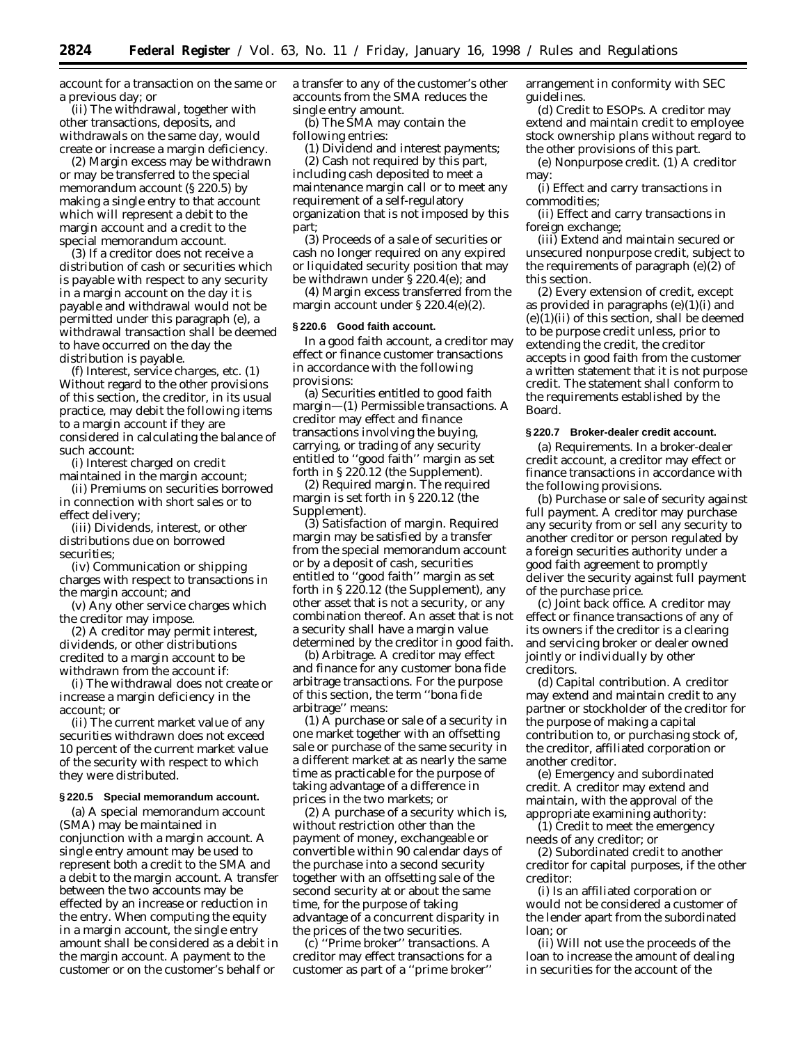account for a transaction on the same or a previous day; or

(ii) The withdrawal, together with other transactions, deposits, and withdrawals on the same day, would create or increase a margin deficiency.

(2) Margin excess may be withdrawn or may be transferred to the special memorandum account (§ 220.5) by making a single entry to that account which will represent a debit to the margin account and a credit to the special memorandum account.

(3) If a creditor does not receive a distribution of cash or securities which is payable with respect to any security in a margin account on the day it is payable and withdrawal would not be permitted under this paragraph (e), a withdrawal transaction shall be deemed to have occurred on the day the distribution is payable.

(f) *Interest, service charges, etc.* (1) Without regard to the other provisions of this section, the creditor, in its usual practice, may debit the following items to a margin account if they are considered in calculating the balance of such account:

(i) Interest charged on credit maintained in the margin account;

(ii) Premiums on securities borrowed in connection with short sales or to effect delivery;

(iii) Dividends, interest, or other distributions due on borrowed securities;

(iv) Communication or shipping charges with respect to transactions in the margin account; and

(v) Any other service charges which the creditor may impose.

(2) A creditor may permit interest, dividends, or other distributions credited to a margin account to be withdrawn from the account if:

(i) The withdrawal does not create or increase a margin deficiency in the account; or

(ii) The current market value of any securities withdrawn does not exceed 10 percent of the current market value of the security with respect to which they were distributed.

### § 220.5 Special memorandum account.

(a) A special memorandum account (SMA) may be maintained in conjunction with a margin account. A single entry amount may be used to represent both a credit to the SMA and a debit to the margin account. A transfer between the two accounts may be effected by an increase or reduction in the entry. When computing the equity in a margin account, the single entry amount shall be considered as a debit in the margin account. A payment to the customer or on the customer's behalf or a transfer to any of the customer's other accounts from the SMA reduces the single entry amount.

(b) The SMA may contain the following entries:

(1) Dividend and interest payments;

(2) Cash not required by this part, including cash deposited to meet a maintenance margin call or to meet any requirement of a self-regulatory organization that is not imposed by this part;

(3) Proceeds of a sale of securities or cash no longer required on any expired or liquidated security position that may be withdrawn under § 220.4(e); and

(4) Margin excess transferred from the margin account under § 220.4(e)(2).

### § 220.6 Good faith account.

In a good faith account, a creditor may effect or finance customer transactions in accordance with the following provisions:

(a) *Securities entitled to good faith margin*—(1) *Permissible transactions.* A creditor may effect and finance transactions involving the buying, carrying, or trading of any security entitled to "good faith" margin as set forth in § 220.12 (the Supplement).

(2) *Required margin.* The required margin is set forth in § 220.12 (the Supplement).

(3) *Satisfaction of margin.* Required margin may be satisfied by a transfer from the special memorandum account or by a deposit of cash, securities entitled to "good faith" margin as set forth in § 220.12 (the Supplement), any other asset that is not a security, or any combination thereof. An asset that is not a security shall have a margin value determined by the creditor in good faith.

(b) *Arbitrage.* A creditor may effect and finance for any customer bona fide arbitrage transactions. For the purpose of this section, the term "bona fide arbitrage" means:

(1) A purchase or sale of a security in one market together with an offsetting sale or purchase of the same security in a different market at as nearly the same time as practicable for the purpose of taking advantage of a difference in prices in the two markets; or

(2) A purchase of a security which is, without restriction other than the payment of money, exchangeable or convertible within 90 calendar days of the purchase into a second security together with an offsetting sale of the second security at or about the same time, for the purpose of taking advantage of a concurrent disparity in the prices of the two securities.

(c) *"Prime broker" transactions.* A creditor may effect transactions for a customer as part of a "prime broker" arrangement in conformity with SEC guidelines.

(d) *Credit to ESOPs.* A creditor may extend and maintain credit to employee stock ownership plans without regard to the other provisions of this part.

(e) *Nonpurpose credit.* (1) A creditor may:

(i) Effect and carry transactions in commodities;

(ii) Effect and carry transactions in foreign exchange;

(iii) Extend and maintain secured or unsecured nonpurpose credit, subject to the requirements of paragraph (e)(2) of this section.

(2) Every extension of credit, except as provided in paragraphs (e)(1)(i) and (e)(1)(ii) of this section, shall be deemed to be purpose credit unless, prior to extending the credit, the creditor accepts in good faith from the customer a written statement that it is not purpose credit. The statement shall conform to the requirements established by the Board.

### § 220.7 Broker-dealer credit account.

(a) *Requirements.* In a broker-dealer credit account, a creditor may effect or finance transactions in accordance with the following provisions.

(b) *Purchase or sale of security against full payment.* A creditor may purchase any security from or sell any security to another creditor or person regulated by a foreign securities authority under a good faith agreement to promptly deliver the security against full payment of the purchase price.

(c) *Joint back office.* A creditor may effect or finance transactions of any of its owners if the creditor is a clearing and servicing broker or dealer owned jointly or individually by other creditors.

(d) *Capital contribution.* A creditor may extend and maintain credit to any partner or stockholder of the creditor for the purpose of making a capital contribution to, or purchasing stock of, the creditor, affiliated corporation or another creditor.

(e) *Emergency and subordinated credit.* A creditor may extend and maintain, with the approval of the appropriate examining authority:

(1) Credit to meet the emergency needs of any creditor; or

(2) Subordinated credit to another creditor for capital purposes, if the other creditor:

(i) Is an affiliated corporation or would not be considered a customer of the lender apart from the subordinated loan; or

(ii) Will not use the proceeds of the loan to increase the amount of dealing in securities for the account of the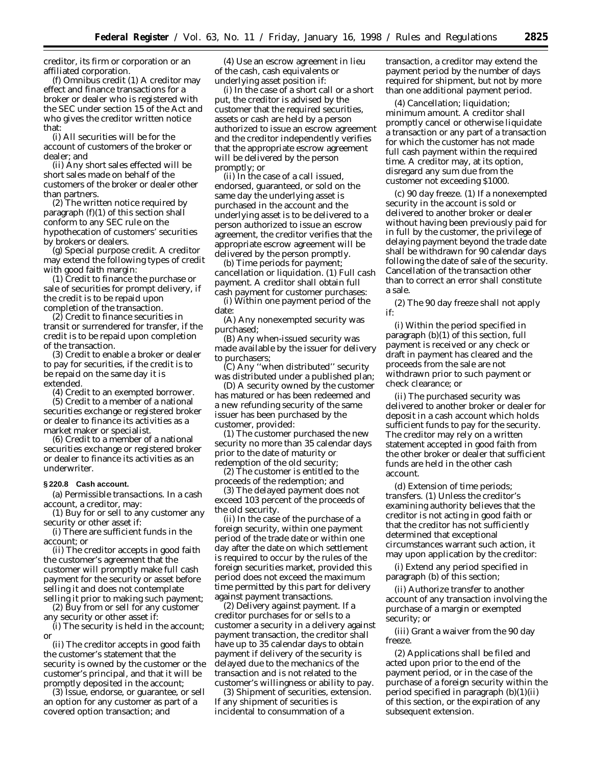creditor, its firm or corporation or an affiliated corporation.

(f) *Omnibus credit* (1) A creditor may effect and finance transactions for a broker or dealer who is registered with the SEC under section 15 of the Act and who gives the creditor written notice that:

(i) All securities will be for the account of customers of the broker or dealer; and

(ii) Any short sales effected will be short sales made on behalf of the customers of the broker or dealer other than partners.

(2) The written notice required by paragraph (f)(1) of this section shall conform to any SEC rule on the hypothecation of customers' securities by brokers or dealers.

(g) *Special purpose credit.* A creditor may extend the following types of credit with good faith margin:

(1) Credit to finance the purchase or sale of securities for prompt delivery, if the credit is to be repaid upon completion of the transaction.

(2) Credit to finance securities in transit or surrendered for transfer, if the credit is to be repaid upon completion of the transaction.

(3) Credit to enable a broker or dealer to pay for securities, if the credit is to be repaid on the same day it is extended.

(4) Credit to an exempted borrower.

(5) Credit to a member of a national securities exchange or registered broker or dealer to finance its activities as a market maker or specialist.

(6) Credit to a member of a national securities exchange or registered broker or dealer to finance its activities as an underwriter.

**§ 220.8 Cash account.**

(a) *Permissible transactions.* In a cash account, a creditor, may:

(1) Buy for or sell to any customer any security or other asset if:

(i) There are sufficient funds in the account; or

(ii) The creditor accepts in good faith the customer's agreement that the customer will promptly make full cash payment for the security or asset before selling it and does not contemplate selling it prior to making such payment;

(2) Buy from or sell for any customer any security or other asset if:

(i) The security is held in the account; or

(ii) The creditor accepts in good faith the customer's statement that the security is owned by the customer or the customer's principal, and that it will be promptly deposited in the account;

(3) Issue, endorse, or guarantee, or sell an option for any customer as part of a covered option transaction; and

(4) Use an escrow agreement in lieu of the cash, cash equivalents or underlying asset position if:

(i) In the case of a short call or a short put, the creditor is advised by the customer that the required securities, assets or cash are held by a person authorized to issue an escrow agreement and the creditor independently verifies that the appropriate escrow agreement will be delivered by the person promptly; or

(ii) In the case of a call issued, endorsed, guaranteed, or sold on the same day the underlying asset is purchased in the account and the underlying asset is to be delivered to a person authorized to issue an escrow agreement, the creditor verifies that the appropriate escrow agreement will be delivered by the person promptly.

(b) *Time periods for payment; cancellation or liquidation.* (1) *Full cash payment.* A creditor shall obtain full cash payment for customer purchases:

(i) Within one payment period of the date:

(A) Any nonexempted security was purchased;

(B) Any when-issued security was made available by the issuer for delivery to purchasers;

(C) Any ''when distributed'' security was distributed under a published plan;

(D) A security owned by the customer has matured or has been redeemed and a new refunding security of the same issuer has been purchased by the customer, provided:

(*1*) The customer purchased the new security no more than 35 calendar days prior to the date of maturity or redemption of the old security;

(*2*) The customer is entitled to the proceeds of the redemption; and

(*3*) The delayed payment does not exceed 103 percent of the proceeds of the old security.

(ii) In the case of the purchase of a foreign security, within one payment period of the trade date or within one day after the date on which settlement is required to occur by the rules of the foreign securities market, provided this period does not exceed the maximum time permitted by this part for delivery against payment transactions.

(2) *Delivery against payment.* If a creditor purchases for or sells to a customer a security in a delivery against payment transaction, the creditor shall have up to 35 calendar days to obtain payment if delivery of the security is delayed due to the mechanics of the transaction and is not related to the customer's willingness or ability to pay.

(3) *Shipment of securities, extension.* If any shipment of securities is incidental to consummation of a transaction, a creditor may extend the payment period by the number of days required for shipment, but not by more than one additional payment period.

(4) *Cancellation; liquidation; minimum amount.* A creditor shall promptly cancel or otherwise liquidate a transaction or any part of a transaction for which the customer has not made full cash payment within the required time. A creditor may, at its option, disregard any sum due from the customer not exceeding $1000.

(c) *90 day freeze.* (1) If a nonexempted security in the account is sold or delivered to another broker or dealer without having been previously paid for in full by the customer, the privilege of delaying payment beyond the trade date shall be withdrawn for 90 calendar days following the date of sale of the security. Cancellation of the transaction other than to correct an error shall constitute a sale.

(2) The 90 day freeze shall not apply if:

(i) Within the period specified in paragraph (b)(1) of this section, full payment is received or any check or draft in payment has cleared and the proceeds from the sale are not withdrawn prior to such payment or check clearance; or

(ii) The purchased security was delivered to another broker or dealer for deposit in a cash account which holds sufficient funds to pay for the security. The creditor may rely on a written statement accepted in good faith from the other broker or dealer that sufficient funds are held in the other cash account.

(d) *Extension of time periods; transfers.* (1) Unless the creditor's examining authority believes that the creditor is not acting in good faith or that the creditor has not sufficiently determined that exceptional circumstances warrant such action, it may upon application by the creditor:

(i) Extend any period specified in paragraph (b) of this section;

(ii) Authorize transfer to another account of any transaction involving the purchase of a margin or exempted security; or

(iii) Grant a waiver from the 90 day freeze.

(2) Applications shall be filed and acted upon prior to the end of the payment period, or in the case of the purchase of a foreign security within the period specified in paragraph (b)(1)(ii) of this section, or the expiration of any subsequent extension.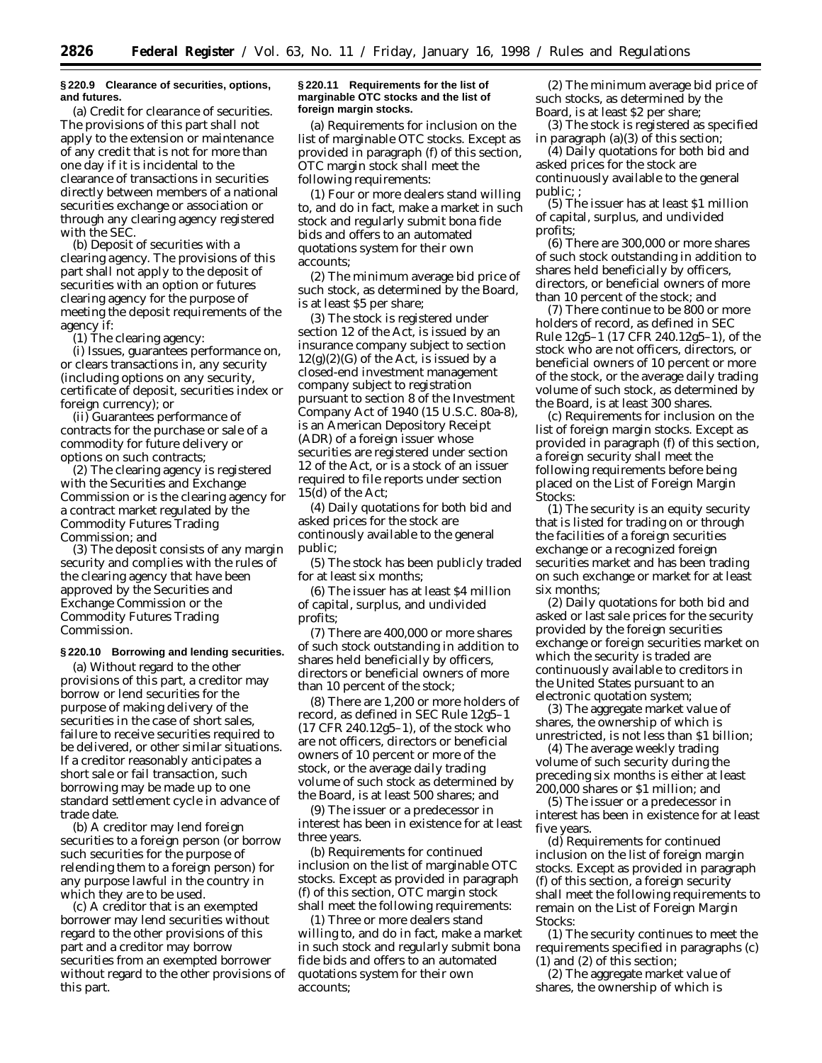**§ 220.9 Clearance of securities, options, and futures.**

(a) *Credit for clearance of securities.* The provisions of this part shall not apply to the extension or maintenance of any credit that is not for more than one day if it is incidental to the clearance of transactions in securities directly between members of a national securities exchange or association or through any clearing agency registered with the SEC.

(b) *Deposit of securities with a clearing agency.* The provisions of this part shall not apply to the deposit of securities with an option or futures clearing agency for the purpose of meeting the deposit requirements of the agency if:

(1) The clearing agency:

(i) Issues, guarantees performance on, or clears transactions in, any security (including options on any security, certificate of deposit, securities index or foreign currency); or

(ii) Guarantees performance of contracts for the purchase or sale of a commodity for future delivery or options on such contracts;

(2) The clearing agency is registered with the Securities and Exchange Commission or is the clearing agency for a contract market regulated by the Commodity Futures Trading Commission; and

(3) The deposit consists of any margin security and complies with the rules of the clearing agency that have been approved by the Securities and Exchange Commission or the Commodity Futures Trading Commission.

**§ 220.10 Borrowing and lending securities.**

(a) Without regard to the other provisions of this part, a creditor may borrow or lend securities for the purpose of making delivery of the securities in the case of short sales, failure to receive securities required to be delivered, or other similar situations. If a creditor reasonably anticipates a short sale or fail transaction, such borrowing may be made up to one standard settlement cycle in advance of trade date.

(b) A creditor may lend foreign securities to a foreign person (or borrow such securities for the purpose of relending them to a foreign person) for any purpose lawful in the country in which they are to be used.

(c) A creditor that is an exempted borrower may lend securities without regard to the other provisions of this part and a creditor may borrow securities from an exempted borrower without regard to the other provisions of this part.

**§ 220.11 Requirements for the list of marginable OTC stocks and the list of foreign margin stocks.**

(a) *Requirements for inclusion on the list of marginable OTC stocks.* Except as provided in paragraph (f) of this section, OTC margin stock shall meet the following requirements:

(1) Four or more dealers stand willing to, and do in fact, make a market in such stock and regularly submit bona fide bids and offers to an automated quotations system for their own accounts;

(2) The minimum average bid price of such stock, as determined by the Board, is at least $5 per share;

(3) The stock is registered under section 12 of the Act, is issued by an insurance company subject to section 12(g)(2)(G) of the Act, is issued by a closed-end investment management company subject to registration pursuant to section 8 of the Investment Company Act of 1940 (15 U.S.C. 80a-8), is an American Depository Receipt (ADR) of a foreign issuer whose securities are registered under section 12 of the Act, or is a stock of an issuer required to file reports under section 15(d) of the Act;

(4) Daily quotations for both bid and asked prices for the stock are continously available to the general public;

(5) The stock has been publicly traded for at least six months;

(6) The issuer has at least $4 million of capital, surplus, and undivided profits;

(7) There are 400,000 or more shares of such stock outstanding in addition to shares held beneficially by officers, directors or beneficial owners of more than 10 percent of the stock;

(8) There are 1,200 or more holders of record, as defined in SEC Rule 12g5–1 (17 CFR 240.12g5–1), of the stock who are not officers, directors or beneficial owners of 10 percent or more of the stock, or the average daily trading volume of such stock as determined by the Board, is at least 500 shares; and

(9) The issuer or a predecessor in interest has been in existence for at least three years.

(b) *Requirements for continued inclusion on the list of marginable OTC stocks.* Except as provided in paragraph (f) of this section, OTC margin stock shall meet the following requirements:

(1) Three or more dealers stand willing to, and do in fact, make a market in such stock and regularly submit bona fide bids and offers to an automated quotations system for their own accounts;

(2) The minimum average bid price of such stocks, as determined by the Board, is at least $2 per share;

(3) The stock is registered as specified in paragraph (a)(3) of this section;

(4) Daily quotations for both bid and asked prices for the stock are continuously available to the general public; ;

(5) The issuer has at least $1 million of capital, surplus, and undivided profits;

(6) There are 300,000 or more shares of such stock outstanding in addition to shares held beneficially by officers, directors, or beneficial owners of more than 10 percent of the stock; and

(7) There continue to be 800 or more holders of record, as defined in SEC Rule 12g5–1 (17 CFR 240.12g5–1), of the stock who are not officers, directors, or beneficial owners of 10 percent or more of the stock, or the average daily trading volume of such stock, as determined by the Board, is at least 300 shares.

(c) *Requirements for inclusion on the list of foreign margin stocks.* Except as provided in paragraph (f) of this section, a foreign security shall meet the following requirements before being placed on the List of Foreign Margin Stocks:

(1) The security is an equity security that is listed for trading on or through the facilities of a foreign securities exchange or a recognized foreign securities market and has been trading on such exchange or market for at least six months;

(2) Daily quotations for both bid and asked or last sale prices for the security provided by the foreign securities exchange or foreign securities market on which the security is traded are continuously available to creditors in the United States pursuant to an electronic quotation system;

(3) The aggregate market value of shares, the ownership of which is unrestricted, is not less than $1 billion;

(4) The average weekly trading volume of such security during the preceding six months is either at least 200,000 shares or $1 million; and

(5) The issuer or a predecessor in interest has been in existence for at least five years.

(d) *Requirements for continued inclusion on the list of foreign margin stocks.* Except as provided in paragraph (f) of this section, a foreign security shall meet the following requirements to remain on the List of Foreign Margin Stocks:

(1) The security continues to meet the requirements specified in paragraphs (c) (1) and (2) of this section;

(2) The aggregate market value of shares, the ownership of which is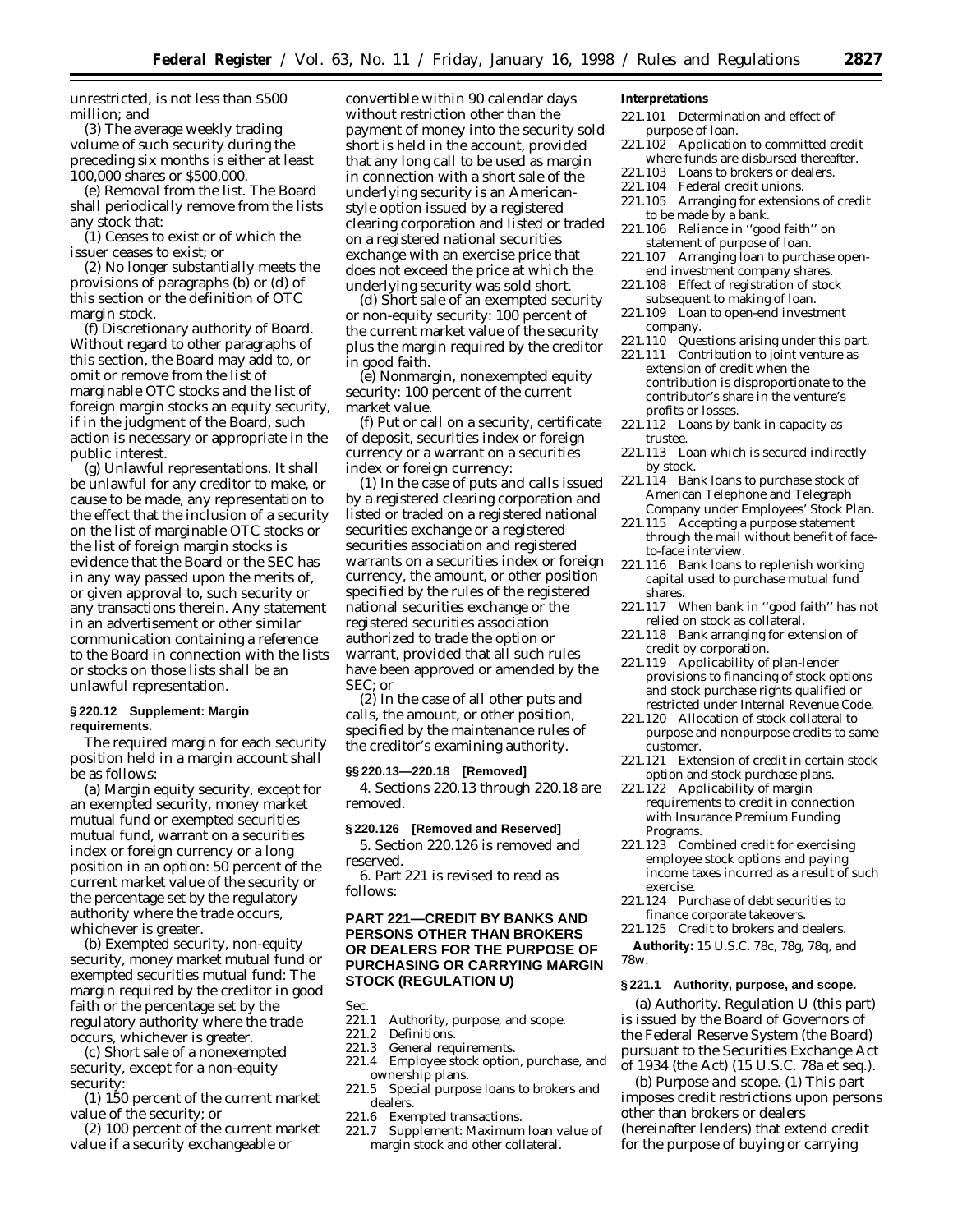unrestricted, is not less than $500 million; and

(3) The average weekly trading volume of such security during the preceding six months is either at least 100,000 shares or $500,000.

(e) *Removal from the list.* The Board shall periodically remove from the lists any stock that:

(1) Ceases to exist or of which the issuer ceases to exist; or

(2) No longer substantially meets the provisions of paragraphs (b) or (d) of this section or the definition of OTC margin stock.

(f) *Discretionary authority of Board.* Without regard to other paragraphs of this section, the Board may add to, or omit or remove from the list of marginable OTC stocks and the list of foreign margin stocks an equity security, if in the judgment of the Board, such action is necessary or appropriate in the public interest.

(g) *Unlawful representations.* It shall be unlawful for any creditor to make, or cause to be made, any representation to the effect that the inclusion of a security on the list of marginable OTC stocks or the list of foreign margin stocks is evidence that the Board or the SEC has in any way passed upon the merits of, or given approval to, such security or any transactions therein. Any statement in an advertisement or other similar communication containing a reference to the Board in connection with the lists or stocks on those lists shall be an unlawful representation.

**§ 220.12 Supplement: Margin requirements.**

The required margin for each security position held in a margin account shall be as follows:

(a) *Margin equity security, except for an exempted security, money market mutual fund or exempted securities mutual fund, warrant on a securities index or foreign currency or a long position in an option:* 50 percent of the current market value of the security or the percentage set by the regulatory authority where the trade occurs, whichever is greater.

(b) *Exempted security, non-equity security, money market mutual fund or exempted securities mutual fund:* The margin required by the creditor in good faith or the percentage set by the regulatory authority where the trade occurs, whichever is greater.

(c) *Short sale of a nonexempted security, except for a non-equity security:*

(1) 150 percent of the current market value of the security; or

(2) 100 percent of the current market value if a security exchangeable or convertible within 90 calendar days without restriction other than the payment of money into the security sold short is held in the account, provided that any long call to be used as margin in connection with a short sale of the underlying security is an American-style option issued by a registered clearing corporation and listed or traded on a registered national securities exchange with an exercise price that does not exceed the price at which the underlying security was sold short.

(d) *Short sale of an exempted security or non-equity security:* 100 percent of the current market value of the security plus the margin required by the creditor in good faith.

(e) *Nonmargin, nonexempted equity security:* 100 percent of the current market value.

(f) *Put or call on a security, certificate of deposit, securities index or foreign currency or a warrant on a securities index or foreign currency:*

(1) In the case of puts and calls issued by a registered clearing corporation and listed or traded on a registered national securities exchange or a registered securities association and registered warrants on a securities index or foreign currency, the amount, or other position specified by the rules of the registered national securities exchange or the registered securities association authorized to trade the option or warrant, provided that all such rules have been approved or amended by the SEC; or

(2) In the case of all other puts and calls, the amount, or other position, specified by the maintenance rules of the creditor's examining authority.

**§§ 220.13—220.18 [Removed]**

4. Sections 220.13 through 220.18 are removed.

**§ 220.126 [Removed and Reserved]**

5. Section 220.126 is removed and reserved.

6. Part 221 is revised to read as follows:

## PART 221—CREDIT BY BANKS AND PERSONS OTHER THAN BROKERS OR DEALERS FOR THE PURPOSE OF PURCHASING OR CARRYING MARGIN STOCK (REGULATION U)

Sec.
221.1 Authority, purpose, and scope.
221.2 Definitions.
221.3 General requirements.
221.4 Employee stock option, purchase, and ownership plans.
221.5 Special purpose loans to brokers and dealers.
221.6 Exempted transactions.
221.7 Supplement: Maximum loan value of margin stock and other collateral.

**Interpretations**

221.101 Determination and effect of purpose of loan.
221.102 Application to committed credit where funds are disbursed thereafter.
221.103 Loans to brokers or dealers.
221.104 Federal credit unions.
221.105 Arranging for extensions of credit to be made by a bank.
221.106 Reliance in "good faith" on statement of purpose of loan.
221.107 Arranging loan to purchase open-end investment company shares.
221.108 Effect of registration of stock subsequent to making of loan.
221.109 Loan to open-end investment company.
221.110 Questions arising under this part.
221.111 Contribution to joint venture as extension of credit when the contribution is disproportionate to the contributor's share in the venture's profits or losses.
221.112 Loans by bank in capacity as trustee.
221.113 Loan which is secured indirectly by stock.
221.114 Bank loans to purchase stock of American Telephone and Telegraph Company under Employees' Stock Plan.
221.115 Accepting a purpose statement through the mail without benefit of face-to-face interview.
221.116 Bank loans to replenish working capital used to purchase mutual fund shares.
221.117 When bank in "good faith" has not relied on stock as collateral.
221.118 Bank arranging for extension of credit by corporation.
221.119 Applicability of plan-lender provisions to financing of stock options and stock purchase rights qualified or restricted under Internal Revenue Code.
221.120 Allocation of stock collateral to purpose and nonpurpose credits to same customer.
221.121 Extension of credit in certain stock option and stock purchase plans.
221.122 Applicability of margin requirements to credit in connection with Insurance Premium Funding Programs.
221.123 Combined credit for exercising employee stock options and paying income taxes incurred as a result of such exercise.
221.124 Purchase of debt securities to finance corporate takeovers.
221.125 Credit to brokers and dealers.

**Authority:** 15 U.S.C. 78c, 78g, 78q, and 78w.

**§ 221.1 Authority, purpose, and scope.**

(a) *Authority.* Regulation U (this part) is issued by the Board of Governors of the Federal Reserve System (the Board) pursuant to the Securities Exchange Act of 1934 (the Act) (15 U.S.C. 78a *et seq.*).

(b) *Purpose and scope.* (1) This part imposes credit restrictions upon persons other than brokers or dealers (hereinafter lenders) that extend credit for the purpose of buying or carrying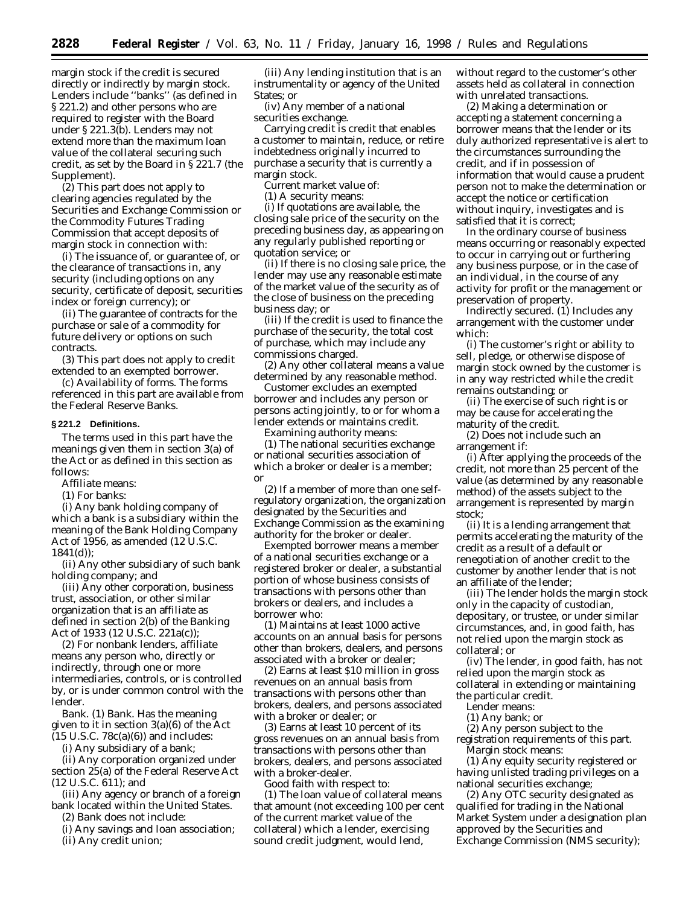margin stock if the credit is secured directly or indirectly by margin stock. Lenders include ''banks'' (as defined in § 221.2) and other persons who are required to register with the Board under § 221.3(b). Lenders may not extend more than the maximum loan value of the collateral securing such credit, as set by the Board in § 221.7 (the Supplement).

(2) This part does not apply to clearing agencies regulated by the Securities and Exchange Commission or the Commodity Futures Trading Commission that accept deposits of margin stock in connection with:

(i) The issuance of, or guarantee of, or the clearance of transactions in, any security (including options on any security, certificate of deposit, securities index or foreign currency); or

(ii) The guarantee of contracts for the purchase or sale of a commodity for future delivery or options on such contracts.

(3) This part does not apply to credit extended to an exempted borrower.

(c) *Availability of forms.* The forms referenced in this part are available from the Federal Reserve Banks.

**§ 221.2 Definitions.**

The terms used in this part have the meanings given them in section 3(a) of the Act or as defined in this section as follows:

*Affiliate* means:

(1) For banks:

(i) Any bank holding company of which a bank is a subsidiary within the meaning of the Bank Holding Company Act of 1956, as amended (12 U.S.C. 1841(d));

(ii) Any other subsidiary of such bank holding company; and

(iii) Any other corporation, business trust, association, or other similar organization that is an affiliate as defined in section 2(b) of the Banking Act of 1933 (12 U.S.C. 221a(c));

(2) For nonbank lenders, affiliate means any person who, directly or indirectly, through one or more intermediaries, controls, or is controlled by, or is under common control with the lender.

*Bank.* (1) *Bank.* Has the meaning given to it in section 3(a)(6) of the Act (15 U.S.C. 78c(a)(6)) and includes:

(i) Any subsidiary of a bank;

(ii) Any corporation organized under section 25(a) of the Federal Reserve Act (12 U.S.C. 611); and

(iii) Any agency or branch of a foreign bank located within the United States.

(2) *Bank* does not include:

(i) Any savings and loan association;

(ii) Any credit union;

(iii) Any lending institution that is an instrumentality or agency of the United States; or

(iv) Any member of a national securities exchange.

*Carrying credit* is credit that enables a customer to maintain, reduce, or retire indebtedness originally incurred to purchase a security that is currently a margin stock.

*Current market value* of:

(1) A security means:

(i) If quotations are available, the closing sale price of the security on the preceding business day, as appearing on any regularly published reporting or quotation service; or

(ii) If there is no closing sale price, the lender may use any reasonable estimate of the market value of the security as of the close of business on the preceding business day; or

(iii) If the credit is used to finance the purchase of the security, the total cost of purchase, which may include any commissions charged.

(2) Any other collateral means a value determined by any reasonable method.

*Customer* excludes an exempted borrower and includes any person or persons acting jointly, to or for whom a lender extends or maintains credit.

*Examining authority* means:

(1) The national securities exchange or national securities association of which a broker or dealer is a member; or

(2) If a member of more than one self-regulatory organization, the organization designated by the Securities and Exchange Commission as the examining authority for the broker or dealer.

*Exempted borrower* means a member of a national securities exchange or a registered broker or dealer, a substantial portion of whose business consists of transactions with persons other than brokers or dealers, and includes a borrower who:

(1) Maintains at least 1000 active accounts on an annual basis for persons other than brokers, dealers, and persons associated with a broker or dealer;

(2) Earns at least $10 million in gross revenues on an annual basis from transactions with persons other than brokers, dealers, and persons associated with a broker or dealer; or

(3) Earns at least 10 percent of its gross revenues on an annual basis from transactions with persons other than brokers, dealers, and persons associated with a broker-dealer.

*Good faith* with respect to:

(1) The loan value of collateral means that amount (not exceeding 100 per cent of the current market value of the collateral) which a lender, exercising sound credit judgment, would lend, without regard to the customer's other assets held as collateral in connection with unrelated transactions.

(2) Making a determination or accepting a statement concerning a borrower means that the lender or its duly authorized representative is alert to the circumstances surrounding the credit, and if in possession of information that would cause a prudent person not to make the determination or accept the notice or certification without inquiry, investigates and is satisfied that it is correct;

*In the ordinary course of business* means occurring or reasonably expected to occur in carrying out or furthering any business purpose, or in the case of an individual, in the course of any activity for profit or the management or preservation of property.

*Indirectly secured.* (1) Includes any arrangement with the customer under which:

(i) The customer's right or ability to sell, pledge, or otherwise dispose of margin stock owned by the customer is in any way restricted while the credit remains outstanding; or

(ii) The exercise of such right is or may be cause for accelerating the maturity of the credit.

(2) Does not include such an arrangement if:

(i) After applying the proceeds of the credit, not more than 25 percent of the value (as determined by any reasonable method) of the assets subject to the arrangement is represented by margin stock;

(ii) It is a lending arrangement that permits accelerating the maturity of the credit as a result of a default or renegotiation of another credit to the customer by another lender that is not an affiliate of the lender;

(iii) The lender holds the margin stock only in the capacity of custodian, depositary, or trustee, or under similar circumstances, and, in good faith, has not relied upon the margin stock as collateral; or

(iv) The lender, in good faith, has not relied upon the margin stock as collateral in extending or maintaining the particular credit.

*Lender* means:

(1) Any bank; or

(2) Any person subject to the registration requirements of this part.

*Margin stock* means:

(1) Any equity security registered or having unlisted trading privileges on a national securities exchange;

(2) Any OTC security designated as qualified for trading in the National Market System under a designation plan approved by the Securities and Exchange Commission (NMS security);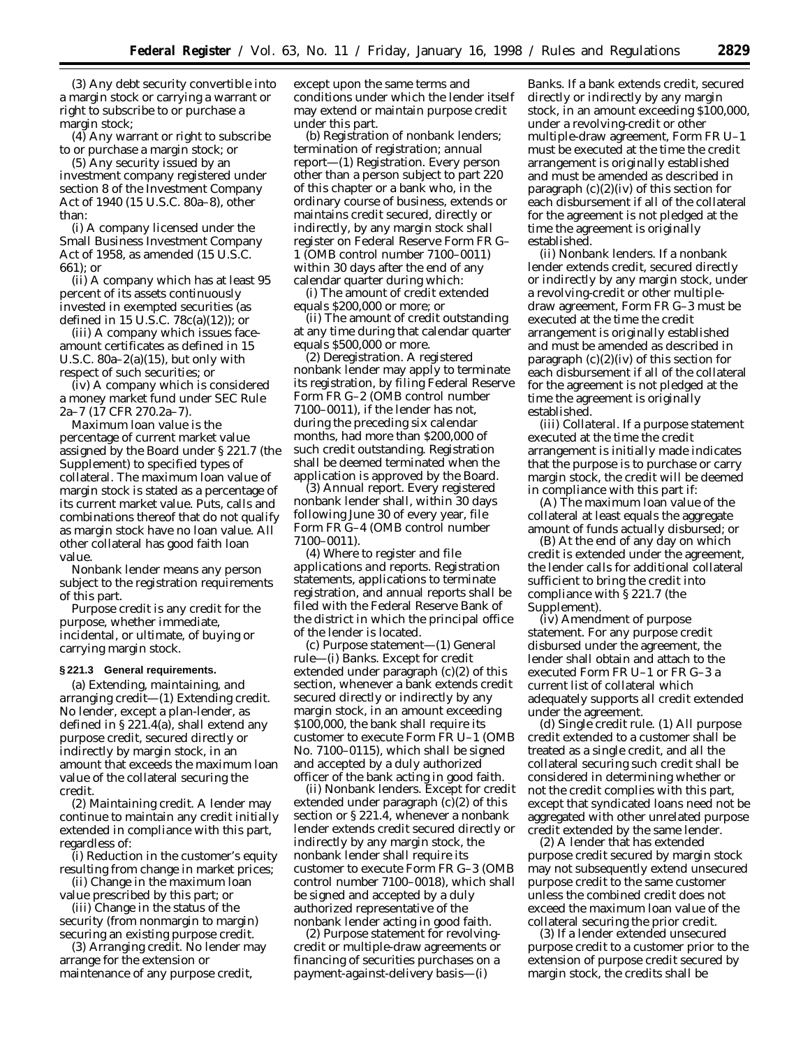(3) Any debt security convertible into a margin stock or carrying a warrant or right to subscribe to or purchase a margin stock;

(4) Any warrant or right to subscribe to or purchase a margin stock; or

(5) Any security issued by an investment company registered under section 8 of the Investment Company Act of 1940 (15 U.S.C. 80a–8), other than:

(i) A company licensed under the Small Business Investment Company Act of 1958, as amended (15 U.S.C. 661); or

(ii) A company which has at least 95 percent of its assets continuously invested in exempted securities (as defined in 15 U.S.C. 78c(a)(12)); or

(iii) A company which issues face-amount certificates as defined in 15 U.S.C. 80a–2(a)(15), but only with respect of such securities; or

(iv) A company which is considered a money market fund under SEC Rule 2a–7 (17 CFR 270.2a–7).

*Maximum loan value* is the percentage of current market value assigned by the Board under § 221.7 (the Supplement) to specified types of collateral. The maximum loan value of margin stock is stated as a percentage of its current market value. Puts, calls and combinations thereof that do not qualify as margin stock have no loan value. All other collateral has good faith loan value.

*Nonbank lender* means any person subject to the registration requirements of this part.

*Purpose credit* is any credit for the purpose, whether immediate, incidental, or ultimate, of buying or carrying margin stock.

**§ 221.3 General requirements.**

(a) *Extending, maintaining, and arranging credit*—(1) *Extending credit.* No lender, except a plan-lender, as defined in § 221.4(a), shall extend any purpose credit, secured directly or indirectly by margin stock, in an amount that exceeds the maximum loan value of the collateral securing the credit.

(2) *Maintaining credit.* A lender may continue to maintain any credit initially extended in compliance with this part, regardless of:

(i) Reduction in the customer's equity resulting from change in market prices;

(ii) Change in the maximum loan value prescribed by this part; or

(iii) Change in the status of the security (from nonmargin to margin) securing an existing purpose credit.

(3) *Arranging credit.* No lender may arrange for the extension or maintenance of any purpose credit, except upon the same terms and conditions under which the lender itself may extend or maintain purpose credit under this part.

(b) *Registration of nonbank lenders; termination of registration; annual report*—(1) *Registration.* Every person other than a person subject to part 220 of this chapter or a bank who, in the ordinary course of business, extends or maintains credit secured, directly or indirectly, by any margin stock shall register on Federal Reserve Form FR G–1 (OMB control number 7100–0011) within 30 days after the end of any calendar quarter during which:

(i) The amount of credit extended equals $200,000 or more; or

(ii) The amount of credit outstanding at any time during that calendar quarter equals $500,000 or more.

(2) *Deregistration.* A registered nonbank lender may apply to terminate its registration, by filing Federal Reserve Form FR G–2 (OMB control number 7100–0011), if the lender has not, during the preceding six calendar months, had more than $200,000 of such credit outstanding. Registration shall be deemed terminated when the application is approved by the Board.

(3) *Annual report.* Every registered nonbank lender shall, within 30 days following June 30 of every year, file Form FR G–4 (OMB control number 7100–0011).

(4) *Where to register and file applications and reports.* Registration statements, applications to terminate registration, and annual reports shall be filed with the Federal Reserve Bank of the district in which the principal office of the lender is located.

(c) *Purpose statement*—(1) *General rule*—(i) *Banks.* Except for credit extended under paragraph (c)(2) of this section, whenever a bank extends credit secured directly or indirectly by any margin stock, in an amount exceeding $100,000, the bank shall require its customer to execute Form FR U–1 (OMB No. 7100–0115), which shall be signed and accepted by a duly authorized officer of the bank acting in good faith.

(ii) *Nonbank lenders.* Except for credit extended under paragraph (c)(2) of this section or § 221.4, whenever a nonbank lender extends credit secured directly or indirectly by any margin stock, the nonbank lender shall require its customer to execute Form FR G–3 (OMB control number 7100–0018), which shall be signed and accepted by a duly authorized representative of the nonbank lender acting in good faith.

(2) *Purpose statement for revolving-credit or multiple-draw agreements or financing of securities purchases on a payment-against-delivery basis*—(i) *Banks.* If a bank extends credit, secured directly or indirectly by any margin stock, in an amount exceeding $100,000, under a revolving-credit or other multiple-draw agreement, Form FR U–1 must be executed at the time the credit arrangement is originally established and must be amended as described in paragraph (c)(2)(iv) of this section for each disbursement if all of the collateral for the agreement is not pledged at the time the agreement is originally established.

(ii) *Nonbank lenders.* If a nonbank lender extends credit, secured directly or indirectly by any margin stock, under a revolving-credit or other multiple-draw agreement, Form FR G–3 must be executed at the time the credit arrangement is originally established and must be amended as described in paragraph (c)(2)(iv) of this section for each disbursement if all of the collateral for the agreement is not pledged at the time the agreement is originally established.

(iii) *Collateral.* If a purpose statement executed at the time the credit arrangement is initially made indicates that the purpose is to purchase or carry margin stock, the credit will be deemed in compliance with this part if:

(A) The maximum loan value of the collateral at least equals the aggregate amount of funds actually disbursed; or

(B) At the end of any day on which credit is extended under the agreement, the lender calls for additional collateral sufficient to bring the credit into compliance with § 221.7 (the Supplement).

(iv) *Amendment of purpose statement.* For any purpose credit disbursed under the agreement, the lender shall obtain and attach to the executed Form FR U–1 or FR G–3 a current list of collateral which adequately supports all credit extended under the agreement.

(d) *Single credit rule.* (1) All purpose credit extended to a customer shall be treated as a single credit, and all the collateral securing such credit shall be considered in determining whether or not the credit complies with this part, except that syndicated loans need not be aggregated with other unrelated purpose credit extended by the same lender.

(2) A lender that has extended purpose credit secured by margin stock may not subsequently extend unsecured purpose credit to the same customer unless the combined credit does not exceed the maximum loan value of the collateral securing the prior credit.

(3) If a lender extended unsecured purpose credit to a customer prior to the extension of purpose credit secured by margin stock, the credits shall be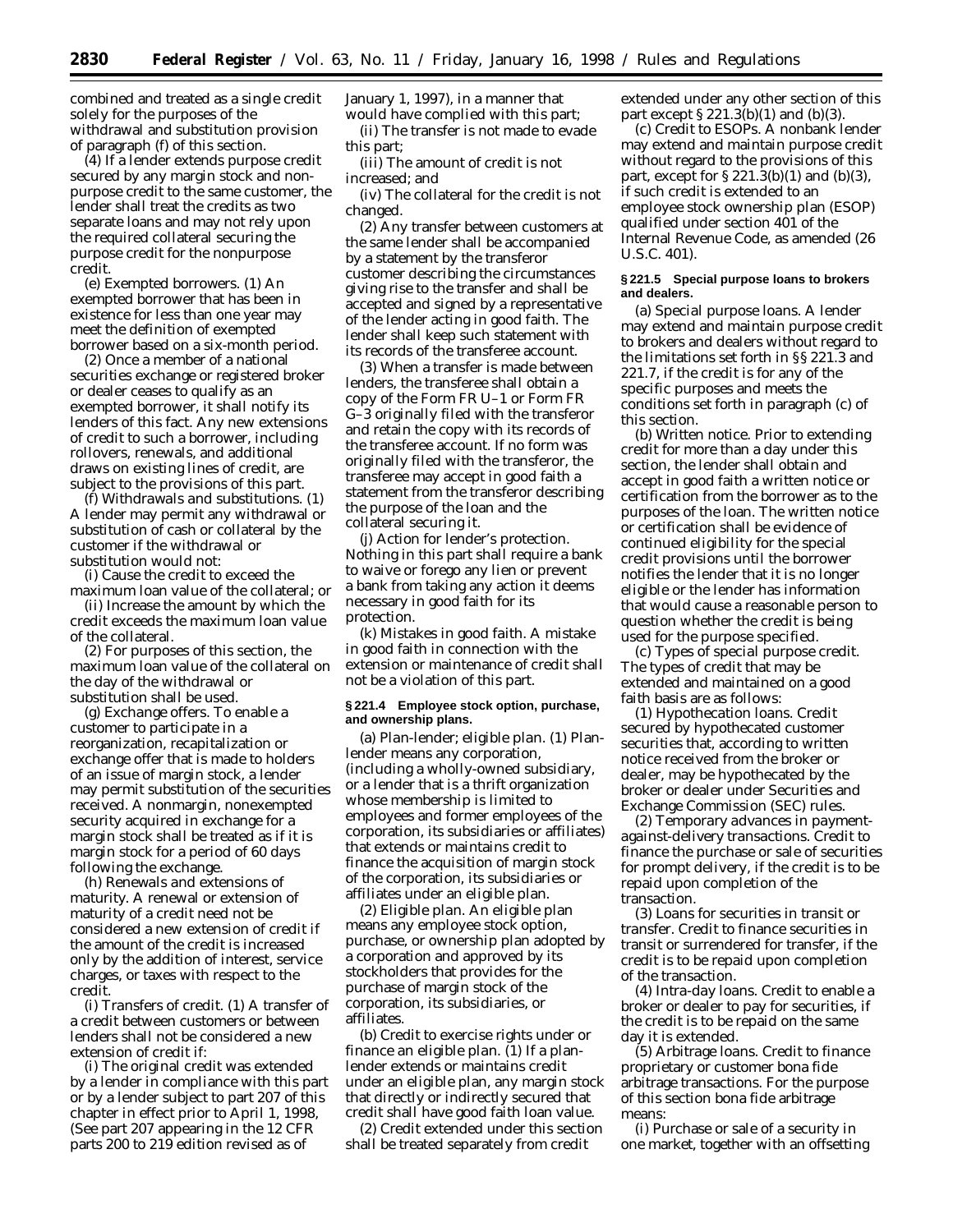combined and treated as a single credit solely for the purposes of the withdrawal and substitution provision of paragraph (f) of this section.

(4) If a lender extends purpose credit secured by any margin stock and non-purpose credit to the same customer, the lender shall treat the credits as two separate loans and may not rely upon the required collateral securing the purpose credit for the nonpurpose credit.

(e) *Exempted borrowers.* (1) An exempted borrower that has been in existence for less than one year may meet the definition of exempted borrower based on a six-month period.

(2) Once a member of a national securities exchange or registered broker or dealer ceases to qualify as an exempted borrower, it shall notify its lenders of this fact. Any new extensions of credit to such a borrower, including rollovers, renewals, and additional draws on existing lines of credit, are subject to the provisions of this part.

(f) *Withdrawals and substitutions.* (1) A lender may permit any withdrawal or substitution of cash or collateral by the customer if the withdrawal or substitution would not:

(i) Cause the credit to exceed the maximum loan value of the collateral; or

(ii) Increase the amount by which the credit exceeds the maximum loan value of the collateral.

(2) For purposes of this section, the maximum loan value of the collateral on the day of the withdrawal or substitution shall be used.

(g) *Exchange offers.* To enable a customer to participate in a reorganization, recapitalization or exchange offer that is made to holders of an issue of margin stock, a lender may permit substitution of the securities received. A nonmargin, nonexempted security acquired in exchange for a margin stock shall be treated as if it is margin stock for a period of 60 days following the exchange.

(h) *Renewals and extensions of maturity.* A renewal or extension of maturity of a credit need not be considered a new extension of credit if the amount of the credit is increased only by the addition of interest, service charges, or taxes with respect to the credit.

(i) *Transfers of credit.* (1) A transfer of a credit between customers or between lenders shall not be considered a new extension of credit if:

(i) The original credit was extended by a lender in compliance with this part or by a lender subject to part 207 of this chapter in effect prior to April 1, 1998, (See part 207 appearing in the 12 CFR parts 200 to 219 edition revised as of January 1, 1997), in a manner that would have complied with this part;

(ii) The transfer is not made to evade this part;

(iii) The amount of credit is not increased; and

(iv) The collateral for the credit is not changed.

(2) Any transfer between customers at the same lender shall be accompanied by a statement by the transferor customer describing the circumstances giving rise to the transfer and shall be accepted and signed by a representative of the lender acting in good faith. The lender shall keep such statement with its records of the transferee account.

(3) When a transfer is made between lenders, the transferee shall obtain a copy of the Form FR U–1 or Form FR G–3 originally filed with the transferor and retain the copy with its records of the transferee account. If no form was originally filed with the transferor, the transferee may accept in good faith a statement from the transferor describing the purpose of the loan and the collateral securing it.

(j) *Action for lender's protection.* Nothing in this part shall require a bank to waive or forego any lien or prevent a bank from taking any action it deems necessary in good faith for its protection.

(k) *Mistakes in good faith.* A mistake in good faith in connection with the extension or maintenance of credit shall not be a violation of this part.

## § 221.4 Employee stock option, purchase, and ownership plans.

(a) *Plan-lender; eligible plan.* (1) *Plan-lender* means any corporation, (including a wholly-owned subsidiary, or a lender that is a thrift organization whose membership is limited to employees and former employees of the corporation, its subsidiaries or affiliates) that extends or maintains credit to finance the acquisition of margin stock of the corporation, its subsidiaries or affiliates under an eligible plan.

(2) *Eligible plan.* An eligible plan means any employee stock option, purchase, or ownership plan adopted by a corporation and approved by its stockholders that provides for the purchase of margin stock of the corporation, its subsidiaries, or affiliates.

(b) *Credit to exercise rights under or finance an eligible plan.* (1) If a plan-lender extends or maintains credit under an eligible plan, any margin stock that directly or indirectly secured that credit shall have good faith loan value.

(2) Credit extended under this section shall be treated separately from credit extended under any other section of this part except § 221.3(b)(1) and (b)(3).

(c) *Credit to ESOPs.* A nonbank lender may extend and maintain purpose credit without regard to the provisions of this part, except for § 221.3(b)(1) and (b)(3), if such credit is extended to an employee stock ownership plan (ESOP) qualified under section 401 of the Internal Revenue Code, as amended (26 U.S.C. 401).

## § 221.5 Special purpose loans to brokers and dealers.

(a) *Special purpose loans.* A lender may extend and maintain purpose credit to brokers and dealers without regard to the limitations set forth in §§ 221.3 and 221.7, if the credit is for any of the specific purposes and meets the conditions set forth in paragraph (c) of this section.

(b) *Written notice.* Prior to extending credit for more than a day under this section, the lender shall obtain and accept in good faith a written notice or certification from the borrower as to the purposes of the loan. The written notice or certification shall be evidence of continued eligibility for the special credit provisions until the borrower notifies the lender that it is no longer eligible or the lender has information that would cause a reasonable person to question whether the credit is being used for the purpose specified.

(c) *Types of special purpose credit.* The types of credit that may be extended and maintained on a good faith basis are as follows:

(1) *Hypothecation loans.* Credit secured by hypothecated customer securities that, according to written notice received from the broker or dealer, may be hypothecated by the broker or dealer under Securities and Exchange Commission (SEC) rules.

(2) *Temporary advances in payment-against-delivery transactions.* Credit to finance the purchase or sale of securities for prompt delivery, if the credit is to be repaid upon completion of the transaction.

(3) *Loans for securities in transit or transfer.* Credit to finance securities in transit or surrendered for transfer, if the credit is to be repaid upon completion of the transaction.

(4) *Intra-day loans.* Credit to enable a broker or dealer to pay for securities, if the credit is to be repaid on the same day it is extended.

(5) *Arbitrage loans.* Credit to finance proprietary or customer bona fide arbitrage transactions. For the purpose of this section bona fide arbitrage means:

(i) Purchase or sale of a security in one market, together with an offsetting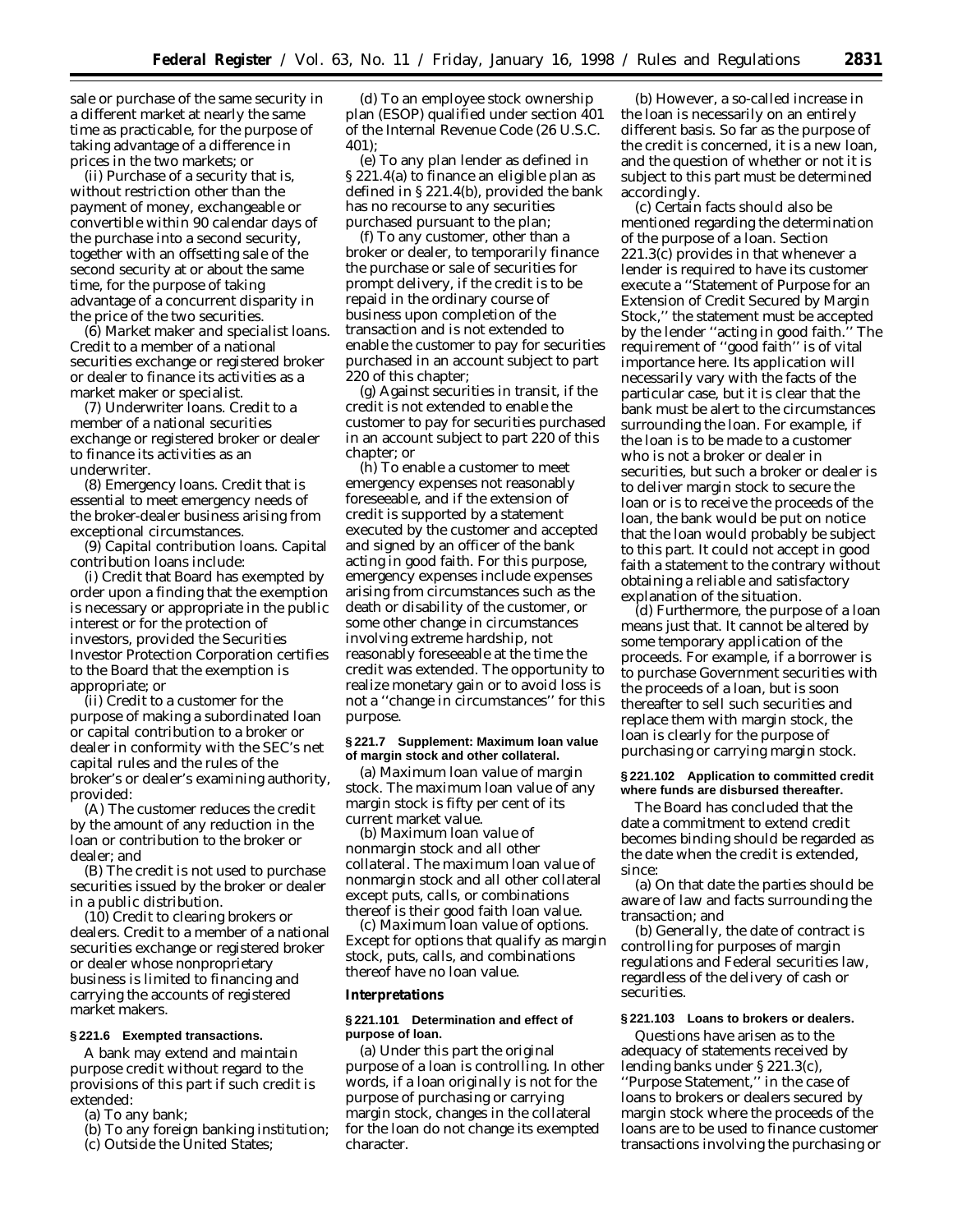sale or purchase of the same security in a different market at nearly the same time as practicable, for the purpose of taking advantage of a difference in prices in the two markets; or

(ii) Purchase of a security that is, without restriction other than the payment of money, exchangeable or convertible within 90 calendar days of the purchase into a second security, together with an offsetting sale of the second security at or about the same time, for the purpose of taking advantage of a concurrent disparity in the price of the two securities.

(6) *Market maker and specialist loans.* Credit to a member of a national securities exchange or registered broker or dealer to finance its activities as a market maker or specialist.

(7) *Underwriter loans.* Credit to a member of a national securities exchange or registered broker or dealer to finance its activities as an underwriter.

(8) *Emergency loans.* Credit that is essential to meet emergency needs of the broker-dealer business arising from exceptional circumstances.

(9) *Capital contribution loans.* Capital contribution loans include:

(i) Credit that Board has exempted by order upon a finding that the exemption is necessary or appropriate in the public interest or for the protection of investors, provided the Securities Investor Protection Corporation certifies to the Board that the exemption is appropriate; or

(ii) Credit to a customer for the purpose of making a subordinated loan or capital contribution to a broker or dealer in conformity with the SEC's net capital rules and the rules of the broker's or dealer's examining authority, provided:

(A) The customer reduces the credit by the amount of any reduction in the loan or contribution to the broker or dealer; and

(B) The credit is not used to purchase securities issued by the broker or dealer in a public distribution.

(10) *Credit to clearing brokers or dealers.* Credit to a member of a national securities exchange or registered broker or dealer whose nonproprietary business is limited to financing and carrying the accounts of registered market makers.

**§ 221.6 Exempted transactions.**

A bank may extend and maintain purpose credit without regard to the provisions of this part if such credit is extended:

(a) To any bank;

(b) To any foreign banking institution;

(c) Outside the United States;

(d) To an employee stock ownership plan (ESOP) qualified under section 401 of the Internal Revenue Code (26 U.S.C. 401);

(e) To any plan lender as defined in § 221.4(a) to finance an eligible plan as defined in § 221.4(b), provided the bank has no recourse to any securities purchased pursuant to the plan;

(f) To any customer, other than a broker or dealer, to temporarily finance the purchase or sale of securities for prompt delivery, if the credit is to be repaid in the ordinary course of business upon completion of the transaction and is not extended to enable the customer to pay for securities purchased in an account subject to part 220 of this chapter;

(g) Against securities in transit, if the credit is not extended to enable the customer to pay for securities purchased in an account subject to part 220 of this chapter; or

(h) To enable a customer to meet emergency expenses not reasonably foreseeable, and if the extension of credit is supported by a statement executed by the customer and accepted and signed by an officer of the bank acting in good faith. For this purpose, emergency expenses include expenses arising from circumstances such as the death or disability of the customer, or some other change in circumstances involving extreme hardship, not reasonably foreseeable at the time the credit was extended. The opportunity to realize monetary gain or to avoid loss is not a "change in circumstances" for this purpose.

**§ 221.7 Supplement: Maximum loan value of margin stock and other collateral.**

(a) *Maximum loan value of margin stock.* The maximum loan value of any margin stock is fifty per cent of its current market value.

(b) *Maximum loan value of nonmargin stock and all other collateral.* The maximum loan value of nonmargin stock and all other collateral except puts, calls, or combinations thereof is their good faith loan value.

(c) *Maximum loan value of options.* Except for options that qualify as margin stock, puts, calls, and combinations thereof have no loan value.

***Interpretations***

**§ 221.101 Determination and effect of purpose of loan.**

(a) Under this part the original purpose of a loan is controlling. In other words, if a loan originally is not for the purpose of purchasing or carrying margin stock, changes in the collateral for the loan do not change its exempted character.

(b) However, a so-called increase in the loan is necessarily on an entirely different basis. So far as the purpose of the credit is concerned, it is a new loan, and the question of whether or not it is subject to this part must be determined accordingly.

(c) Certain facts should also be mentioned regarding the determination of the purpose of a loan. Section 221.3(c) provides in that whenever a lender is required to have its customer execute a "Statement of Purpose for an Extension of Credit Secured by Margin Stock," the statement must be accepted by the lender "acting in good faith." The requirement of "good faith" is of vital importance here. Its application will necessarily vary with the facts of the particular case, but it is clear that the bank must be alert to the circumstances surrounding the loan. For example, if the loan is to be made to a customer who is not a broker or dealer in securities, but such a broker or dealer is to deliver margin stock to secure the loan or is to receive the proceeds of the loan, the bank would be put on notice that the loan would probably be subject to this part. It could not accept in good faith a statement to the contrary without obtaining a reliable and satisfactory explanation of the situation.

(d) Furthermore, the purpose of a loan means just that. It cannot be altered by some temporary application of the proceeds. For example, if a borrower is to purchase Government securities with the proceeds of a loan, but is soon thereafter to sell such securities and replace them with margin stock, the loan is clearly for the purpose of purchasing or carrying margin stock.

**§ 221.102 Application to committed credit where funds are disbursed thereafter.**

The Board has concluded that the date a commitment to extend credit becomes binding should be regarded as the date when the credit is extended, since:

(a) On that date the parties should be aware of law and facts surrounding the transaction; and

(b) Generally, the date of contract is controlling for purposes of margin regulations and Federal securities law, regardless of the delivery of cash or securities.

**§ 221.103 Loans to brokers or dealers.**

Questions have arisen as to the adequacy of statements received by lending banks under § 221.3(c), "Purpose Statement," in the case of loans to brokers or dealers secured by margin stock where the proceeds of the loans are to be used to finance customer transactions involving the purchasing or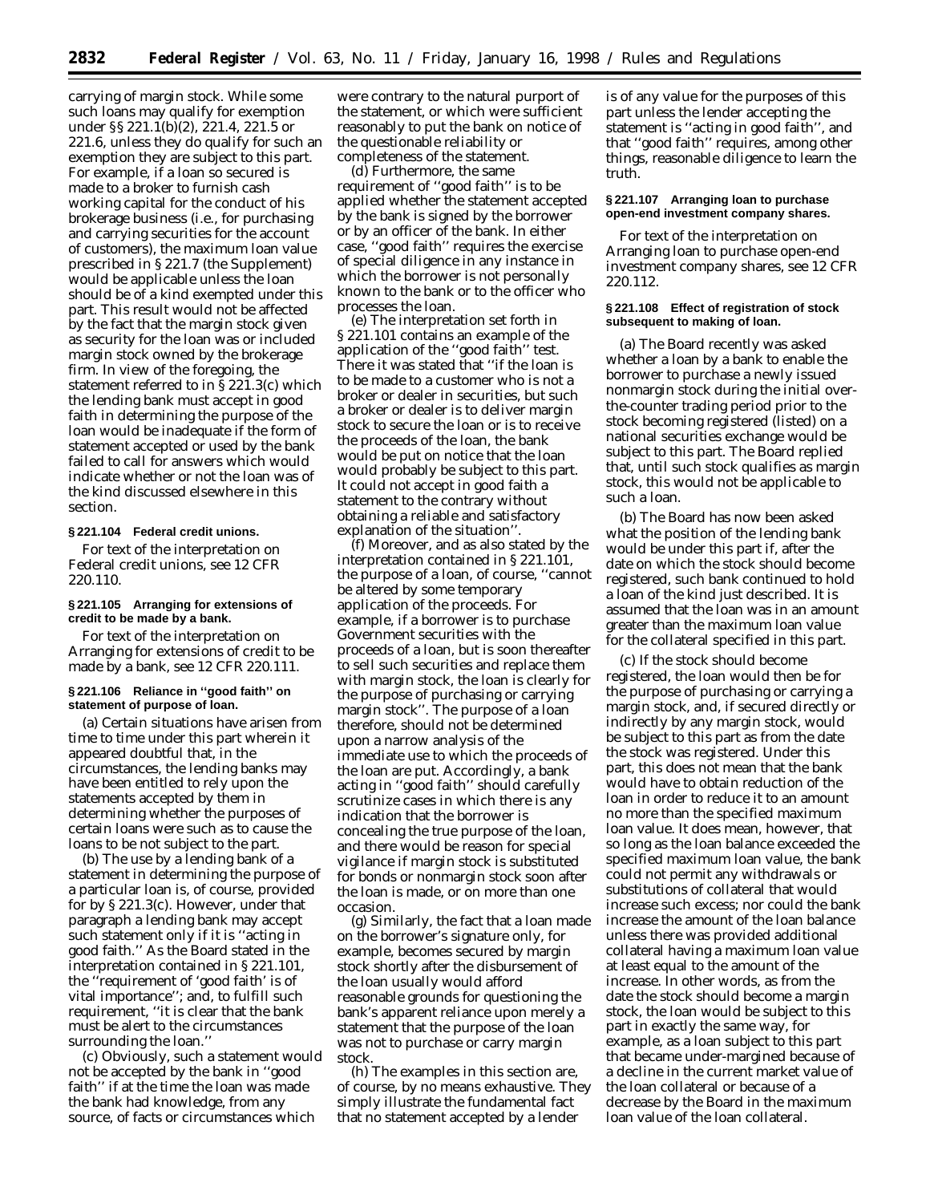carrying of margin stock. While some such loans may qualify for exemption under §§ 221.1(b)(2), 221.4, 221.5 or 221.6, unless they do qualify for such an exemption they are subject to this part. For example, if a loan so secured is made to a broker to furnish cash working capital for the conduct of his brokerage business (i.e., for purchasing and carrying securities for the account of customers), the maximum loan value prescribed in § 221.7 (the Supplement) would be applicable unless the loan should be of a kind exempted under this part. This result would not be affected by the fact that the margin stock given as security for the loan was or included margin stock owned by the brokerage firm. In view of the foregoing, the statement referred to in § 221.3(c) which the lending bank must accept in good faith in determining the purpose of the loan would be inadequate if the form of statement accepted or used by the bank failed to call for answers which would indicate whether or not the loan was of the kind discussed elsewhere in this section.

### § 221.104 Federal credit unions.

For text of the interpretation on Federal credit unions, see 12 CFR 220.110.

### § 221.105 Arranging for extensions of credit to be made by a bank.

For text of the interpretation on Arranging for extensions of credit to be made by a bank, see 12 CFR 220.111.

### § 221.106 Reliance in ''good faith'' on statement of purpose of loan.

(a) Certain situations have arisen from time to time under this part wherein it appeared doubtful that, in the circumstances, the lending banks may have been entitled to rely upon the statements accepted by them in determining whether the purposes of certain loans were such as to cause the loans to be not subject to the part.

(b) The use by a lending bank of a statement in determining the purpose of a particular loan is, of course, provided for by § 221.3(c). However, under that paragraph a lending bank may accept such statement only if it is ''acting in good faith.'' As the Board stated in the interpretation contained in § 221.101, the ''requirement of 'good faith' is of vital importance''; and, to fulfill such requirement, ''it is clear that the bank must be alert to the circumstances surrounding the loan.''

(c) Obviously, such a statement would not be accepted by the bank in ''good faith'' if at the time the loan was made the bank had knowledge, from any source, of facts or circumstances which were contrary to the natural purport of the statement, or which were sufficient reasonably to put the bank on notice of the questionable reliability or completeness of the statement.

(d) Furthermore, the same requirement of ''good faith'' is to be applied whether the statement accepted by the bank is signed by the borrower or by an officer of the bank. In either case, ''good faith'' requires the exercise of special diligence in any instance in which the borrower is not personally known to the bank or to the officer who processes the loan.

(e) The interpretation set forth in § 221.101 contains an example of the application of the ''good faith'' test. There it was stated that ''if the loan is to be made to a customer who is not a broker or dealer in securities, but such a broker or dealer is to deliver margin stock to secure the loan or is to receive the proceeds of the loan, the bank would be put on notice that the loan would probably be subject to this part. It could not accept in good faith a statement to the contrary without obtaining a reliable and satisfactory explanation of the situation''.

(f) Moreover, and as also stated by the interpretation contained in § 221.101, the purpose of a loan, of course, ''cannot be altered by some temporary application of the proceeds. For example, if a borrower is to purchase Government securities with the proceeds of a loan, but is soon thereafter to sell such securities and replace them with margin stock, the loan is clearly for the purpose of purchasing or carrying margin stock''. The purpose of a loan therefore, should not be determined upon a narrow analysis of the immediate use to which the proceeds of the loan are put. Accordingly, a bank acting in ''good faith'' should carefully scrutinize cases in which there is any indication that the borrower is concealing the true purpose of the loan, and there would be reason for special vigilance if margin stock is substituted for bonds or nonmargin stock soon after the loan is made, or on more than one occasion.

(g) Similarly, the fact that a loan made on the borrower's signature only, for example, becomes secured by margin stock shortly after the disbursement of the loan usually would afford reasonable grounds for questioning the bank's apparent reliance upon merely a statement that the purpose of the loan was not to purchase or carry margin stock.

(h) The examples in this section are, of course, by no means exhaustive. They simply illustrate the fundamental fact that no statement accepted by a lender is of any value for the purposes of this part unless the lender accepting the statement is ''acting in good faith'', and that ''good faith'' requires, among other things, reasonable diligence to learn the truth.

### § 221.107 Arranging loan to purchase open-end investment company shares.

For text of the interpretation on Arranging loan to purchase open-end investment company shares, see 12 CFR 220.112.

### § 221.108 Effect of registration of stock subsequent to making of loan.

(a) The Board recently was asked whether a loan by a bank to enable the borrower to purchase a newly issued nonmargin stock during the initial over-the-counter trading period prior to the stock becoming registered (listed) on a national securities exchange would be subject to this part. The Board replied that, until such stock qualifies as margin stock, this would not be applicable to such a loan.

(b) The Board has now been asked what the position of the lending bank would be under this part if, after the date on which the stock should become registered, such bank continued to hold a loan of the kind just described. It is assumed that the loan was in an amount greater than the maximum loan value for the collateral specified in this part.

(c) If the stock should become registered, the loan would then be for the purpose of purchasing or carrying a margin stock, and, if secured directly or indirectly by any margin stock, would be subject to this part as from the date the stock was registered. Under this part, this does not mean that the bank would have to obtain reduction of the loan in order to reduce it to an amount no more than the specified maximum loan value. It does mean, however, that so long as the loan balance exceeded the specified maximum loan value, the bank could not permit any withdrawals or substitutions of collateral that would increase such excess; nor could the bank increase the amount of the loan balance unless there was provided additional collateral having a maximum loan value at least equal to the amount of the increase. In other words, as from the date the stock should become a margin stock, the loan would be subject to this part in exactly the same way, for example, as a loan subject to this part that became under-margined because of a decline in the current market value of the loan collateral or because of a decrease by the Board in the maximum loan value of the loan collateral.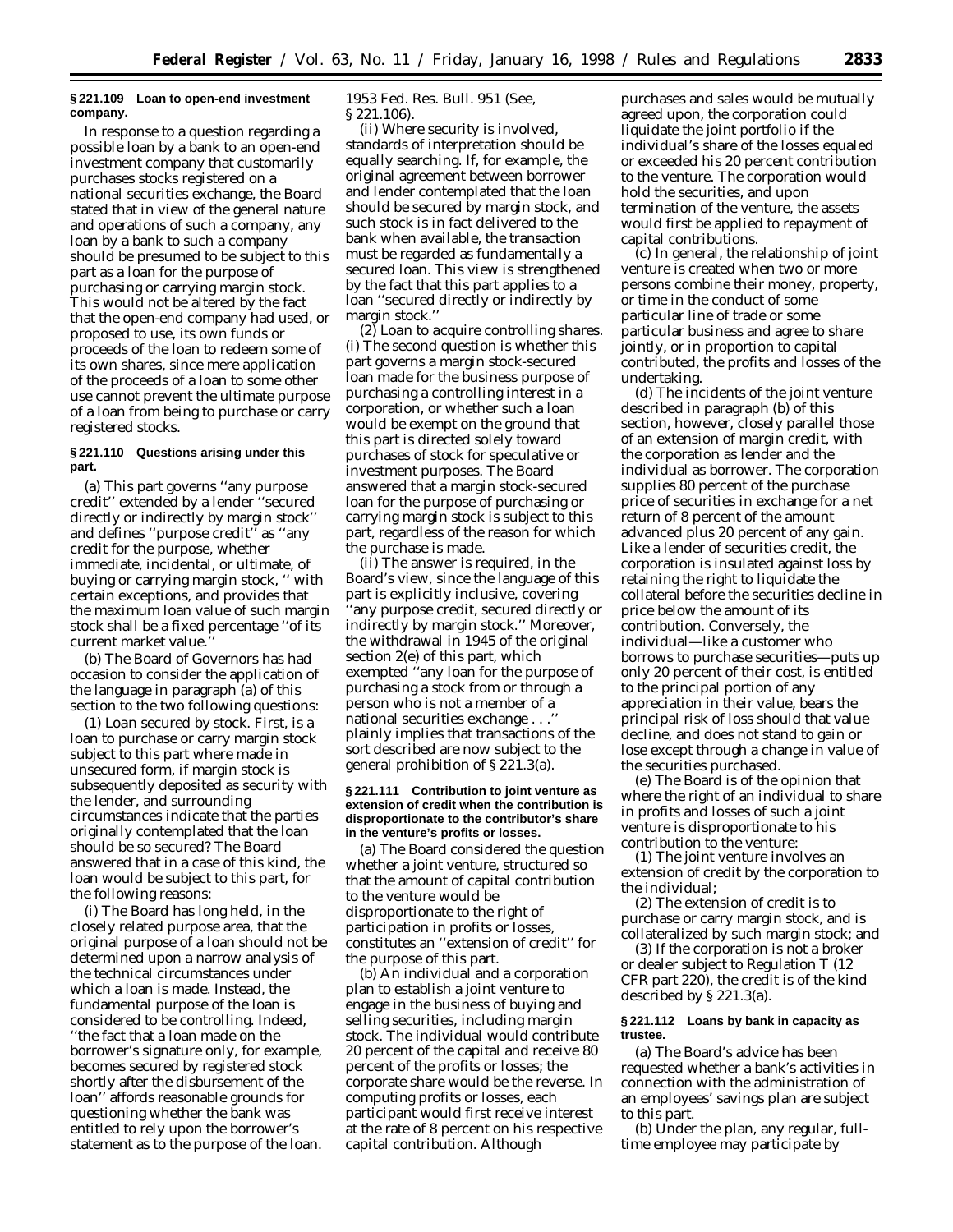**§ 221.109 Loan to open-end investment company.**

In response to a question regarding a possible loan by a bank to an open-end investment company that customarily purchases stocks registered on a national securities exchange, the Board stated that in view of the general nature and operations of such a company, any loan by a bank to such a company should be presumed to be subject to this part as a loan for the purpose of purchasing or carrying margin stock. This would not be altered by the fact that the open-end company had used, or proposed to use, its own funds or proceeds of the loan to redeem some of its own shares, since mere application of the proceeds of a loan to some other use cannot prevent the ultimate purpose of a loan from being to purchase or carry registered stocks.

**§ 221.110 Questions arising under this part.**

(a) This part governs ''any purpose credit'' extended by a lender ''secured directly or indirectly by margin stock'' and defines ''purpose credit'' as ''any credit for the purpose, whether immediate, incidental, or ultimate, of buying or carrying margin stock, '' with certain exceptions, and provides that the maximum loan value of such margin stock shall be a fixed percentage ''of its current market value.''

(b) The Board of Governors has had occasion to consider the application of the language in paragraph (a) of this section to the two following questions:

(1) *Loan secured by stock.* First, is a loan to purchase or carry margin stock subject to this part where made in unsecured form, if margin stock is subsequently deposited as security with the lender, and surrounding circumstances indicate that the parties originally contemplated that the loan should be so secured? The Board answered that in a case of this kind, the loan would be subject to this part, for the following reasons:

(i) The Board has long held, in the closely related purpose area, that the original purpose of a loan should not be determined upon a narrow analysis of the technical circumstances under which a loan is made. Instead, the fundamental purpose of the loan is considered to be controlling. Indeed, ''the fact that a loan made on the borrower's signature only, for example, becomes secured by registered stock shortly after the disbursement of the loan'' affords reasonable grounds for questioning whether the bank was entitled to rely upon the borrower's statement as to the purpose of the loan. 1953 Fed. Res. Bull. 951 (See, § 221.106).

(ii) Where security is involved, standards of interpretation should be equally searching. If, for example, the original agreement between borrower and lender contemplated that the loan should be secured by margin stock, and such stock is in fact delivered to the bank when available, the transaction must be regarded as fundamentally a secured loan. This view is strengthened by the fact that this part applies to a loan ''secured directly or indirectly by margin stock.''

(2) *Loan to acquire controlling shares.* (i) The second question is whether this part governs a margin stock-secured loan made for the business purpose of purchasing a controlling interest in a corporation, or whether such a loan would be exempt on the ground that this part is directed solely toward purchases of stock for speculative or investment purposes. The Board answered that a margin stock-secured loan for the purpose of purchasing or carrying margin stock is subject to this part, regardless of the reason for which the purchase is made.

(ii) The answer is required, in the Board's view, since the language of this part is explicitly inclusive, covering ''any purpose credit, secured directly or indirectly by margin stock.'' Moreover, the withdrawal in 1945 of the original section 2(e) of this part, which exempted ''any loan for the purpose of purchasing a stock from or through a person who is not a member of a national securities exchange . . .'' plainly implies that transactions of the sort described are now subject to the general prohibition of § 221.3(a).

**§ 221.111 Contribution to joint venture as extension of credit when the contribution is disproportionate to the contributor's share in the venture's profits or losses.**

(a) The Board considered the question whether a joint venture, structured so that the amount of capital contribution to the venture would be disproportionate to the right of participation in profits or losses, constitutes an ''extension of credit'' for the purpose of this part.

(b) An individual and a corporation plan to establish a joint venture to engage in the business of buying and selling securities, including margin stock. The individual would contribute 20 percent of the capital and receive 80 percent of the profits or losses; the corporate share would be the reverse. In computing profits or losses, each participant would first receive interest at the rate of 8 percent on his respective capital contribution. Although purchases and sales would be mutually agreed upon, the corporation could liquidate the joint portfolio if the individual's share of the losses equaled or exceeded his 20 percent contribution to the venture. The corporation would hold the securities, and upon termination of the venture, the assets would first be applied to repayment of capital contributions.

(c) In general, the relationship of joint venture is created when two or more persons combine their money, property, or time in the conduct of some particular line of trade or some particular business and agree to share jointly, or in proportion to capital contributed, the profits and losses of the undertaking.

(d) The incidents of the joint venture described in paragraph (b) of this section, however, closely parallel those of an extension of margin credit, with the corporation as lender and the individual as borrower. The corporation supplies 80 percent of the purchase price of securities in exchange for a net return of 8 percent of the amount advanced plus 20 percent of any gain. Like a lender of securities credit, the corporation is insulated against loss by retaining the right to liquidate the collateral before the securities decline in price below the amount of its contribution. Conversely, the individual—like a customer who borrows to purchase securities—puts up only 20 percent of their cost, is entitled to the principal portion of any appreciation in their value, bears the principal risk of loss should that value decline, and does not stand to gain or lose except through a change in value of the securities purchased.

(e) The Board is of the opinion that where the right of an individual to share in profits and losses of such a joint venture is disproportionate to his contribution to the venture:

(1) The joint venture involves an extension of credit by the corporation to the individual;

(2) The extension of credit is to purchase or carry margin stock, and is collateralized by such margin stock; and

(3) If the corporation is not a broker or dealer subject to Regulation T (12 CFR part 220), the credit is of the kind described by § 221.3(a).

**§ 221.112 Loans by bank in capacity as trustee.**

(a) The Board's advice has been requested whether a bank's activities in connection with the administration of an employees' savings plan are subject to this part.

(b) Under the plan, any regular, full-time employee may participate by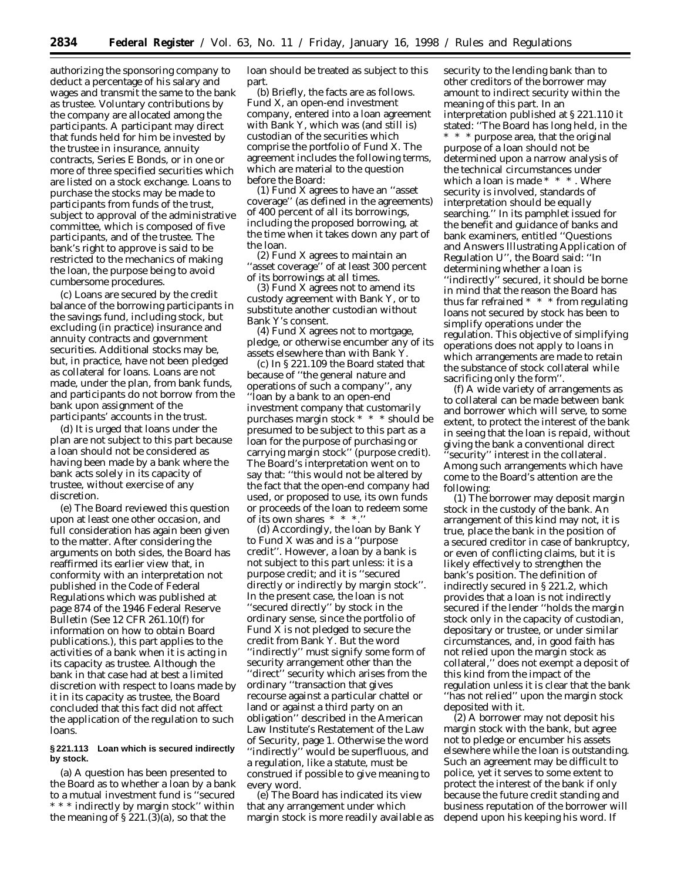authorizing the sponsoring company to deduct a percentage of his salary and wages and transmit the same to the bank as trustee. Voluntary contributions by the company are allocated among the participants. A participant may direct that funds held for him be invested by the trustee in insurance, annuity contracts, Series E Bonds, or in one or more of three specified securities which are listed on a stock exchange. Loans to purchase the stocks may be made to participants from funds of the trust, subject to approval of the administrative committee, which is composed of five participants, and of the trustee. The bank's right to approve is said to be restricted to the mechanics of making the loan, the purpose being to avoid cumbersome procedures.

(c) Loans are secured by the credit balance of the borrowing participants in the savings fund, including stock, but excluding (in practice) insurance and annuity contracts and government securities. Additional stocks may be, but, in practice, have not been pledged as collateral for loans. Loans are not made, under the plan, from bank funds, and participants do not borrow from the bank upon assignment of the participants' accounts in the trust.

(d) It is urged that loans under the plan are not subject to this part because a loan should not be considered as having been made by a bank where the bank acts solely in its capacity of trustee, without exercise of any discretion.

(e) The Board reviewed this question upon at least one other occasion, and full consideration has again been given to the matter. After considering the arguments on both sides, the Board has reaffirmed its earlier view that, in conformity with an interpretation not published in the Code of Federal Regulations which was published at page 874 of the 1946 Federal Reserve Bulletin (See 12 CFR 261.10(f) for information on how to obtain Board publications.), this part applies to the activities of a bank when it is acting in its capacity as trustee. Although the bank in that case had at best a limited discretion with respect to loans made by it in its capacity as trustee, the Board concluded that this fact did not affect the application of the regulation to such loans.

**§ 221.113 Loan which is secured indirectly by stock.**

(a) A question has been presented to the Board as to whether a loan by a bank to a mutual investment fund is ''secured * * * indirectly by margin stock'' within the meaning of § 221.(3)(a), so that the loan should be treated as subject to this part.

(b) Briefly, the facts are as follows. Fund X, an open-end investment company, entered into a loan agreement with Bank Y, which was (and still is) custodian of the securities which comprise the portfolio of Fund X. The agreement includes the following terms, which are material to the question before the Board:

(1) Fund X agrees to have an ''asset coverage'' (as defined in the agreements) of 400 percent of all its borrowings, including the proposed borrowing, at the time when it takes down any part of the loan.

(2) Fund X agrees to maintain an ''asset coverage'' of at least 300 percent of its borrowings at all times.

(3) Fund X agrees not to amend its custody agreement with Bank Y, or to substitute another custodian without Bank Y's consent.

(4) Fund X agrees not to mortgage, pledge, or otherwise encumber any of its assets elsewhere than with Bank Y.

(c) In § 221.109 the Board stated that because of ''the general nature and operations of such a company'', any ''loan by a bank to an open-end investment company that customarily purchases margin stock * * * should be presumed to be subject to this part as a loan for the purpose of purchasing or carrying margin stock'' (purpose credit). The Board's interpretation went on to say that: ''this would not be altered by the fact that the open-end company had used, or proposed to use, its own funds or proceeds of the loan to redeem some of its own shares * * *.''

(d) Accordingly, the loan by Bank Y to Fund X was and is a ''purpose credit''. However, a loan by a bank is not subject to this part unless: it is a purpose credit; and it is ''secured directly or indirectly by margin stock''. In the present case, the loan is not ''secured directly'' by stock in the ordinary sense, since the portfolio of Fund X is not pledged to secure the credit from Bank Y. But the word ''indirectly'' must signify some form of security arrangement other than the ''direct'' security which arises from the ordinary ''transaction that gives recourse against a particular chattel or land or against a third party on an obligation'' described in the American Law Institute's Restatement of the Law of Security, page 1. Otherwise the word ''indirectly'' would be superfluous, and a regulation, like a statute, must be construed if possible to give meaning to every word.

(e) The Board has indicated its view that any arrangement under which margin stock is more readily available as security to the lending bank than to other creditors of the borrower may amount to indirect security within the meaning of this part. In an interpretation published at § 221.110 it stated: ''The Board has long held, in the * * * purpose area, that the original purpose of a loan should not be determined upon a narrow analysis of the technical circumstances under which a loan is made * * *. Where security is involved, standards of interpretation should be equally searching.'' In its pamphlet issued for the benefit and guidance of banks and bank examiners, entitled ''Questions and Answers Illustrating Application of Regulation U'', the Board said: ''In determining whether a loan is ''indirectly'' secured, it should be borne in mind that the reason the Board has thus far refrained * * * from regulating loans not secured by stock has been to simplify operations under the regulation. This objective of simplifying operations does not apply to loans in which arrangements are made to retain the substance of stock collateral while sacrificing only the form''.

(f) A wide variety of arrangements as to collateral can be made between bank and borrower which will serve, to some extent, to protect the interest of the bank in seeing that the loan is repaid, without giving the bank a conventional direct ''security'' interest in the collateral. Among such arrangements which have come to the Board's attention are the following:

(1) The borrower may deposit margin stock in the custody of the bank. An arrangement of this kind may not, it is true, place the bank in the position of a secured creditor in case of bankruptcy, or even of conflicting claims, but it is likely effectively to strengthen the bank's position. The definition of indirectly secured in § 221.2, which provides that a loan is not indirectly secured if the lender ''holds the margin stock only in the capacity of custodian, depositary or trustee, or under similar circumstances, and, in good faith has not relied upon the margin stock as collateral,'' does not exempt a deposit of this kind from the impact of the regulation unless it is clear that the bank ''has not relied'' upon the margin stock deposited with it.

(2) A borrower may not deposit his margin stock with the bank, but agree not to pledge or encumber his assets elsewhere while the loan is outstanding. Such an agreement may be difficult to police, yet it serves to some extent to protect the interest of the bank if only because the future credit standing and business reputation of the borrower will depend upon his keeping his word. If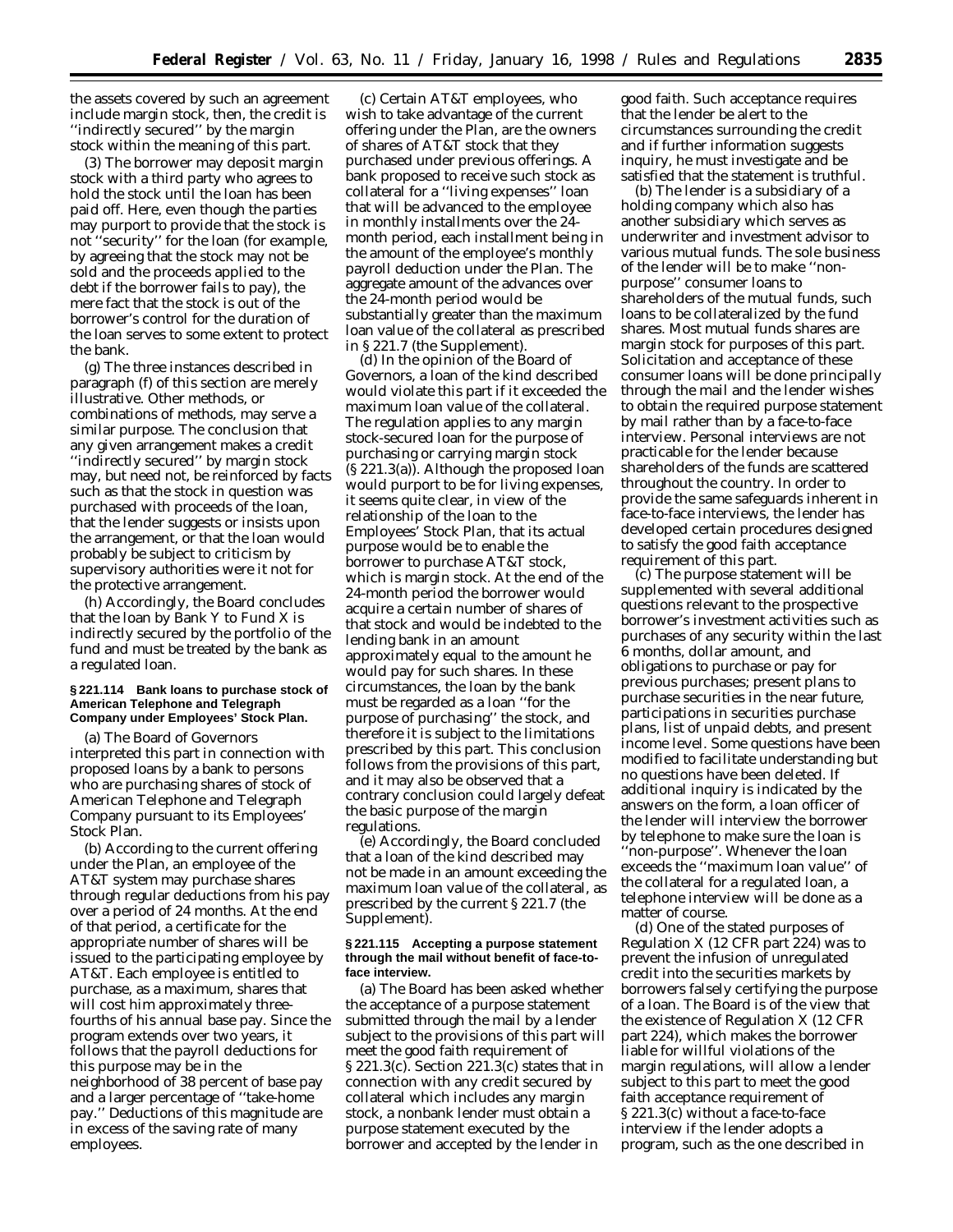the assets covered by such an agreement include margin stock, then, the credit is ''indirectly secured'' by the margin stock within the meaning of this part.

(3) The borrower may deposit margin stock with a third party who agrees to hold the stock until the loan has been paid off. Here, even though the parties may purport to provide that the stock is not ''security'' for the loan (for example, by agreeing that the stock may not be sold and the proceeds applied to the debt if the borrower fails to pay), the mere fact that the stock is out of the borrower's control for the duration of the loan serves to some extent to protect the bank.

(g) The three instances described in paragraph (f) of this section are merely illustrative. Other methods, or combinations of methods, may serve a similar purpose. The conclusion that any given arrangement makes a credit ''indirectly secured'' by margin stock may, but need not, be reinforced by facts such as that the stock in question was purchased with proceeds of the loan, that the lender suggests or insists upon the arrangement, or that the loan would probably be subject to criticism by supervisory authorities were it not for the protective arrangement.

(h) Accordingly, the Board concludes that the loan by Bank Y to Fund X is indirectly secured by the portfolio of the fund and must be treated by the bank as a regulated loan.

**§ 221.114 Bank loans to purchase stock of American Telephone and Telegraph Company under Employees' Stock Plan.**

(a) The Board of Governors interpreted this part in connection with proposed loans by a bank to persons who are purchasing shares of stock of American Telephone and Telegraph Company pursuant to its Employees' Stock Plan.

(b) According to the current offering under the Plan, an employee of the AT&T system may purchase shares through regular deductions from his pay over a period of 24 months. At the end of that period, a certificate for the appropriate number of shares will be issued to the participating employee by AT&T. Each employee is entitled to purchase, as a maximum, shares that will cost him approximately three-fourths of his annual base pay. Since the program extends over two years, it follows that the payroll deductions for this purpose may be in the neighborhood of 38 percent of base pay and a larger percentage of ''take-home pay.'' Deductions of this magnitude are in excess of the saving rate of many employees.

(c) Certain AT&T employees, who wish to take advantage of the current offering under the Plan, are the owners of shares of AT&T stock that they purchased under previous offerings. A bank proposed to receive such stock as collateral for a ''living expenses'' loan that will be advanced to the employee in monthly installments over the 24-month period, each installment being in the amount of the employee's monthly payroll deduction under the Plan. The aggregate amount of the advances over the 24-month period would be substantially greater than the maximum loan value of the collateral as prescribed in § 221.7 (the Supplement).

(d) In the opinion of the Board of Governors, a loan of the kind described would violate this part if it exceeded the maximum loan value of the collateral. The regulation applies to any margin stock-secured loan for the purpose of purchasing or carrying margin stock (§ 221.3(a)). Although the proposed loan would purport to be for living expenses, it seems quite clear, in view of the relationship of the loan to the Employees' Stock Plan, that its actual purpose would be to enable the borrower to purchase AT&T stock, which is margin stock. At the end of the 24-month period the borrower would acquire a certain number of shares of that stock and would be indebted to the lending bank in an amount approximately equal to the amount he would pay for such shares. In these circumstances, the loan by the bank must be regarded as a loan ''for the purpose of purchasing'' the stock, and therefore it is subject to the limitations prescribed by this part. This conclusion follows from the provisions of this part, and it may also be observed that a contrary conclusion could largely defeat the basic purpose of the margin regulations.

(e) Accordingly, the Board concluded that a loan of the kind described may not be made in an amount exceeding the maximum loan value of the collateral, as prescribed by the current § 221.7 (the Supplement).

**§ 221.115 Accepting a purpose statement through the mail without benefit of face-to-face interview.**

(a) The Board has been asked whether the acceptance of a purpose statement submitted through the mail by a lender subject to the provisions of this part will meet the good faith requirement of § 221.3(c). Section 221.3(c) states that in connection with any credit secured by collateral which includes any margin stock, a nonbank lender must obtain a purpose statement executed by the borrower and accepted by the lender in good faith. Such acceptance requires that the lender be alert to the circumstances surrounding the credit and if further information suggests inquiry, he must investigate and be satisfied that the statement is truthful.

(b) The lender is a subsidiary of a holding company which also has another subsidiary which serves as underwriter and investment advisor to various mutual funds. The sole business of the lender will be to make ''non-purpose'' consumer loans to shareholders of the mutual funds, such loans to be collateralized by the fund shares. Most mutual funds shares are margin stock for purposes of this part. Solicitation and acceptance of these consumer loans will be done principally through the mail and the lender wishes to obtain the required purpose statement by mail rather than by a face-to-face interview. Personal interviews are not practicable for the lender because shareholders of the funds are scattered throughout the country. In order to provide the same safeguards inherent in face-to-face interviews, the lender has developed certain procedures designed to satisfy the good faith acceptance requirement of this part.

(c) The purpose statement will be supplemented with several additional questions relevant to the prospective borrower's investment activities such as purchases of any security within the last 6 months, dollar amount, and obligations to purchase or pay for previous purchases; present plans to purchase securities in the near future, participations in securities purchase plans, list of unpaid debts, and present income level. Some questions have been modified to facilitate understanding but no questions have been deleted. If additional inquiry is indicated by the answers on the form, a loan officer of the lender will interview the borrower by telephone to make sure the loan is ''non-purpose''. Whenever the loan exceeds the ''maximum loan value'' of the collateral for a regulated loan, a telephone interview will be done as a matter of course.

(d) One of the stated purposes of Regulation X (12 CFR part 224) was to prevent the infusion of unregulated credit into the securities markets by borrowers falsely certifying the purpose of a loan. The Board is of the view that the existence of Regulation X (12 CFR part 224), which makes the borrower liable for willful violations of the margin regulations, will allow a lender subject to this part to meet the good faith acceptance requirement of § 221.3(c) without a face-to-face interview if the lender adopts a program, such as the one described in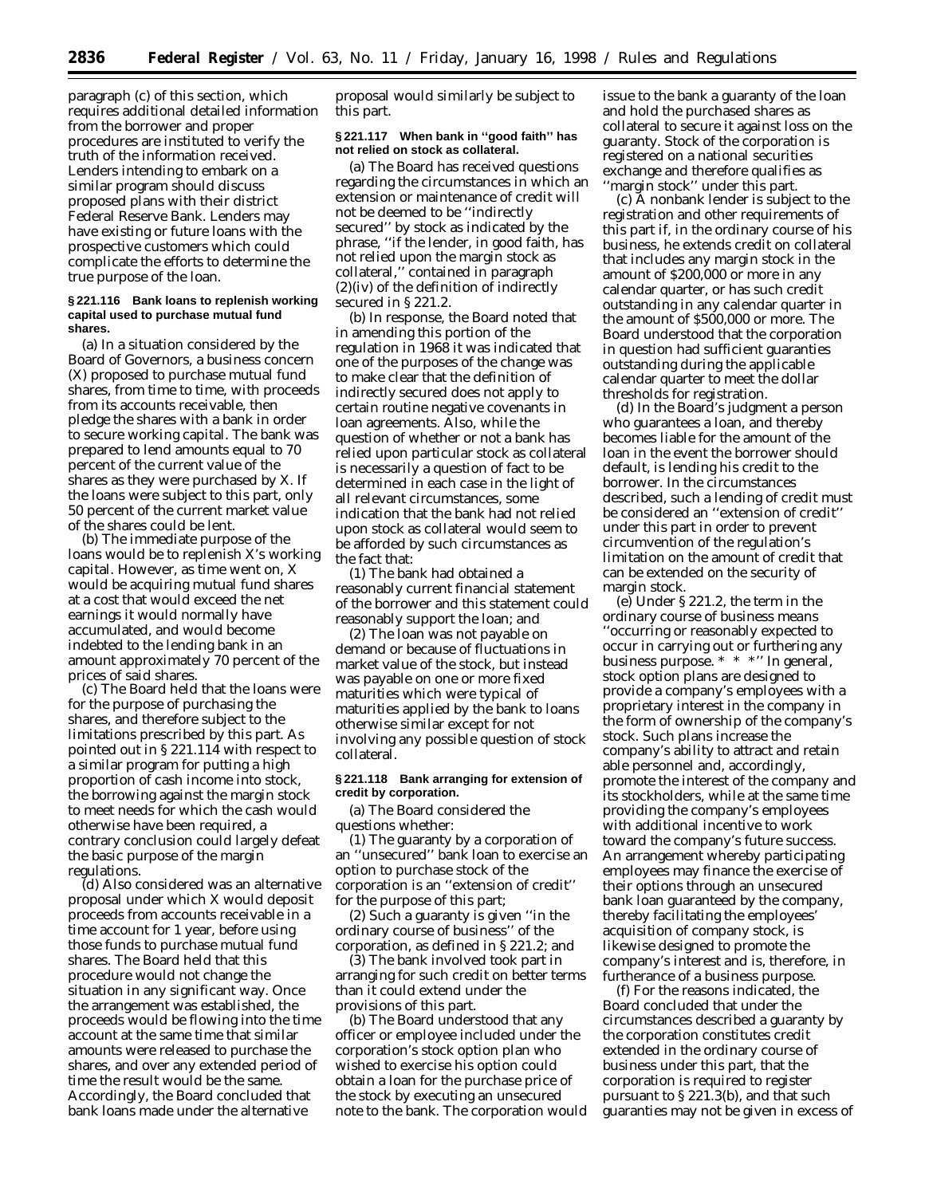paragraph (c) of this section, which requires additional detailed information from the borrower and proper procedures are instituted to verify the truth of the information received. Lenders intending to embark on a similar program should discuss proposed plans with their district Federal Reserve Bank. Lenders may have existing or future loans with the prospective customers which could complicate the efforts to determine the true purpose of the loan.

### § 221.116 Bank loans to replenish working capital used to purchase mutual fund shares.

(a) In a situation considered by the Board of Governors, a business concern (X) proposed to purchase mutual fund shares, from time to time, with proceeds from its accounts receivable, then pledge the shares with a bank in order to secure working capital. The bank was prepared to lend amounts equal to 70 percent of the current value of the shares as they were purchased by X. If the loans were subject to this part, only 50 percent of the current market value of the shares could be lent.

(b) The immediate purpose of the loans would be to replenish X's working capital. However, as time went on, X would be acquiring mutual fund shares at a cost that would exceed the net earnings it would normally have accumulated, and would become indebted to the lending bank in an amount approximately 70 percent of the prices of said shares.

(c) The Board held that the loans were for the purpose of purchasing the shares, and therefore subject to the limitations prescribed by this part. As pointed out in § 221.114 with respect to a similar program for putting a high proportion of cash income into stock, the borrowing against the margin stock to meet needs for which the cash would otherwise have been required, a contrary conclusion could largely defeat the basic purpose of the margin regulations.

(d) Also considered was an alternative proposal under which X would deposit proceeds from accounts receivable in a time account for 1 year, before using those funds to purchase mutual fund shares. The Board held that this procedure would not change the situation in any significant way. Once the arrangement was established, the proceeds would be flowing into the time account at the same time that similar amounts were released to purchase the shares, and over any extended period of time the result would be the same. Accordingly, the Board concluded that bank loans made under the alternative proposal would similarly be subject to this part.

### § 221.117 When bank in ''good faith'' has not relied on stock as collateral.

(a) The Board has received questions regarding the circumstances in which an extension or maintenance of credit will not be deemed to be ''indirectly secured'' by stock as indicated by the phrase, ''if the lender, in good faith, has not relied upon the margin stock as collateral,'' contained in paragraph (2)(iv) of the definition of indirectly secured in § 221.2.

(b) In response, the Board noted that in amending this portion of the regulation in 1968 it was indicated that one of the purposes of the change was to make clear that the definition of indirectly secured does not apply to certain routine negative covenants in loan agreements. Also, while the question of whether or not a bank has relied upon particular stock as collateral is necessarily a question of fact to be determined in each case in the light of all relevant circumstances, some indication that the bank had not relied upon stock as collateral would seem to be afforded by such circumstances as the fact that:

(1) The bank had obtained a reasonably current financial statement of the borrower and this statement could reasonably support the loan; and

(2) The loan was not payable on demand or because of fluctuations in market value of the stock, but instead was payable on one or more fixed maturities which were typical of maturities applied by the bank to loans otherwise similar except for not involving any possible question of stock collateral.

### § 221.118 Bank arranging for extension of credit by corporation.

(a) The Board considered the questions whether:

(1) The guaranty by a corporation of an ''unsecured'' bank loan to exercise an option to purchase stock of the corporation is an ''extension of credit'' for the purpose of this part;

(2) Such a guaranty is given ''in the ordinary course of business'' of the corporation, as defined in § 221.2; and

(3) The bank involved took part in arranging for such credit on better terms than it could extend under the provisions of this part.

(b) The Board understood that any officer or employee included under the corporation's stock option plan who wished to exercise his option could obtain a loan for the purchase price of the stock by executing an unsecured note to the bank. The corporation would issue to the bank a guaranty of the loan and hold the purchased shares as collateral to secure it against loss on the guaranty. Stock of the corporation is registered on a national securities exchange and therefore qualifies as ''margin stock'' under this part.

(c) A nonbank lender is subject to the registration and other requirements of this part if, in the ordinary course of his business, he extends credit on collateral that includes any margin stock in the amount of $200,000 or more in any calendar quarter, or has such credit outstanding in any calendar quarter in the amount of $500,000 or more. The Board understood that the corporation in question had sufficient guaranties outstanding during the applicable calendar quarter to meet the dollar thresholds for registration.

(d) In the Board's judgment a person who guarantees a loan, and thereby becomes liable for the amount of the loan in the event the borrower should default, is lending his credit to the borrower. In the circumstances described, such a lending of credit must be considered an ''extension of credit'' under this part in order to prevent circumvention of the regulation's limitation on the amount of credit that can be extended on the security of margin stock.

(e) Under § 221.2, the term in the ordinary course of business means ''occurring or reasonably expected to occur in carrying out or furthering any business purpose. * * *'' In general, stock option plans are designed to provide a company's employees with a proprietary interest in the company in the form of ownership of the company's stock. Such plans increase the company's ability to attract and retain able personnel and, accordingly, promote the interest of the company and its stockholders, while at the same time providing the company's employees with additional incentive to work toward the company's future success. An arrangement whereby participating employees may finance the exercise of their options through an unsecured bank loan guaranteed by the company, thereby facilitating the employees' acquisition of company stock, is likewise designed to promote the company's interest and is, therefore, in furtherance of a business purpose.

(f) For the reasons indicated, the Board concluded that under the circumstances described a guaranty by the corporation constitutes credit extended in the ordinary course of business under this part, that the corporation is required to register pursuant to § 221.3(b), and that such guaranties may not be given in excess of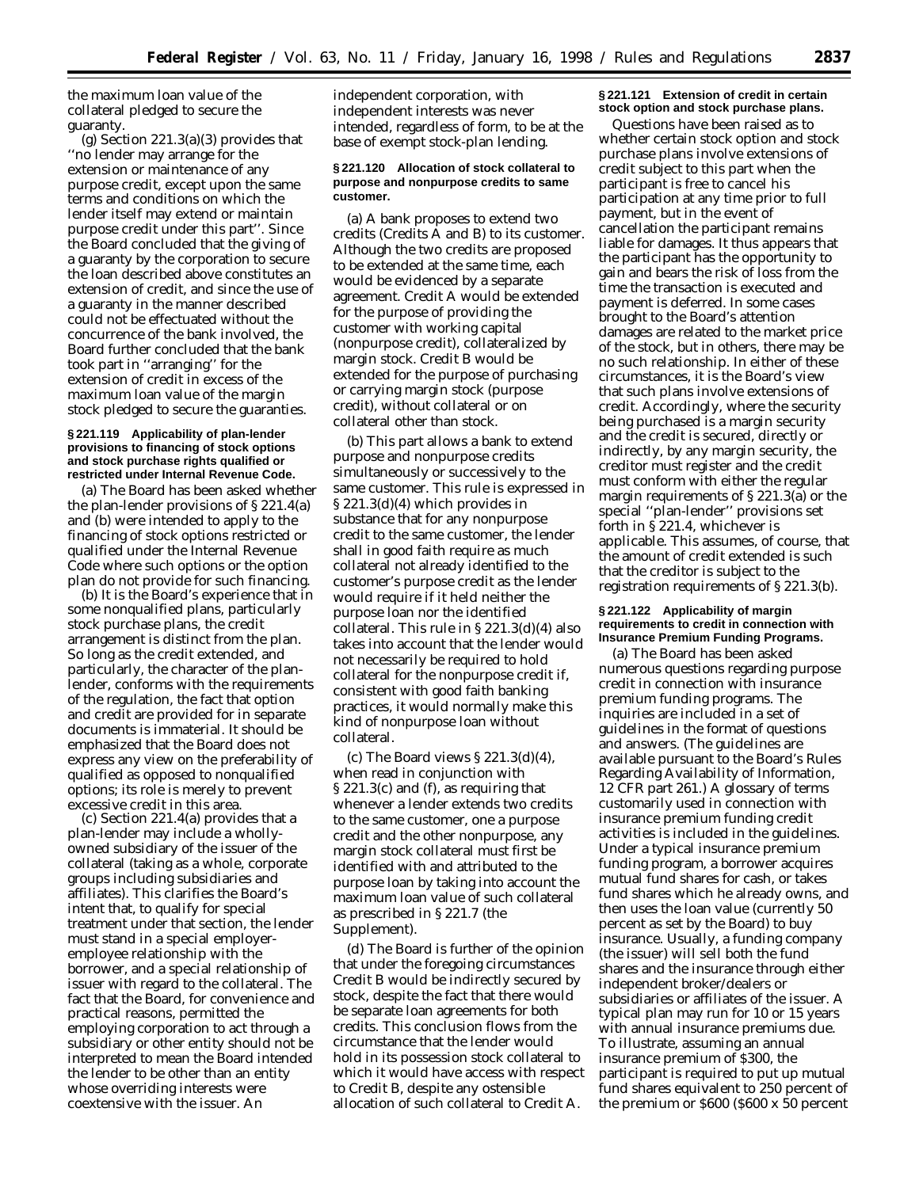the maximum loan value of the collateral pledged to secure the guaranty.

(g) Section 221.3(a)(3) provides that ''no lender may arrange for the extension or maintenance of any purpose credit, except upon the same terms and conditions on which the lender itself may extend or maintain purpose credit under this part''. Since the Board concluded that the giving of a guaranty by the corporation to secure the loan described above constitutes an extension of credit, and since the use of a guaranty in the manner described could not be effectuated without the concurrence of the bank involved, the Board further concluded that the bank took part in ''arranging'' for the extension of credit in excess of the maximum loan value of the margin stock pledged to secure the guaranties.

**§ 221.119 Applicability of plan-lender provisions to financing of stock options and stock purchase rights qualified or restricted under Internal Revenue Code.**

(a) The Board has been asked whether the plan-lender provisions of § 221.4(a) and (b) were intended to apply to the financing of stock options restricted or qualified under the Internal Revenue Code where such options or the option plan do not provide for such financing.

(b) It is the Board's experience that in some nonqualified plans, particularly stock purchase plans, the credit arrangement is distinct from the plan. So long as the credit extended, and particularly, the character of the plan-lender, conforms with the requirements of the regulation, the fact that option and credit are provided for in separate documents is immaterial. It should be emphasized that the Board does not express any view on the preferability of qualified as opposed to nonqualified options; its role is merely to prevent excessive credit in this area.

(c) Section 221.4(a) provides that a plan-lender may include a wholly-owned subsidiary of the issuer of the collateral (taking as a whole, corporate groups including subsidiaries and affiliates). This clarifies the Board's intent that, to qualify for special treatment under that section, the lender must stand in a special employer-employee relationship with the borrower, and a special relationship of issuer with regard to the collateral. The fact that the Board, for convenience and practical reasons, permitted the employing corporation to act through a subsidiary or other entity should not be interpreted to mean the Board intended the lender to be other than an entity whose overriding interests were coextensive with the issuer. An independent corporation, with independent interests was never intended, regardless of form, to be at the base of exempt stock-plan lending.

**§ 221.120 Allocation of stock collateral to purpose and nonpurpose credits to same customer.**

(a) A bank proposes to extend two credits (Credits A and B) to its customer. Although the two credits are proposed to be extended at the same time, each would be evidenced by a separate agreement. Credit A would be extended for the purpose of providing the customer with working capital (nonpurpose credit), collateralized by margin stock. Credit B would be extended for the purpose of purchasing or carrying margin stock (purpose credit), without collateral or on collateral other than stock.

(b) This part allows a bank to extend purpose and nonpurpose credits simultaneously or successively to the same customer. This rule is expressed in § 221.3(d)(4) which provides in substance that for any nonpurpose credit to the same customer, the lender shall in good faith require as much collateral not already identified to the customer's purpose credit as the lender would require if it held neither the purpose loan nor the identified collateral. This rule in § 221.3(d)(4) also takes into account that the lender would not necessarily be required to hold collateral for the nonpurpose credit if, consistent with good faith banking practices, it would normally make this kind of nonpurpose loan without collateral.

(c) The Board views § 221.3(d)(4), when read in conjunction with § 221.3(c) and (f), as requiring that whenever a lender extends two credits to the same customer, one a purpose credit and the other nonpurpose, any margin stock collateral must first be identified with and attributed to the purpose loan by taking into account the maximum loan value of such collateral as prescribed in § 221.7 (the Supplement).

(d) The Board is further of the opinion that under the foregoing circumstances Credit B would be indirectly secured by stock, despite the fact that there would be separate loan agreements for both credits. This conclusion flows from the circumstance that the lender would hold in its possession stock collateral to which it would have access with respect to Credit B, despite any ostensible allocation of such collateral to Credit A.

**§ 221.121 Extension of credit in certain stock option and stock purchase plans.**

Questions have been raised as to whether certain stock option and stock purchase plans involve extensions of credit subject to this part when the participant is free to cancel his participation at any time prior to full payment, but in the event of cancellation the participant remains liable for damages. It thus appears that the participant has the opportunity to gain and bears the risk of loss from the time the transaction is executed and payment is deferred. In some cases brought to the Board's attention damages are related to the market price of the stock, but in others, there may be no such relationship. In either of these circumstances, it is the Board's view that such plans involve extensions of credit. Accordingly, where the security being purchased is a margin security and the credit is secured, directly or indirectly, by any margin security, the creditor must register and the credit must conform with either the regular margin requirements of § 221.3(a) or the special ''plan-lender'' provisions set forth in § 221.4, whichever is applicable. This assumes, of course, that the amount of credit extended is such that the creditor is subject to the registration requirements of § 221.3(b).

**§ 221.122 Applicability of margin requirements to credit in connection with Insurance Premium Funding Programs.**

(a) The Board has been asked numerous questions regarding purpose credit in connection with insurance premium funding programs. The inquiries are included in a set of guidelines in the format of questions and answers. (The guidelines are available pursuant to the Board's Rules Regarding Availability of Information, 12 CFR part 261.) A glossary of terms customarily used in connection with insurance premium funding credit activities is included in the guidelines. Under a typical insurance premium funding program, a borrower acquires mutual fund shares for cash, or takes fund shares which he already owns, and then uses the loan value (currently 50 percent as set by the Board) to buy insurance. Usually, a funding company (the issuer) will sell both the fund shares and the insurance through either independent broker/dealers or subsidiaries or affiliates of the issuer. A typical plan may run for 10 or 15 years with annual insurance premiums due. To illustrate, assuming an annual insurance premium of $300, the participant is required to put up mutual fund shares equivalent to 250 percent of the premium or $600 ($600 x 50 percent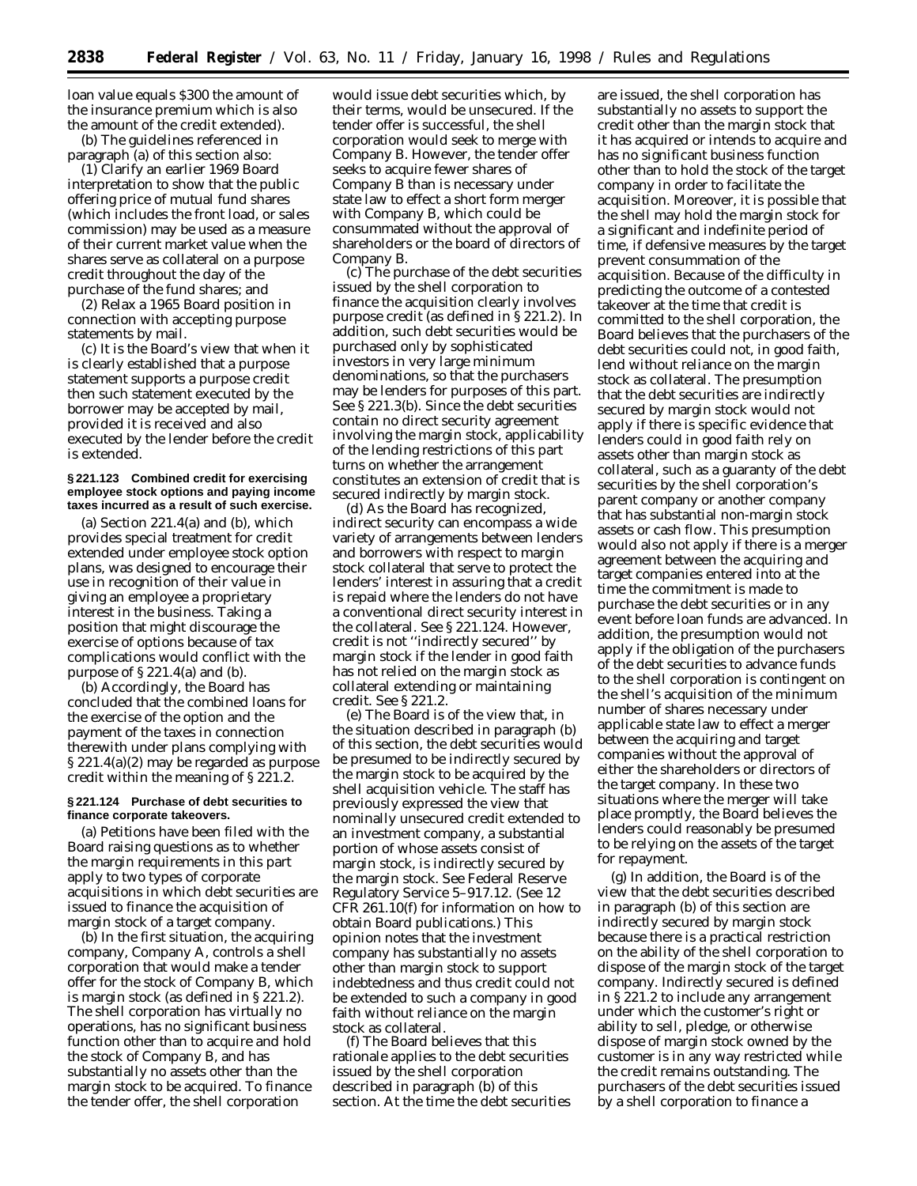loan value equals $300 the amount of the insurance premium which is also the amount of the credit extended).

(b) The guidelines referenced in paragraph (a) of this section also:

(1) Clarify an earlier 1969 Board interpretation to show that the public offering price of mutual fund shares (which includes the front load, or sales commission) may be used as a measure of their current market value when the shares serve as collateral on a purpose credit throughout the day of the purchase of the fund shares; and

(2) Relax a 1965 Board position in connection with accepting purpose statements by mail.

(c) It is the Board's view that when it is clearly established that a purpose statement supports a purpose credit then such statement executed by the borrower may be accepted by mail, provided it is received and also executed by the lender before the credit is extended.

**§ 221.123 Combined credit for exercising employee stock options and paying income taxes incurred as a result of such exercise.**

(a) Section 221.4(a) and (b), which provides special treatment for credit extended under employee stock option plans, was designed to encourage their use in recognition of their value in giving an employee a proprietary interest in the business. Taking a position that might discourage the exercise of options because of tax complications would conflict with the purpose of § 221.4(a) and (b).

(b) Accordingly, the Board has concluded that the combined loans for the exercise of the option and the payment of the taxes in connection therewith under plans complying with § 221.4(a)(2) may be regarded as purpose credit within the meaning of § 221.2.

**§ 221.124 Purchase of debt securities to finance corporate takeovers.**

(a) Petitions have been filed with the Board raising questions as to whether the margin requirements in this part apply to two types of corporate acquisitions in which debt securities are issued to finance the acquisition of margin stock of a target company.

(b) In the first situation, the acquiring company, Company A, controls a shell corporation that would make a tender offer for the stock of Company B, which is margin stock (as defined in § 221.2). The shell corporation has virtually no operations, has no significant business function other than to acquire and hold the stock of Company B, and has substantially no assets other than the margin stock to be acquired. To finance the tender offer, the shell corporation would issue debt securities which, by their terms, would be unsecured. If the tender offer is successful, the shell corporation would seek to merge with Company B. However, the tender offer seeks to acquire fewer shares of Company B than is necessary under state law to effect a short form merger with Company B, which could be consummated without the approval of shareholders or the board of directors of Company B.

(c) The purchase of the debt securities issued by the shell corporation to finance the acquisition clearly involves purpose credit (as defined in § 221.2). In addition, such debt securities would be purchased only by sophisticated investors in very large minimum denominations, so that the purchasers may be lenders for purposes of this part. See § 221.3(b). Since the debt securities contain no direct security agreement involving the margin stock, applicability of the lending restrictions of this part turns on whether the arrangement constitutes an extension of credit that is secured indirectly by margin stock.

(d) As the Board has recognized, indirect security can encompass a wide variety of arrangements between lenders and borrowers with respect to margin stock collateral that serve to protect the lenders' interest in assuring that a credit is repaid where the lenders do not have a conventional direct security interest in the collateral. See § 221.124. However, credit is not "indirectly secured" by margin stock if the lender in good faith has not relied on the margin stock as collateral extending or maintaining credit. See § 221.2.

(e) The Board is of the view that, in the situation described in paragraph (b) of this section, the debt securities would be presumed to be indirectly secured by the margin stock to be acquired by the shell acquisition vehicle. The staff has previously expressed the view that nominally unsecured credit extended to an investment company, a substantial portion of whose assets consist of margin stock, is indirectly secured by the margin stock. See Federal Reserve Regulatory Service 5–917.12. (See 12 CFR 261.10(f) for information on how to obtain Board publications.) This opinion notes that the investment company has substantially no assets other than margin stock to support indebtedness and thus credit could not be extended to such a company in good faith without reliance on the margin stock as collateral.

(f) The Board believes that this rationale applies to the debt securities issued by the shell corporation described in paragraph (b) of this section. At the time the debt securities are issued, the shell corporation has substantially no assets to support the credit other than the margin stock that it has acquired or intends to acquire and has no significant business function other than to hold the stock of the target company in order to facilitate the acquisition. Moreover, it is possible that the shell may hold the margin stock for a significant and indefinite period of time, if defensive measures by the target prevent consummation of the acquisition. Because of the difficulty in predicting the outcome of a contested takeover at the time that credit is committed to the shell corporation, the Board believes that the purchasers of the debt securities could not, in good faith, lend without reliance on the margin stock as collateral. The presumption that the debt securities are indirectly secured by margin stock would not apply if there is specific evidence that lenders could in good faith rely on assets other than margin stock as collateral, such as a guaranty of the debt securities by the shell corporation's parent company or another company that has substantial non-margin stock assets or cash flow. This presumption would also not apply if there is a merger agreement between the acquiring and target companies entered into at the time the commitment is made to purchase the debt securities or in any event before loan funds are advanced. In addition, the presumption would not apply if the obligation of the purchasers of the debt securities to advance funds to the shell corporation is contingent on the shell's acquisition of the minimum number of shares necessary under applicable state law to effect a merger between the acquiring and target companies without the approval of either the shareholders or directors of the target company. In these two situations where the merger will take place promptly, the Board believes the lenders could reasonably be presumed to be relying on the assets of the target for repayment.

(g) In addition, the Board is of the view that the debt securities described in paragraph (b) of this section are indirectly secured by margin stock because there is a practical restriction on the ability of the shell corporation to dispose of the margin stock of the target company. Indirectly secured is defined in § 221.2 to include any arrangement under which the customer's right or ability to sell, pledge, or otherwise dispose of margin stock owned by the customer is in any way restricted while the credit remains outstanding. The purchasers of the debt securities issued by a shell corporation to finance a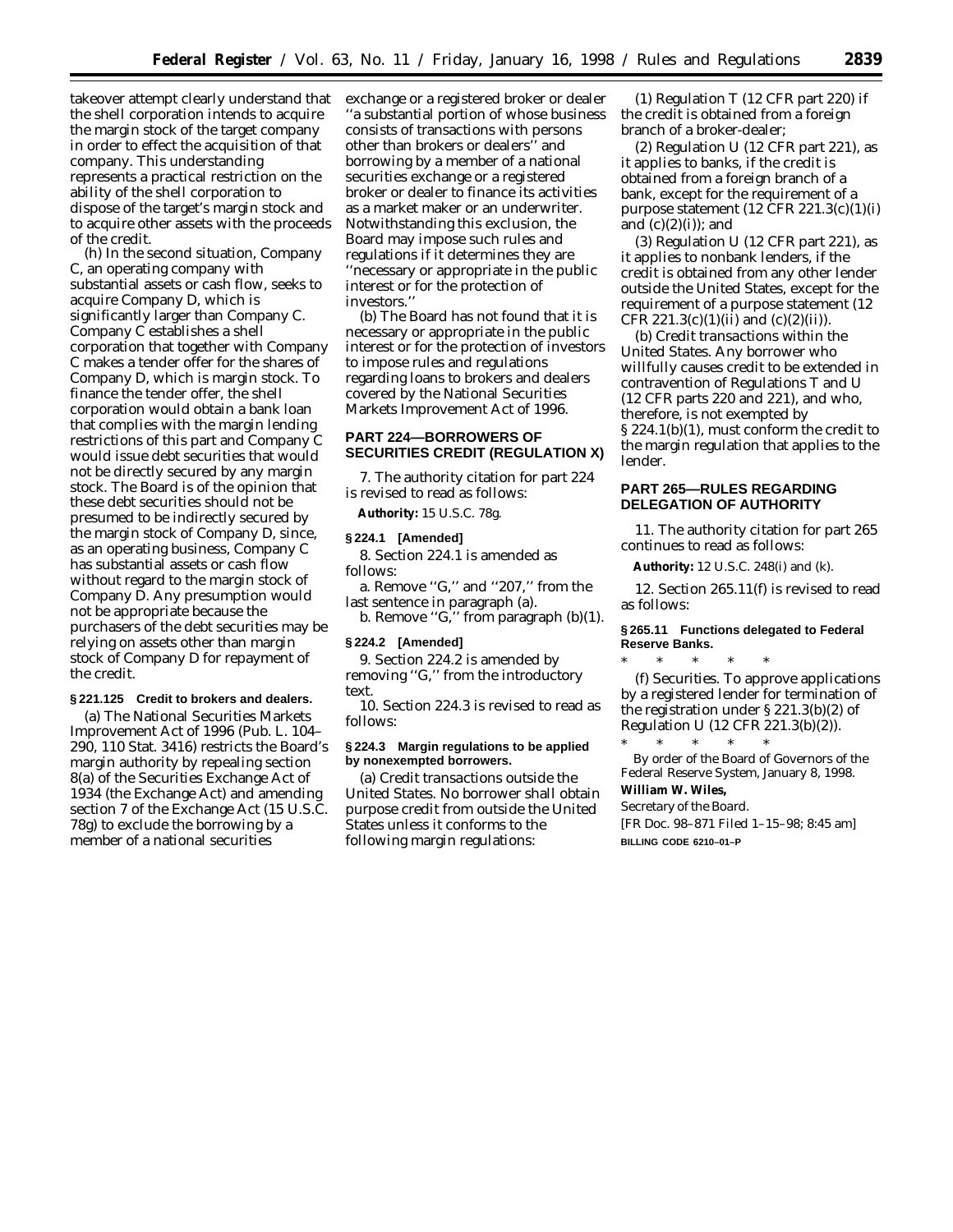takeover attempt clearly understand that the shell corporation intends to acquire the margin stock of the target company in order to effect the acquisition of that company. This understanding represents a practical restriction on the ability of the shell corporation to dispose of the target's margin stock and to acquire other assets with the proceeds of the credit.

(h) In the second situation, Company C, an operating company with substantial assets or cash flow, seeks to acquire Company D, which is significantly larger than Company C. Company C establishes a shell corporation that together with Company C makes a tender offer for the shares of Company D, which is margin stock. To finance the tender offer, the shell corporation would obtain a bank loan that complies with the margin lending restrictions of this part and Company C would issue debt securities that would not be directly secured by any margin stock. The Board is of the opinion that these debt securities should not be presumed to be indirectly secured by the margin stock of Company D, since, as an operating business, Company C has substantial assets or cash flow without regard to the margin stock of Company D. Any presumption would not be appropriate because the purchasers of the debt securities may be relying on assets other than margin stock of Company D for repayment of the credit.

**§ 221.125 Credit to brokers and dealers.**

(a) The National Securities Markets Improvement Act of 1996 (Pub. L. 104–290, 110 Stat. 3416) restricts the Board's margin authority by repealing section 8(a) of the Securities Exchange Act of 1934 (the Exchange Act) and amending section 7 of the Exchange Act (15 U.S.C. 78g) to exclude the borrowing by a member of a national securities exchange or a registered broker or dealer ''a substantial portion of whose business consists of transactions with persons other than brokers or dealers'' and borrowing by a member of a national securities exchange or a registered broker or dealer to finance its activities as a market maker or an underwriter. Notwithstanding this exclusion, the Board may impose such rules and regulations if it determines they are ''necessary or appropriate in the public interest or for the protection of investors.''

(b) The Board has not found that it is necessary or appropriate in the public interest or for the protection of investors to impose rules and regulations regarding loans to brokers and dealers covered by the National Securities Markets Improvement Act of 1996.

## PART 224—BORROWERS OF SECURITIES CREDIT (REGULATION X)

7. The authority citation for part 224 is revised to read as follows:

**Authority:** 15 U.S.C. 78g.

**§ 224.1 [Amended]**

8. Section 224.1 is amended as follows:

a. Remove ''G,'' and ''207,'' from the last sentence in paragraph (a).

b. Remove ''G,'' from paragraph (b)(1).

**§ 224.2 [Amended]**

9. Section 224.2 is amended by removing ''G,'' from the introductory text.

10. Section 224.3 is revised to read as follows:

**§ 224.3 Margin regulations to be applied by nonexempted borrowers.**

(a) *Credit transactions outside the United States.* No borrower shall obtain purpose credit from outside the United States unless it conforms to the following margin regulations:

(1) Regulation T (12 CFR part 220) if the credit is obtained from a foreign branch of a broker-dealer;

(2) Regulation U (12 CFR part 221), as it applies to banks, if the credit is obtained from a foreign branch of a bank, except for the requirement of a purpose statement (12 CFR 221.3(c)(1)(i) and (c)(2)(i)); and

(3) Regulation U (12 CFR part 221), as it applies to nonbank lenders, if the credit is obtained from any other lender outside the United States, except for the requirement of a purpose statement (12 CFR 221.3(c)(1)(ii) and (c)(2)(ii)).

(b) *Credit transactions within the United States.* Any borrower who willfully causes credit to be extended in contravention of Regulations T and U (12 CFR parts 220 and 221), and who, therefore, is not exempted by § 224.1(b)(1), must conform the credit to the margin regulation that applies to the lender.

## PART 265—RULES REGARDING DELEGATION OF AUTHORITY

11. The authority citation for part 265 continues to read as follows:

**Authority:** 12 U.S.C. 248(i) and (k).

12. Section 265.11(f) is revised to read as follows:

**§ 265.11 Functions delegated to Federal Reserve Banks.**

\* \* \* \* \*

(f) *Securities.* To approve applications by a registered lender for termination of the registration under § 221.3(b)(2) of Regulation U (12 CFR 221.3(b)(2)).

\* \* \* \* \*

By order of the Board of Governors of the Federal Reserve System, January 8, 1998.

**William W. Wiles,**

*Secretary of the Board.*

[FR Doc. 98–871 Filed 1–15–98; 8:45 am]

BILLING CODE 6210–01–P